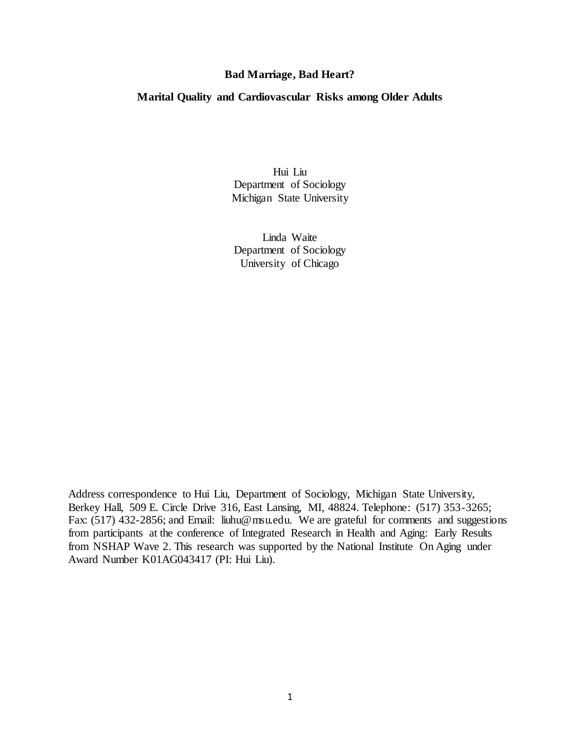# Bad Marriage, Bad Heart?

## Marital Quality and Cardiovascular Risks among Older Adults

Hui Liu
Department of Sociology
Michigan State University

Linda Waite
Department of Sociology
University of Chicago

Address correspondence to Hui Liu, Department of Sociology, Michigan State University, Berkey Hall, 509 E. Circle Drive 316, East Lansing, MI, 48824. Telephone: (517) 353-3265; Fax: (517) 432-2856; and Email: liuhu@msu.edu. We are grateful for comments and suggestions from participants at the conference of Integrated Research in Health and Aging: Early Results from NSHAP Wave 2. This research was supported by the National Institute On Aging under Award Number K01AG043417 (PI: Hui Liu).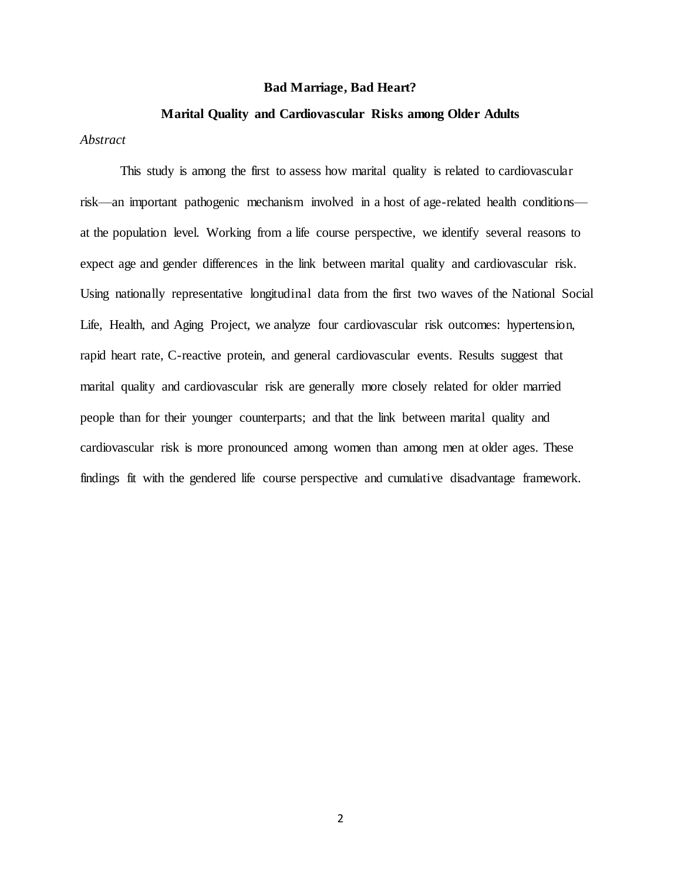# Bad Marriage, Bad Heart?

## Marital Quality and Cardiovascular Risks among Older Adults

*Abstract*

This study is among the first to assess how marital quality is related to cardiovascular risk—an important pathogenic mechanism involved in a host of age-related health conditions—at the population level. Working from a life course perspective, we identify several reasons to expect age and gender differences in the link between marital quality and cardiovascular risk. Using nationally representative longitudinal data from the first two waves of the National Social Life, Health, and Aging Project, we analyze four cardiovascular risk outcomes: hypertension, rapid heart rate, C-reactive protein, and general cardiovascular events. Results suggest that marital quality and cardiovascular risk are generally more closely related for older married people than for their younger counterparts; and that the link between marital quality and cardiovascular risk is more pronounced among women than among men at older ages. These findings fit with the gendered life course perspective and cumulative disadvantage framework.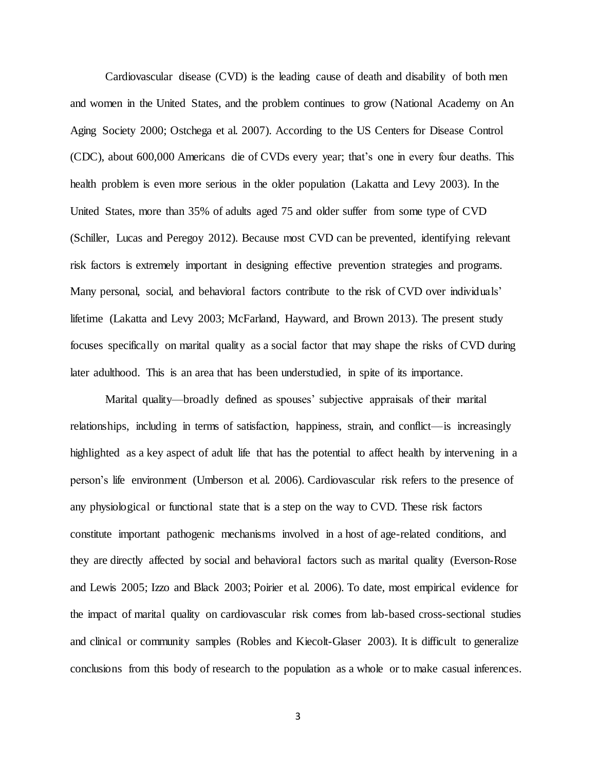Cardiovascular disease (CVD) is the leading cause of death and disability of both men and women in the United States, and the problem continues to grow (National Academy on An Aging Society 2000; Ostchega et al. 2007). According to the US Centers for Disease Control (CDC), about 600,000 Americans die of CVDs every year; that's one in every four deaths. This health problem is even more serious in the older population (Lakatta and Levy 2003). In the United States, more than 35% of adults aged 75 and older suffer from some type of CVD (Schiller, Lucas and Peregoy 2012). Because most CVD can be prevented, identifying relevant risk factors is extremely important in designing effective prevention strategies and programs. Many personal, social, and behavioral factors contribute to the risk of CVD over individuals' lifetime (Lakatta and Levy 2003; McFarland, Hayward, and Brown 2013). The present study focuses specifically on marital quality as a social factor that may shape the risks of CVD during later adulthood. This is an area that has been understudied, in spite of its importance.

Marital quality—broadly defined as spouses' subjective appraisals of their marital relationships, including in terms of satisfaction, happiness, strain, and conflict—is increasingly highlighted as a key aspect of adult life that has the potential to affect health by intervening in a person's life environment (Umberson et al. 2006). Cardiovascular risk refers to the presence of any physiological or functional state that is a step on the way to CVD. These risk factors constitute important pathogenic mechanisms involved in a host of age-related conditions, and they are directly affected by social and behavioral factors such as marital quality (Everson-Rose and Lewis 2005; Izzo and Black 2003; Poirier et al. 2006). To date, most empirical evidence for the impact of marital quality on cardiovascular risk comes from lab-based cross-sectional studies and clinical or community samples (Robles and Kiecolt-Glaser 2003). It is difficult to generalize conclusions from this body of research to the population as a whole or to make casual inferences.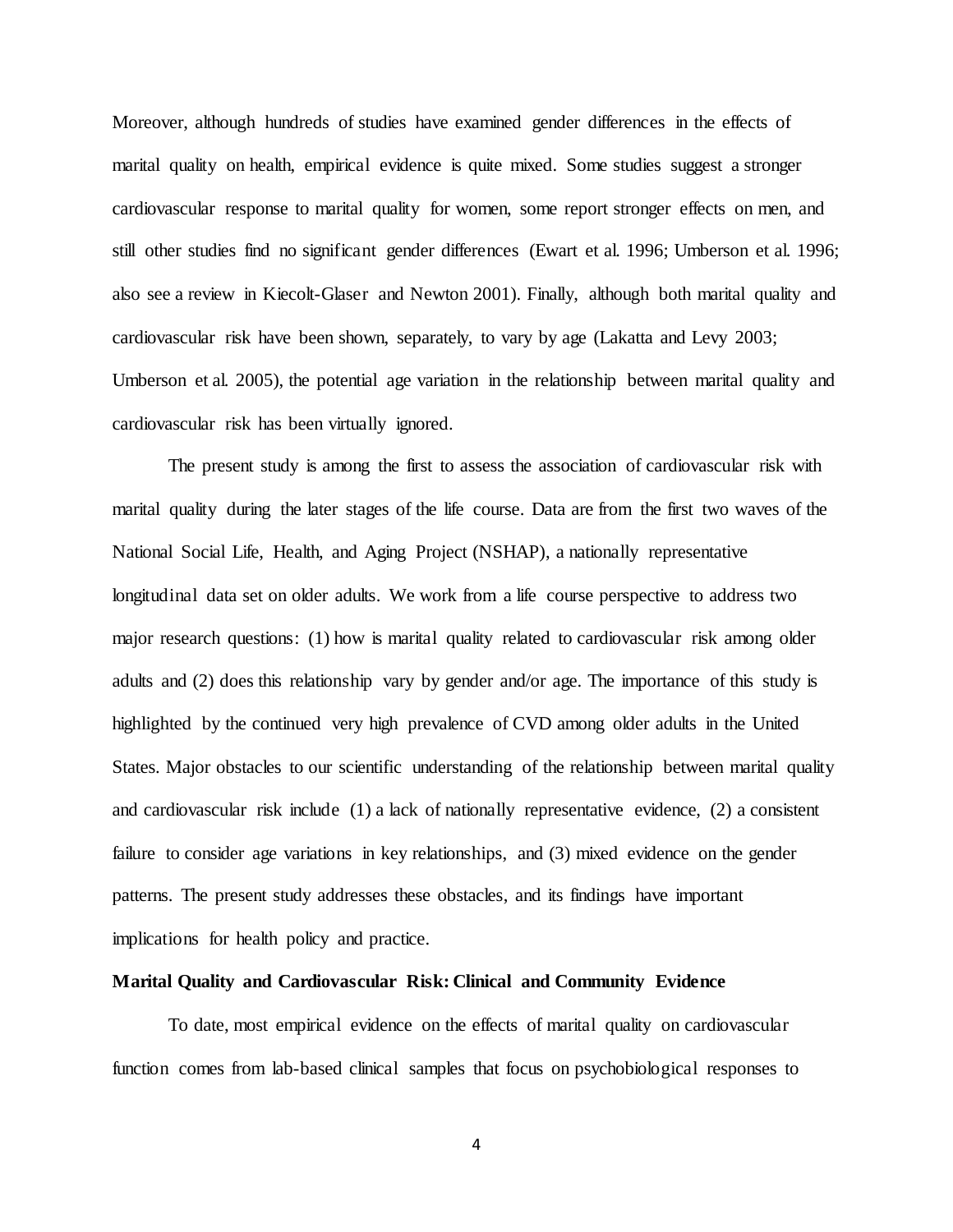Moreover, although hundreds of studies have examined gender differences in the effects of marital quality on health, empirical evidence is quite mixed. Some studies suggest a stronger cardiovascular response to marital quality for women, some report stronger effects on men, and still other studies find no significant gender differences (Ewart et al. 1996; Umberson et al. 1996; also see a review in Kiecolt-Glaser and Newton 2001). Finally, although both marital quality and cardiovascular risk have been shown, separately, to vary by age (Lakatta and Levy 2003; Umberson et al. 2005), the potential age variation in the relationship between marital quality and cardiovascular risk has been virtually ignored.

The present study is among the first to assess the association of cardiovascular risk with marital quality during the later stages of the life course. Data are from the first two waves of the National Social Life, Health, and Aging Project (NSHAP), a nationally representative longitudinal data set on older adults. We work from a life course perspective to address two major research questions: (1) how is marital quality related to cardiovascular risk among older adults and (2) does this relationship vary by gender and/or age. The importance of this study is highlighted by the continued very high prevalence of CVD among older adults in the United States. Major obstacles to our scientific understanding of the relationship between marital quality and cardiovascular risk include (1) a lack of nationally representative evidence, (2) a consistent failure to consider age variations in key relationships, and (3) mixed evidence on the gender patterns. The present study addresses these obstacles, and its findings have important implications for health policy and practice.

**Marital Quality and Cardiovascular Risk: Clinical and Community Evidence**

To date, most empirical evidence on the effects of marital quality on cardiovascular function comes from lab-based clinical samples that focus on psychobiological responses to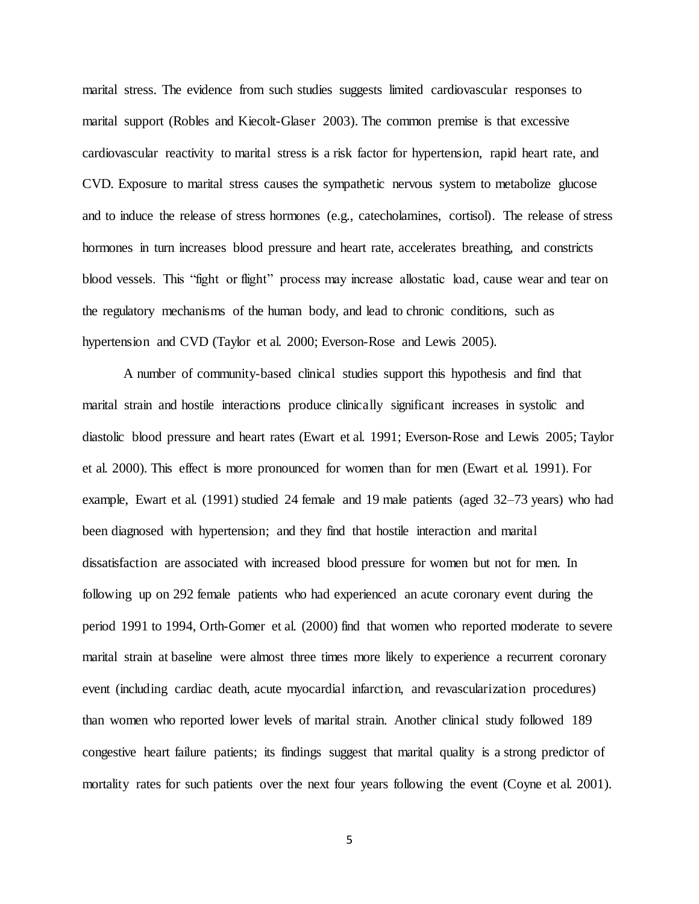marital stress. The evidence from such studies suggests limited cardiovascular responses to marital support (Robles and Kiecolt-Glaser 2003). The common premise is that excessive cardiovascular reactivity to marital stress is a risk factor for hypertension, rapid heart rate, and CVD. Exposure to marital stress causes the sympathetic nervous system to metabolize glucose and to induce the release of stress hormones (e.g., catecholamines, cortisol). The release of stress hormones in turn increases blood pressure and heart rate, accelerates breathing, and constricts blood vessels. This "fight or flight" process may increase allostatic load, cause wear and tear on the regulatory mechanisms of the human body, and lead to chronic conditions, such as hypertension and CVD (Taylor et al. 2000; Everson-Rose and Lewis 2005).

A number of community-based clinical studies support this hypothesis and find that marital strain and hostile interactions produce clinically significant increases in systolic and diastolic blood pressure and heart rates (Ewart et al. 1991; Everson-Rose and Lewis 2005; Taylor et al. 2000). This effect is more pronounced for women than for men (Ewart et al. 1991). For example, Ewart et al. (1991) studied 24 female and 19 male patients (aged 32–73 years) who had been diagnosed with hypertension; and they find that hostile interaction and marital dissatisfaction are associated with increased blood pressure for women but not for men. In following up on 292 female patients who had experienced an acute coronary event during the period 1991 to 1994, Orth-Gomer et al. (2000) find that women who reported moderate to severe marital strain at baseline were almost three times more likely to experience a recurrent coronary event (including cardiac death, acute myocardial infarction, and revascularization procedures) than women who reported lower levels of marital strain. Another clinical study followed 189 congestive heart failure patients; its findings suggest that marital quality is a strong predictor of mortality rates for such patients over the next four years following the event (Coyne et al. 2001).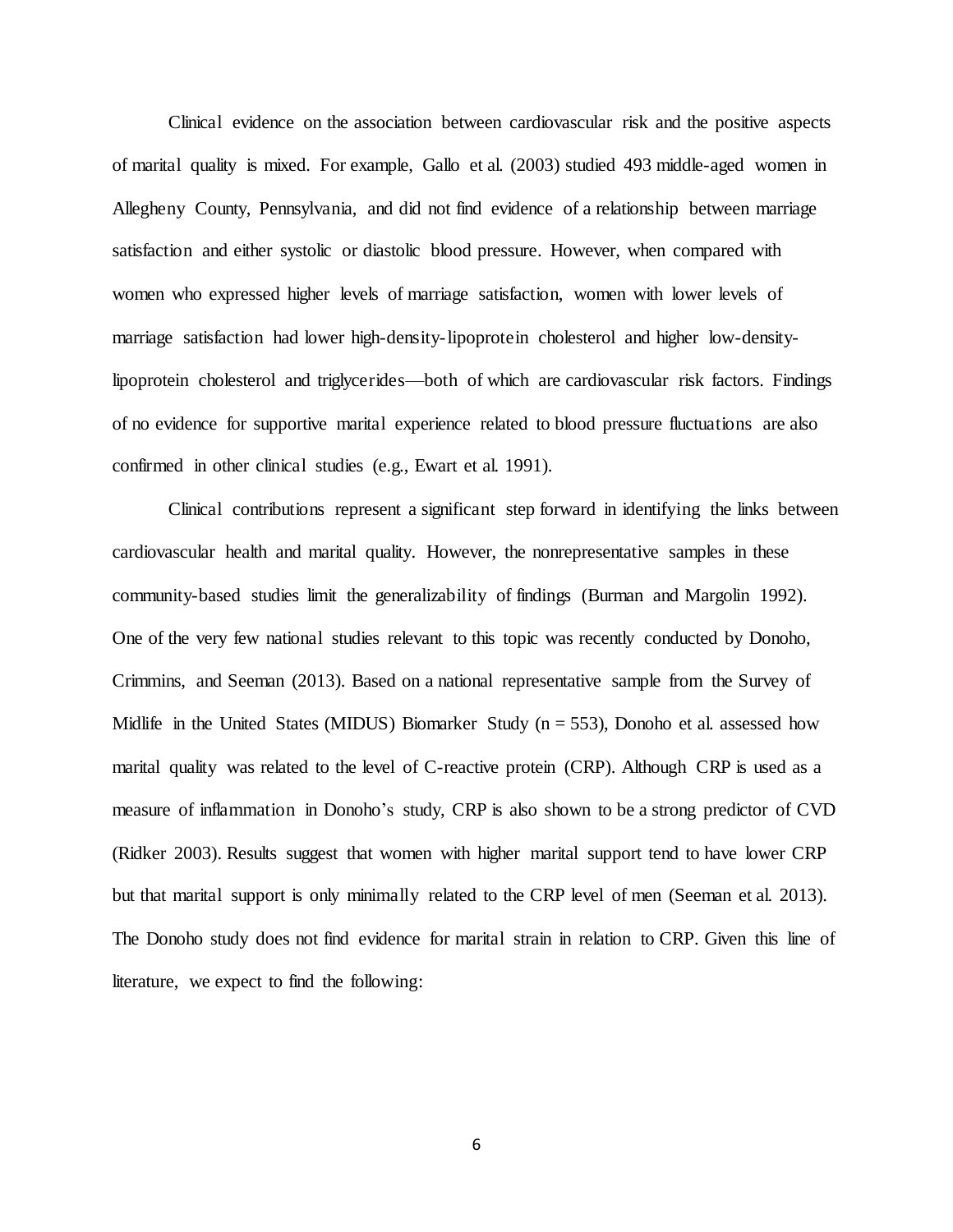Clinical evidence on the association between cardiovascular risk and the positive aspects of marital quality is mixed. For example, Gallo et al. (2003) studied 493 middle-aged women in Allegheny County, Pennsylvania, and did not find evidence of a relationship between marriage satisfaction and either systolic or diastolic blood pressure. However, when compared with women who expressed higher levels of marriage satisfaction, women with lower levels of marriage satisfaction had lower high-density-lipoprotein cholesterol and higher low-density-lipoprotein cholesterol and triglycerides—both of which are cardiovascular risk factors. Findings of no evidence for supportive marital experience related to blood pressure fluctuations are also confirmed in other clinical studies (e.g., Ewart et al. 1991).

Clinical contributions represent a significant step forward in identifying the links between cardiovascular health and marital quality. However, the nonrepresentative samples in these community-based studies limit the generalizability of findings (Burman and Margolin 1992). One of the very few national studies relevant to this topic was recently conducted by Donoho, Crimmins, and Seeman (2013). Based on a national representative sample from the Survey of Midlife in the United States (MIDUS) Biomarker Study (n = 553), Donoho et al. assessed how marital quality was related to the level of C-reactive protein (CRP). Although CRP is used as a measure of inflammation in Donoho's study, CRP is also shown to be a strong predictor of CVD (Ridker 2003). Results suggest that women with higher marital support tend to have lower CRP but that marital support is only minimally related to the CRP level of men (Seeman et al. 2013). The Donoho study does not find evidence for marital strain in relation to CRP. Given this line of literature, we expect to find the following: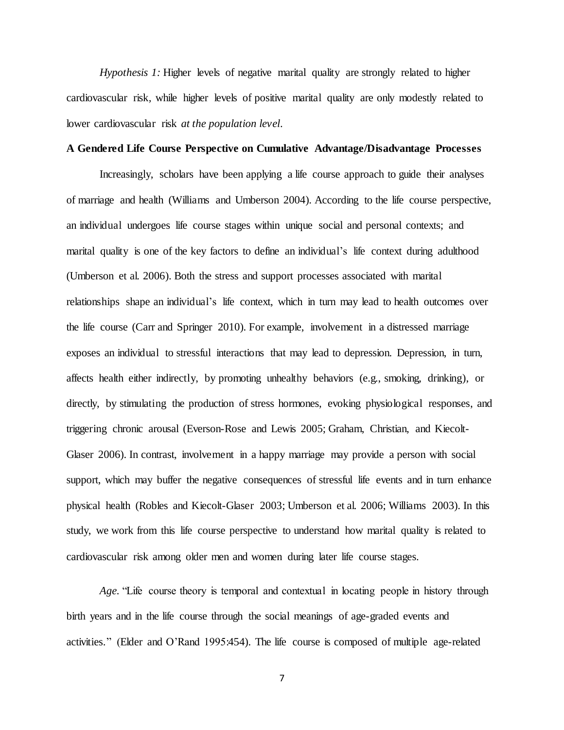*Hypothesis 1:* Higher levels of negative marital quality are strongly related to higher cardiovascular risk, while higher levels of positive marital quality are only modestly related to lower cardiovascular risk *at the population level.*

## A Gendered Life Course Perspective on Cumulative Advantage/Disadvantage Processes

Increasingly, scholars have been applying a life course approach to guide their analyses of marriage and health (Williams and Umberson 2004). According to the life course perspective, an individual undergoes life course stages within unique social and personal contexts; and marital quality is one of the key factors to define an individual's life context during adulthood (Umberson et al. 2006). Both the stress and support processes associated with marital relationships shape an individual's life context, which in turn may lead to health outcomes over the life course (Carr and Springer 2010). For example, involvement in a distressed marriage exposes an individual to stressful interactions that may lead to depression. Depression, in turn, affects health either indirectly, by promoting unhealthy behaviors (e.g., smoking, drinking), or directly, by stimulating the production of stress hormones, evoking physiological responses, and triggering chronic arousal (Everson-Rose and Lewis 2005; Graham, Christian, and Kiecolt-Glaser 2006). In contrast, involvement in a happy marriage may provide a person with social support, which may buffer the negative consequences of stressful life events and in turn enhance physical health (Robles and Kiecolt-Glaser 2003; Umberson et al. 2006; Williams 2003). In this study, we work from this life course perspective to understand how marital quality is related to cardiovascular risk among older men and women during later life course stages.

*Age.* "Life course theory is temporal and contextual in locating people in history through birth years and in the life course through the social meanings of age-graded events and activities." (Elder and O'Rand 1995:454). The life course is composed of multiple age-related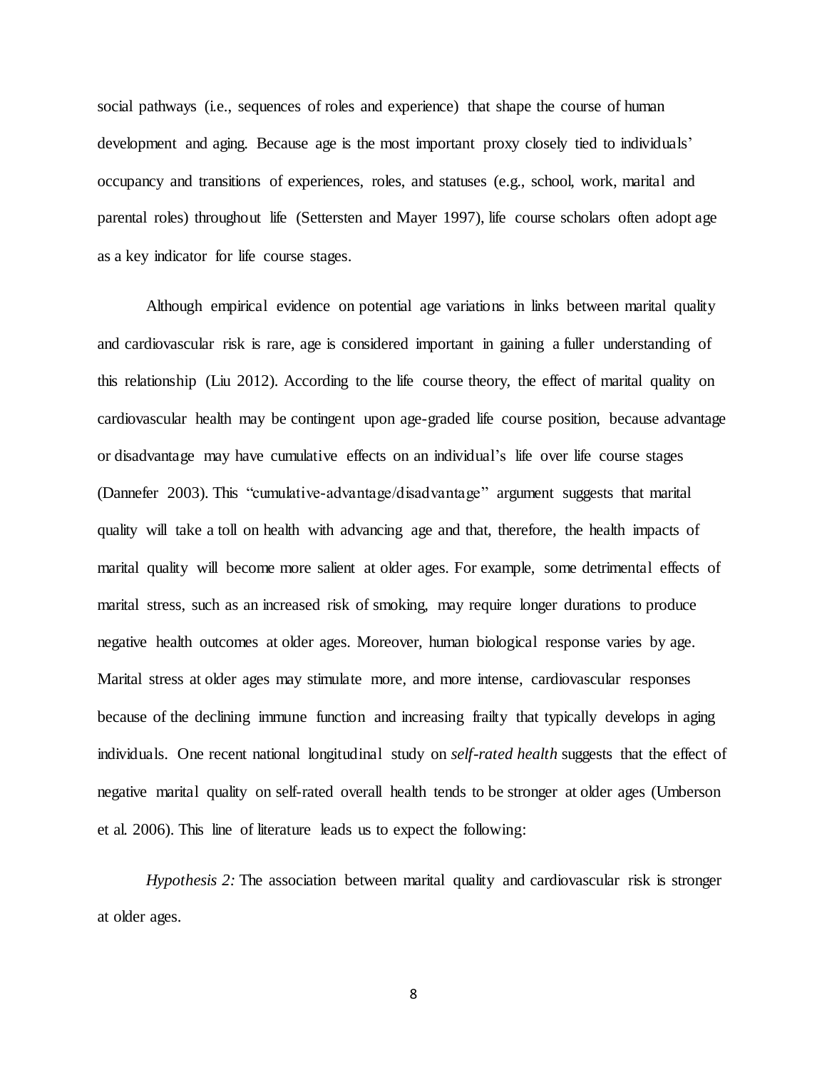social pathways (i.e., sequences of roles and experience) that shape the course of human development and aging. Because age is the most important proxy closely tied to individuals' occupancy and transitions of experiences, roles, and statuses (e.g., school, work, marital and parental roles) throughout life (Settersten and Mayer 1997), life course scholars often adopt age as a key indicator for life course stages.

Although empirical evidence on potential age variations in links between marital quality and cardiovascular risk is rare, age is considered important in gaining a fuller understanding of this relationship (Liu 2012). According to the life course theory, the effect of marital quality on cardiovascular health may be contingent upon age-graded life course position, because advantage or disadvantage may have cumulative effects on an individual's life over life course stages (Dannefer 2003). This "cumulative-advantage/disadvantage" argument suggests that marital quality will take a toll on health with advancing age and that, therefore, the health impacts of marital quality will become more salient at older ages. For example, some detrimental effects of marital stress, such as an increased risk of smoking, may require longer durations to produce negative health outcomes at older ages. Moreover, human biological response varies by age. Marital stress at older ages may stimulate more, and more intense, cardiovascular responses because of the declining immune function and increasing frailty that typically develops in aging individuals. One recent national longitudinal study on *self-rated health* suggests that the effect of negative marital quality on self-rated overall health tends to be stronger at older ages (Umberson et al. 2006). This line of literature leads us to expect the following:

*Hypothesis 2:* The association between marital quality and cardiovascular risk is stronger at older ages.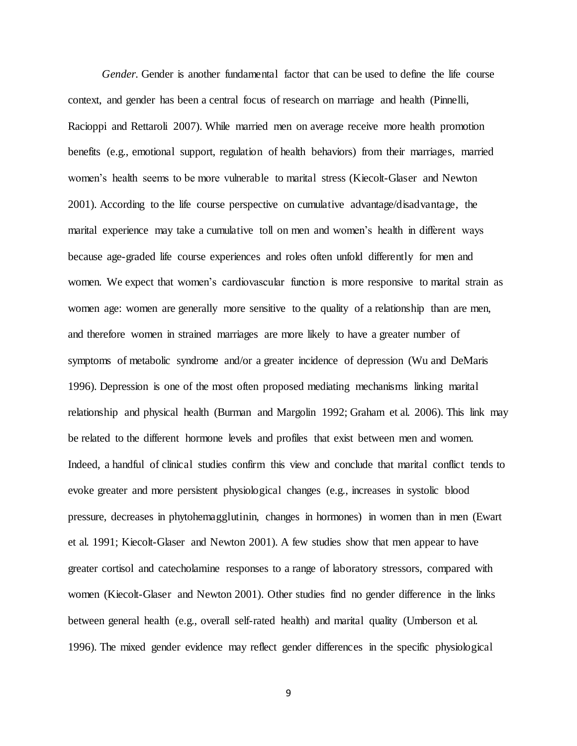*Gender.* Gender is another fundamental factor that can be used to define the life course context, and gender has been a central focus of research on marriage and health (Pinnelli, Racioppi and Rettaroli 2007). While married men on average receive more health promotion benefits (e.g., emotional support, regulation of health behaviors) from their marriages, married women's health seems to be more vulnerable to marital stress (Kiecolt-Glaser and Newton 2001). According to the life course perspective on cumulative advantage/disadvantage, the marital experience may take a cumulative toll on men and women's health in different ways because age-graded life course experiences and roles often unfold differently for men and women. We expect that women's cardiovascular function is more responsive to marital strain as women age: women are generally more sensitive to the quality of a relationship than are men, and therefore women in strained marriages are more likely to have a greater number of symptoms of metabolic syndrome and/or a greater incidence of depression (Wu and DeMaris 1996). Depression is one of the most often proposed mediating mechanisms linking marital relationship and physical health (Burman and Margolin 1992; Graham et al. 2006). This link may be related to the different hormone levels and profiles that exist between men and women. Indeed, a handful of clinical studies confirm this view and conclude that marital conflict tends to evoke greater and more persistent physiological changes (e.g., increases in systolic blood pressure, decreases in phytohemagglutinin, changes in hormones) in women than in men (Ewart et al. 1991; Kiecolt-Glaser and Newton 2001). A few studies show that men appear to have greater cortisol and catecholamine responses to a range of laboratory stressors, compared with women (Kiecolt-Glaser and Newton 2001). Other studies find no gender difference in the links between general health (e.g., overall self-rated health) and marital quality (Umberson et al. 1996). The mixed gender evidence may reflect gender differences in the specific physiological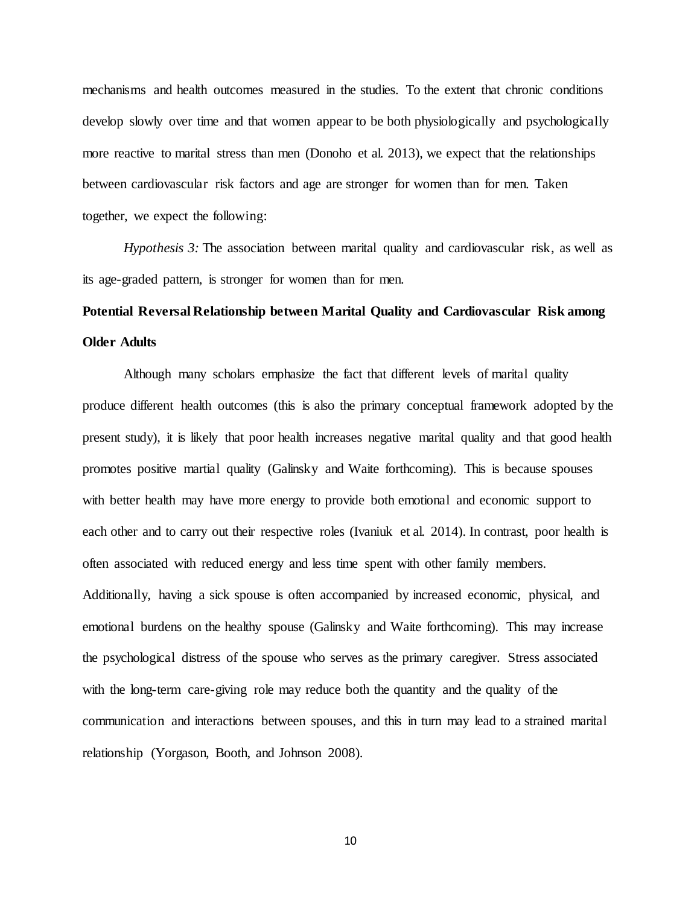mechanisms and health outcomes measured in the studies. To the extent that chronic conditions develop slowly over time and that women appear to be both physiologically and psychologically more reactive to marital stress than men (Donoho et al. 2013), we expect that the relationships between cardiovascular risk factors and age are stronger for women than for men. Taken together, we expect the following:

*Hypothesis 3:* The association between marital quality and cardiovascular risk, as well as its age-graded pattern, is stronger for women than for men.

**Potential Reversal Relationship between Marital Quality and Cardiovascular Risk among Older Adults**

Although many scholars emphasize the fact that different levels of marital quality produce different health outcomes (this is also the primary conceptual framework adopted by the present study), it is likely that poor health increases negative marital quality and that good health promotes positive martial quality (Galinsky and Waite forthcoming). This is because spouses with better health may have more energy to provide both emotional and economic support to each other and to carry out their respective roles (Ivaniuk et al. 2014). In contrast, poor health is often associated with reduced energy and less time spent with other family members. Additionally, having a sick spouse is often accompanied by increased economic, physical, and emotional burdens on the healthy spouse (Galinsky and Waite forthcoming). This may increase the psychological distress of the spouse who serves as the primary caregiver. Stress associated with the long-term care-giving role may reduce both the quantity and the quality of the communication and interactions between spouses, and this in turn may lead to a strained marital relationship (Yorgason, Booth, and Johnson 2008).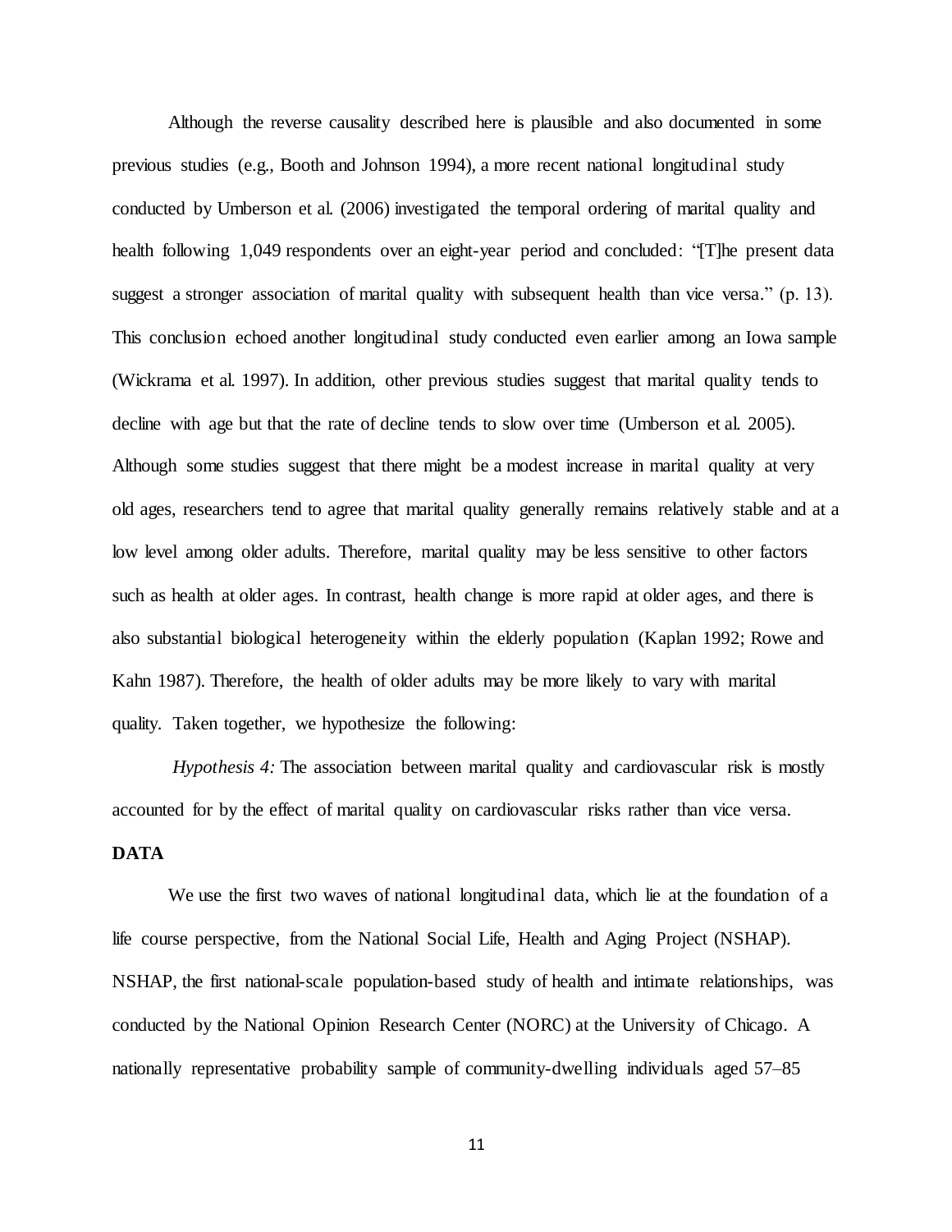Although the reverse causality described here is plausible and also documented in some previous studies (e.g., Booth and Johnson 1994), a more recent national longitudinal study conducted by Umberson et al. (2006) investigated the temporal ordering of marital quality and health following 1,049 respondents over an eight-year period and concluded: "[T]he present data suggest a stronger association of marital quality with subsequent health than vice versa." (p. 13). This conclusion echoed another longitudinal study conducted even earlier among an Iowa sample (Wickrama et al. 1997). In addition, other previous studies suggest that marital quality tends to decline with age but that the rate of decline tends to slow over time (Umberson et al. 2005). Although some studies suggest that there might be a modest increase in marital quality at very old ages, researchers tend to agree that marital quality generally remains relatively stable and at a low level among older adults. Therefore, marital quality may be less sensitive to other factors such as health at older ages. In contrast, health change is more rapid at older ages, and there is also substantial biological heterogeneity within the elderly population (Kaplan 1992; Rowe and Kahn 1987). Therefore, the health of older adults may be more likely to vary with marital quality. Taken together, we hypothesize the following:

*Hypothesis 4:* The association between marital quality and cardiovascular risk is mostly accounted for by the effect of marital quality on cardiovascular risks rather than vice versa.

**DATA**

We use the first two waves of national longitudinal data, which lie at the foundation of a life course perspective, from the National Social Life, Health and Aging Project (NSHAP). NSHAP, the first national-scale population-based study of health and intimate relationships, was conducted by the National Opinion Research Center (NORC) at the University of Chicago. A nationally representative probability sample of community-dwelling individuals aged 57–85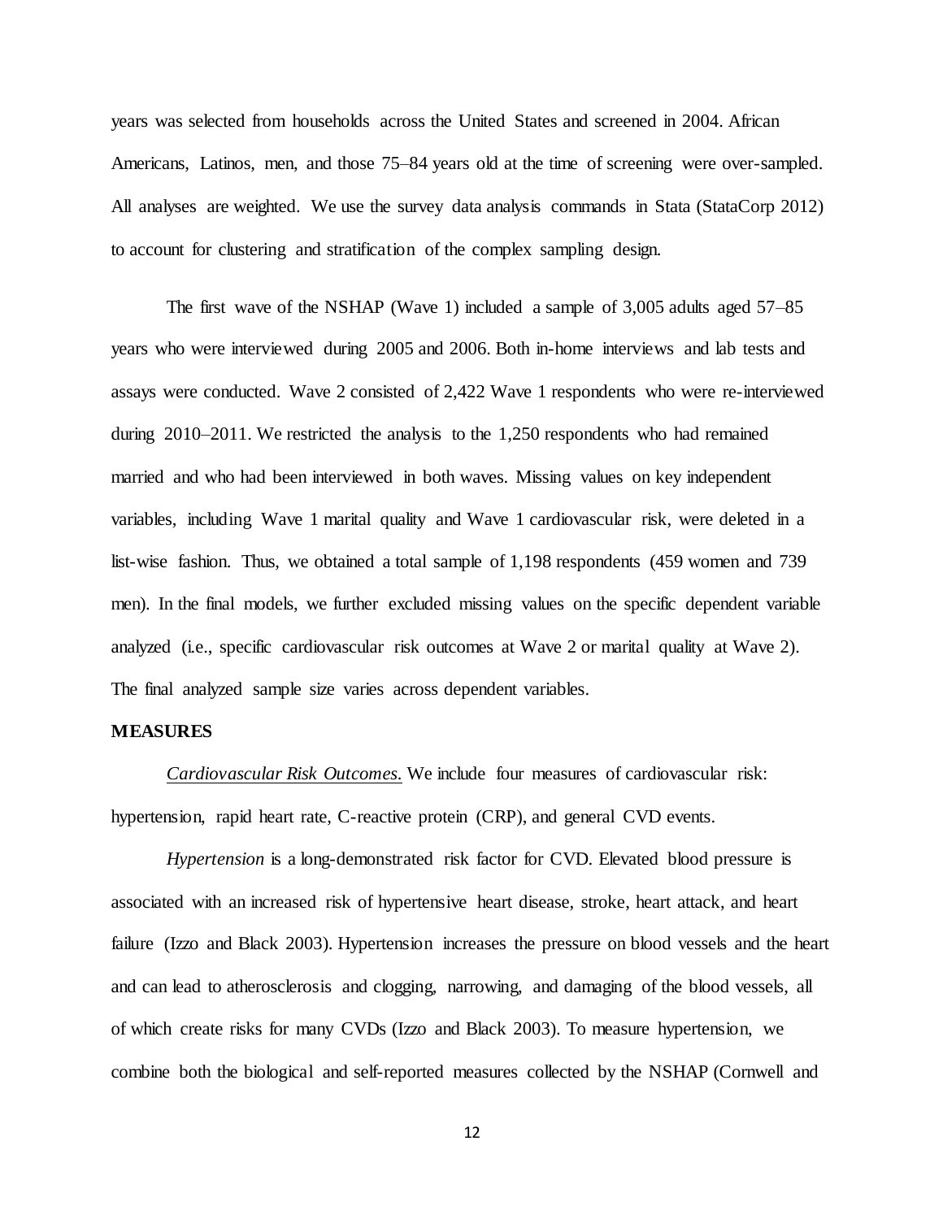years was selected from households across the United States and screened in 2004. African Americans, Latinos, men, and those 75–84 years old at the time of screening were over-sampled. All analyses are weighted. We use the survey data analysis commands in Stata (StataCorp 2012) to account for clustering and stratification of the complex sampling design.

The first wave of the NSHAP (Wave 1) included a sample of 3,005 adults aged 57–85 years who were interviewed during 2005 and 2006. Both in-home interviews and lab tests and assays were conducted. Wave 2 consisted of 2,422 Wave 1 respondents who were re-interviewed during 2010–2011. We restricted the analysis to the 1,250 respondents who had remained married and who had been interviewed in both waves. Missing values on key independent variables, including Wave 1 marital quality and Wave 1 cardiovascular risk, were deleted in a list-wise fashion. Thus, we obtained a total sample of 1,198 respondents (459 women and 739 men). In the final models, we further excluded missing values on the specific dependent variable analyzed (i.e., specific cardiovascular risk outcomes at Wave 2 or marital quality at Wave 2). The final analyzed sample size varies across dependent variables.

## MEASURES

*Cardiovascular Risk Outcomes.* We include four measures of cardiovascular risk: hypertension, rapid heart rate, C-reactive protein (CRP), and general CVD events.

*Hypertension* is a long-demonstrated risk factor for CVD. Elevated blood pressure is associated with an increased risk of hypertensive heart disease, stroke, heart attack, and heart failure (Izzo and Black 2003). Hypertension increases the pressure on blood vessels and the heart and can lead to atherosclerosis and clogging, narrowing, and damaging of the blood vessels, all of which create risks for many CVDs (Izzo and Black 2003). To measure hypertension, we combine both the biological and self-reported measures collected by the NSHAP (Cornwell and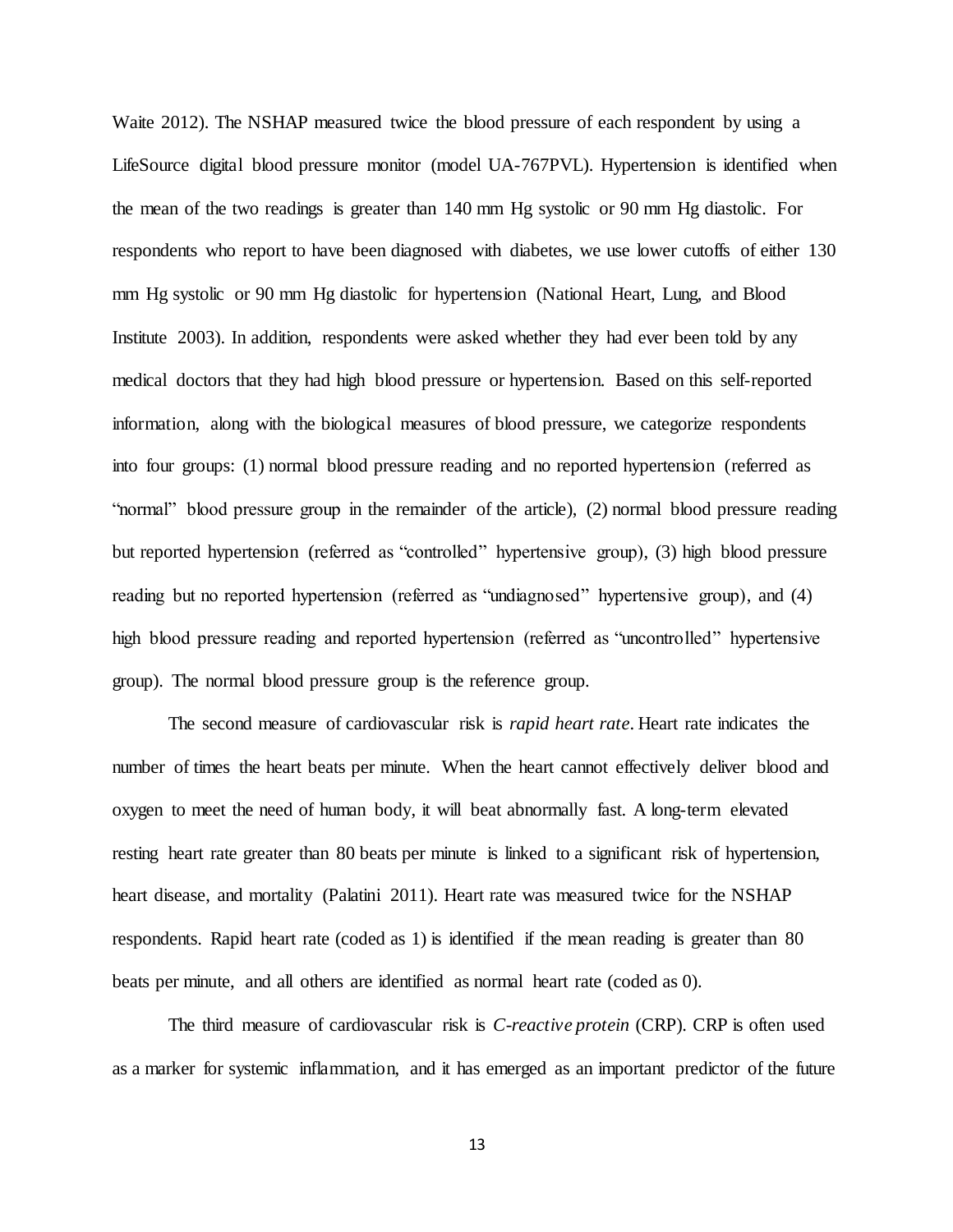Waite 2012). The NSHAP measured twice the blood pressure of each respondent by using a LifeSource digital blood pressure monitor (model UA-767PVL). Hypertension is identified when the mean of the two readings is greater than 140 mm Hg systolic or 90 mm Hg diastolic. For respondents who report to have been diagnosed with diabetes, we use lower cutoffs of either 130 mm Hg systolic or 90 mm Hg diastolic for hypertension (National Heart, Lung, and Blood Institute 2003). In addition, respondents were asked whether they had ever been told by any medical doctors that they had high blood pressure or hypertension. Based on this self-reported information, along with the biological measures of blood pressure, we categorize respondents into four groups: (1) normal blood pressure reading and no reported hypertension (referred as "normal" blood pressure group in the remainder of the article), (2) normal blood pressure reading but reported hypertension (referred as "controlled" hypertensive group), (3) high blood pressure reading but no reported hypertension (referred as "undiagnosed" hypertensive group), and (4) high blood pressure reading and reported hypertension (referred as "uncontrolled" hypertensive group). The normal blood pressure group is the reference group.

The second measure of cardiovascular risk is *rapid heart rate*. Heart rate indicates the number of times the heart beats per minute. When the heart cannot effectively deliver blood and oxygen to meet the need of human body, it will beat abnormally fast. A long-term elevated resting heart rate greater than 80 beats per minute is linked to a significant risk of hypertension, heart disease, and mortality (Palatini 2011). Heart rate was measured twice for the NSHAP respondents. Rapid heart rate (coded as 1) is identified if the mean reading is greater than 80 beats per minute, and all others are identified as normal heart rate (coded as 0).

The third measure of cardiovascular risk is *C-reactive protein* (CRP). CRP is often used as a marker for systemic inflammation, and it has emerged as an important predictor of the future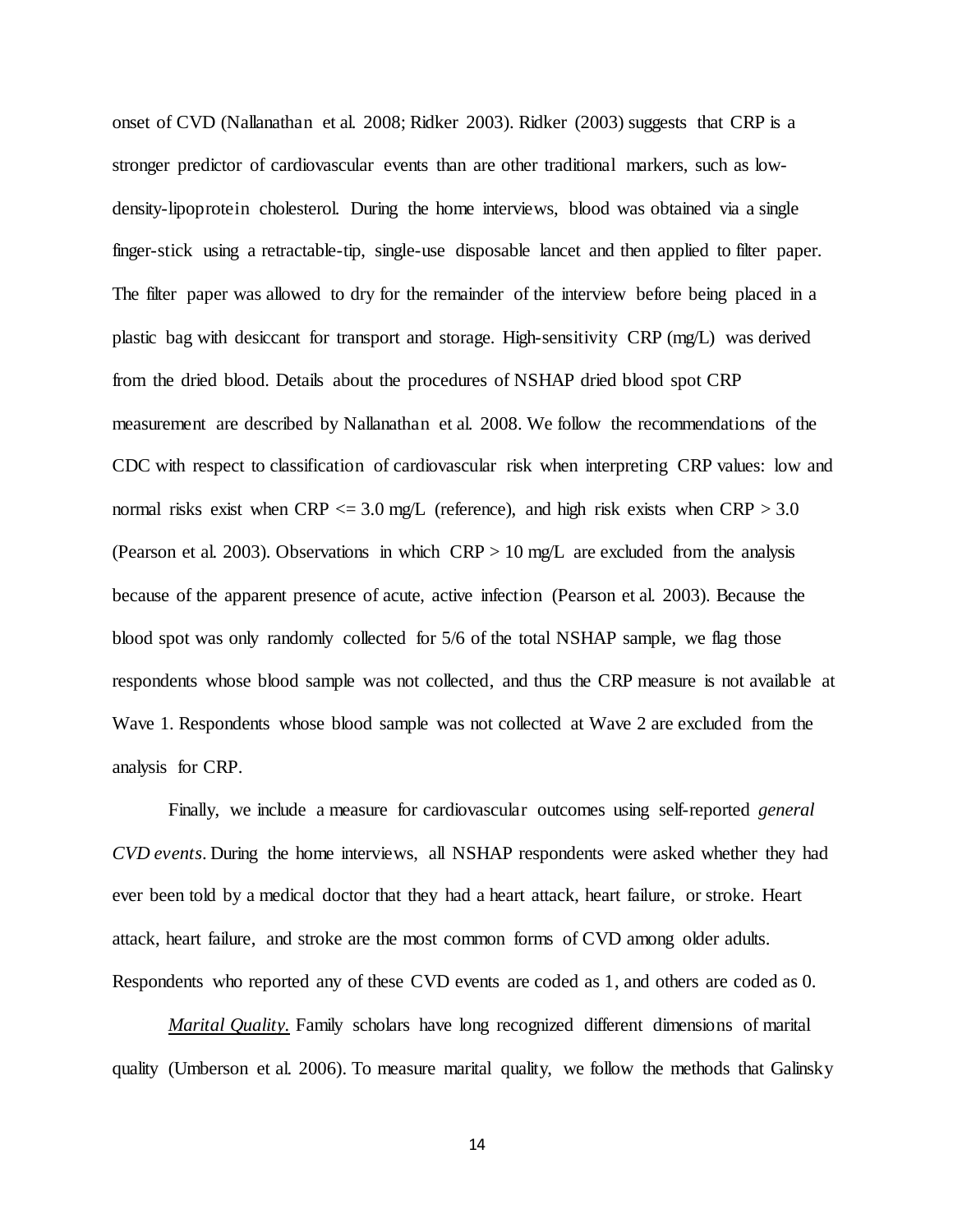onset of CVD (Nallanathan et al. 2008; Ridker 2003). Ridker (2003) suggests that CRP is a stronger predictor of cardiovascular events than are other traditional markers, such as low-density-lipoprotein cholesterol. During the home interviews, blood was obtained via a single finger-stick using a retractable-tip, single-use disposable lancet and then applied to filter paper. The filter paper was allowed to dry for the remainder of the interview before being placed in a plastic bag with desiccant for transport and storage. High-sensitivity CRP (mg/L) was derived from the dried blood. Details about the procedures of NSHAP dried blood spot CRP measurement are described by Nallanathan et al. 2008. We follow the recommendations of the CDC with respect to classification of cardiovascular risk when interpreting CRP values: low and normal risks exist when CRP <= 3.0 mg/L (reference), and high risk exists when CRP > 3.0 (Pearson et al. 2003). Observations in which CRP > 10 mg/L are excluded from the analysis because of the apparent presence of acute, active infection (Pearson et al. 2003). Because the blood spot was only randomly collected for 5/6 of the total NSHAP sample, we flag those respondents whose blood sample was not collected, and thus the CRP measure is not available at Wave 1. Respondents whose blood sample was not collected at Wave 2 are excluded from the analysis for CRP.

Finally, we include a measure for cardiovascular outcomes using self-reported *general CVD events*. During the home interviews, all NSHAP respondents were asked whether they had ever been told by a medical doctor that they had a heart attack, heart failure, or stroke. Heart attack, heart failure, and stroke are the most common forms of CVD among older adults. Respondents who reported any of these CVD events are coded as 1, and others are coded as 0.

*Marital Quality.* Family scholars have long recognized different dimensions of marital quality (Umberson et al. 2006). To measure marital quality, we follow the methods that Galinsky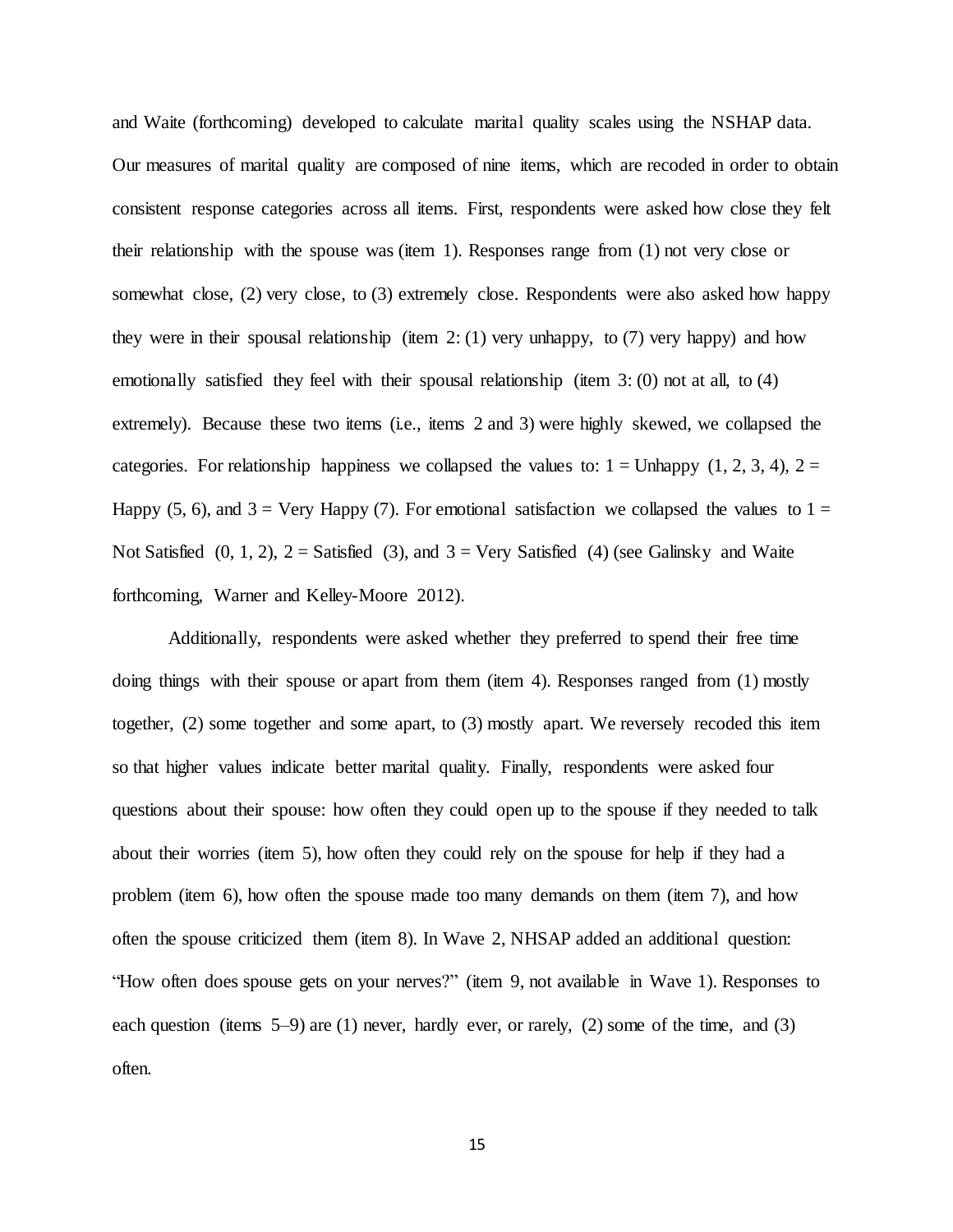and Waite (forthcoming) developed to calculate marital quality scales using the NSHAP data. Our measures of marital quality are composed of nine items, which are recoded in order to obtain consistent response categories across all items. First, respondents were asked how close they felt their relationship with the spouse was (item 1). Responses range from (1) not very close or somewhat close, (2) very close, to (3) extremely close. Respondents were also asked how happy they were in their spousal relationship (item 2: (1) very unhappy, to (7) very happy) and how emotionally satisfied they feel with their spousal relationship (item 3: (0) not at all, to (4) extremely). Because these two items (i.e., items 2 and 3) were highly skewed, we collapsed the categories. For relationship happiness we collapsed the values to: 1 = Unhappy (1, 2, 3, 4), 2 = Happy (5, 6), and 3 = Very Happy (7). For emotional satisfaction we collapsed the values to 1 = Not Satisfied (0, 1, 2), 2 = Satisfied (3), and 3 = Very Satisfied (4) (see Galinsky and Waite forthcoming, Warner and Kelley-Moore 2012).

Additionally, respondents were asked whether they preferred to spend their free time doing things with their spouse or apart from them (item 4). Responses ranged from (1) mostly together, (2) some together and some apart, to (3) mostly apart. We reversely recoded this item so that higher values indicate better marital quality. Finally, respondents were asked four questions about their spouse: how often they could open up to the spouse if they needed to talk about their worries (item 5), how often they could rely on the spouse for help if they had a problem (item 6), how often the spouse made too many demands on them (item 7), and how often the spouse criticized them (item 8). In Wave 2, NHSAP added an additional question: "How often does spouse gets on your nerves?" (item 9, not available in Wave 1). Responses to each question (items 5–9) are (1) never, hardly ever, or rarely, (2) some of the time, and (3) often.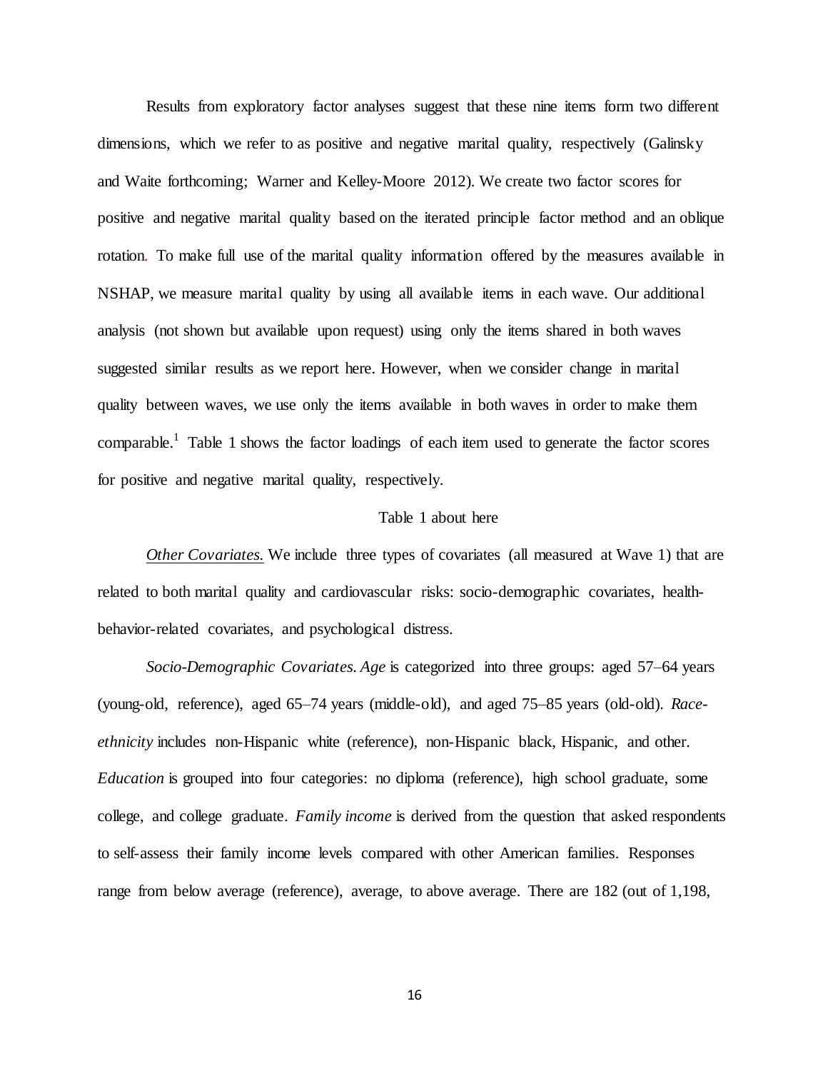Results from exploratory factor analyses suggest that these nine items form two different dimensions, which we refer to as positive and negative marital quality, respectively (Galinsky and Waite forthcoming; Warner and Kelley-Moore 2012). We create two factor scores for positive and negative marital quality based on the iterated principle factor method and an oblique rotation. To make full use of the marital quality information offered by the measures available in NSHAP, we measure marital quality by using all available items in each wave. Our additional analysis (not shown but available upon request) using only the items shared in both waves suggested similar results as we report here. However, when we consider change in marital quality between waves, we use only the items available in both waves in order to make them comparable.[1] Table 1 shows the factor loadings of each item used to generate the factor scores for positive and negative marital quality, respectively.

Table 1 about here

*Other Covariates.* We include three types of covariates (all measured at Wave 1) that are related to both marital quality and cardiovascular risks: socio-demographic covariates, health-behavior-related covariates, and psychological distress.

*Socio-Demographic Covariates. Age* is categorized into three groups: aged 57–64 years (young-old, reference), aged 65–74 years (middle-old), and aged 75–85 years (old-old). *Race-ethnicity* includes non-Hispanic white (reference), non-Hispanic black, Hispanic, and other. *Education* is grouped into four categories: no diploma (reference), high school graduate, some college, and college graduate. *Family income* is derived from the question that asked respondents to self-assess their family income levels compared with other American families. Responses range from below average (reference), average, to above average. There are 182 (out of 1,198,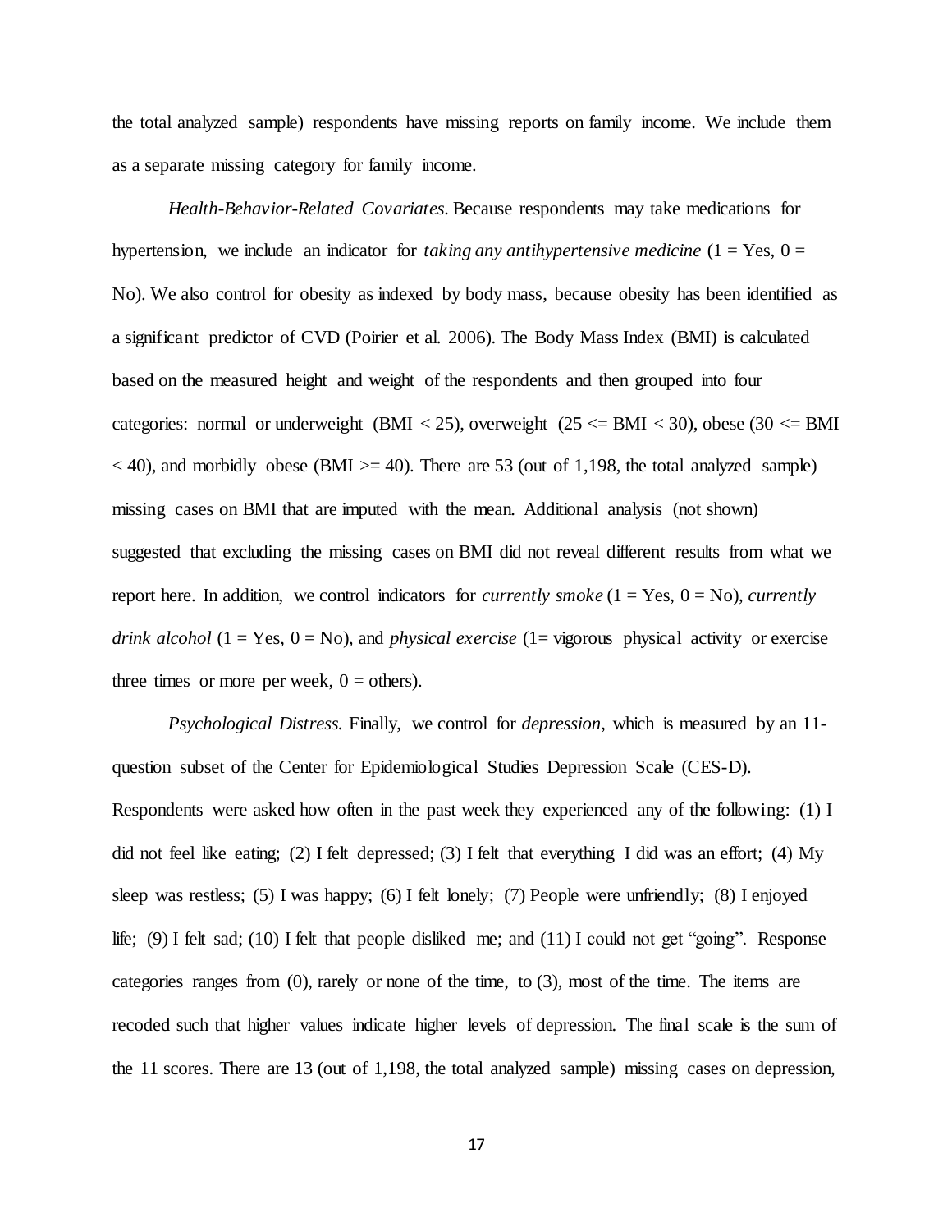the total analyzed sample) respondents have missing reports on family income. We include them as a separate missing category for family income.

*Health-Behavior-Related Covariates.* Because respondents may take medications for hypertension, we include an indicator for *taking any antihypertensive medicine* (1 = Yes, 0 = No). We also control for obesity as indexed by body mass, because obesity has been identified as a significant predictor of CVD (Poirier et al. 2006). The Body Mass Index (BMI) is calculated based on the measured height and weight of the respondents and then grouped into four categories: normal or underweight (BMI < 25), overweight (25 <= BMI < 30), obese (30 <= BMI < 40), and morbidly obese (BMI >= 40). There are 53 (out of 1,198, the total analyzed sample) missing cases on BMI that are imputed with the mean. Additional analysis (not shown) suggested that excluding the missing cases on BMI did not reveal different results from what we report here. In addition, we control indicators for *currently smoke* (1 = Yes, 0 = No), *currently drink alcohol* (1 = Yes, 0 = No), and *physical exercise* (1= vigorous physical activity or exercise three times or more per week, 0 = others).

*Psychological Distress.* Finally, we control for *depression*, which is measured by an 11-question subset of the Center for Epidemiological Studies Depression Scale (CES-D). Respondents were asked how often in the past week they experienced any of the following: (1) I did not feel like eating; (2) I felt depressed; (3) I felt that everything I did was an effort; (4) My sleep was restless; (5) I was happy; (6) I felt lonely; (7) People were unfriendly; (8) I enjoyed life; (9) I felt sad; (10) I felt that people disliked me; and (11) I could not get "going". Response categories ranges from (0), rarely or none of the time, to (3), most of the time. The items are recoded such that higher values indicate higher levels of depression. The final scale is the sum of the 11 scores. There are 13 (out of 1,198, the total analyzed sample) missing cases on depression,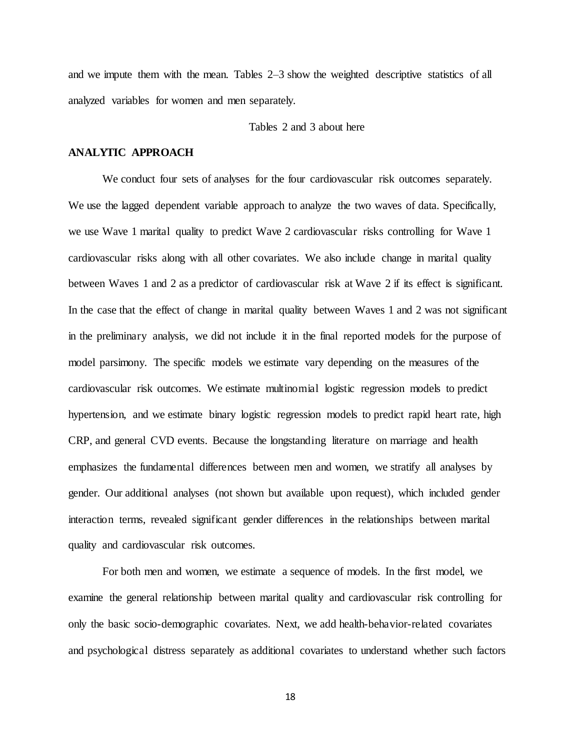and we impute them with the mean. Tables 2–3 show the weighted descriptive statistics of all analyzed variables for women and men separately.

Tables 2 and 3 about here

**ANALYTIC APPROACH**

We conduct four sets of analyses for the four cardiovascular risk outcomes separately. We use the lagged dependent variable approach to analyze the two waves of data. Specifically, we use Wave 1 marital quality to predict Wave 2 cardiovascular risks controlling for Wave 1 cardiovascular risks along with all other covariates. We also include change in marital quality between Waves 1 and 2 as a predictor of cardiovascular risk at Wave 2 if its effect is significant. In the case that the effect of change in marital quality between Waves 1 and 2 was not significant in the preliminary analysis, we did not include it in the final reported models for the purpose of model parsimony. The specific models we estimate vary depending on the measures of the cardiovascular risk outcomes. We estimate multinomial logistic regression models to predict hypertension, and we estimate binary logistic regression models to predict rapid heart rate, high CRP, and general CVD events. Because the longstanding literature on marriage and health emphasizes the fundamental differences between men and women, we stratify all analyses by gender. Our additional analyses (not shown but available upon request), which included gender interaction terms, revealed significant gender differences in the relationships between marital quality and cardiovascular risk outcomes.

For both men and women, we estimate a sequence of models. In the first model, we examine the general relationship between marital quality and cardiovascular risk controlling for only the basic socio-demographic covariates. Next, we add health-behavior-related covariates and psychological distress separately as additional covariates to understand whether such factors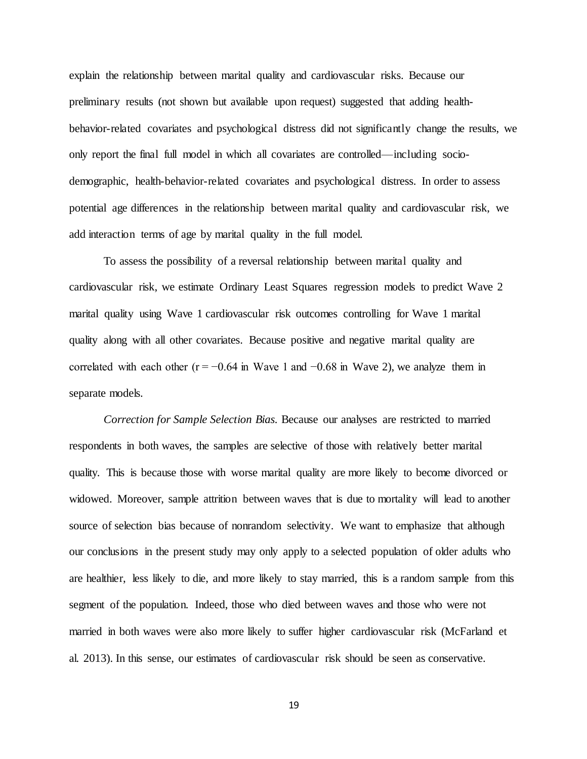explain the relationship between marital quality and cardiovascular risks. Because our preliminary results (not shown but available upon request) suggested that adding health-behavior-related covariates and psychological distress did not significantly change the results, we only report the final full model in which all covariates are controlled—including socio-demographic, health-behavior-related covariates and psychological distress. In order to assess potential age differences in the relationship between marital quality and cardiovascular risk, we add interaction terms of age by marital quality in the full model.

To assess the possibility of a reversal relationship between marital quality and cardiovascular risk, we estimate Ordinary Least Squares regression models to predict Wave 2 marital quality using Wave 1 cardiovascular risk outcomes controlling for Wave 1 marital quality along with all other covariates. Because positive and negative marital quality are correlated with each other ($r = -0.64$ in Wave 1 and $-0.68$ in Wave 2), we analyze them in separate models.

*Correction for Sample Selection Bias.* Because our analyses are restricted to married respondents in both waves, the samples are selective of those with relatively better marital quality. This is because those with worse marital quality are more likely to become divorced or widowed. Moreover, sample attrition between waves that is due to mortality will lead to another source of selection bias because of nonrandom selectivity. We want to emphasize that although our conclusions in the present study may only apply to a selected population of older adults who are healthier, less likely to die, and more likely to stay married, this is a random sample from this segment of the population. Indeed, those who died between waves and those who were not married in both waves were also more likely to suffer higher cardiovascular risk (McFarland et al. 2013). In this sense, our estimates of cardiovascular risk should be seen as conservative.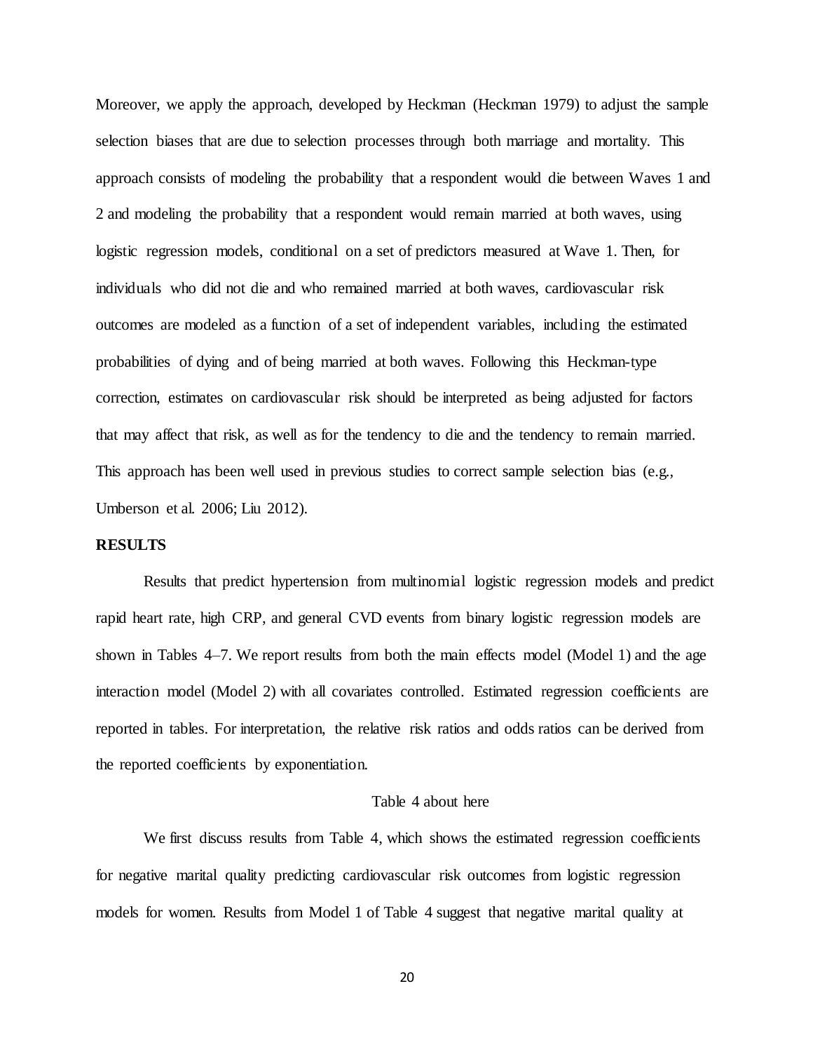Moreover, we apply the approach, developed by Heckman (Heckman 1979) to adjust the sample selection biases that are due to selection processes through both marriage and mortality. This approach consists of modeling the probability that a respondent would die between Waves 1 and 2 and modeling the probability that a respondent would remain married at both waves, using logistic regression models, conditional on a set of predictors measured at Wave 1. Then, for individuals who did not die and who remained married at both waves, cardiovascular risk outcomes are modeled as a function of a set of independent variables, including the estimated probabilities of dying and of being married at both waves. Following this Heckman-type correction, estimates on cardiovascular risk should be interpreted as being adjusted for factors that may affect that risk, as well as for the tendency to die and the tendency to remain married. This approach has been well used in previous studies to correct sample selection bias (e.g., Umberson et al. 2006; Liu 2012).

## RESULTS

Results that predict hypertension from multinomial logistic regression models and predict rapid heart rate, high CRP, and general CVD events from binary logistic regression models are shown in Tables 4–7. We report results from both the main effects model (Model 1) and the age interaction model (Model 2) with all covariates controlled. Estimated regression coefficients are reported in tables. For interpretation, the relative risk ratios and odds ratios can be derived from the reported coefficients by exponentiation.

Table 4 about here

We first discuss results from Table 4, which shows the estimated regression coefficients for negative marital quality predicting cardiovascular risk outcomes from logistic regression models for women. Results from Model 1 of Table 4 suggest that negative marital quality at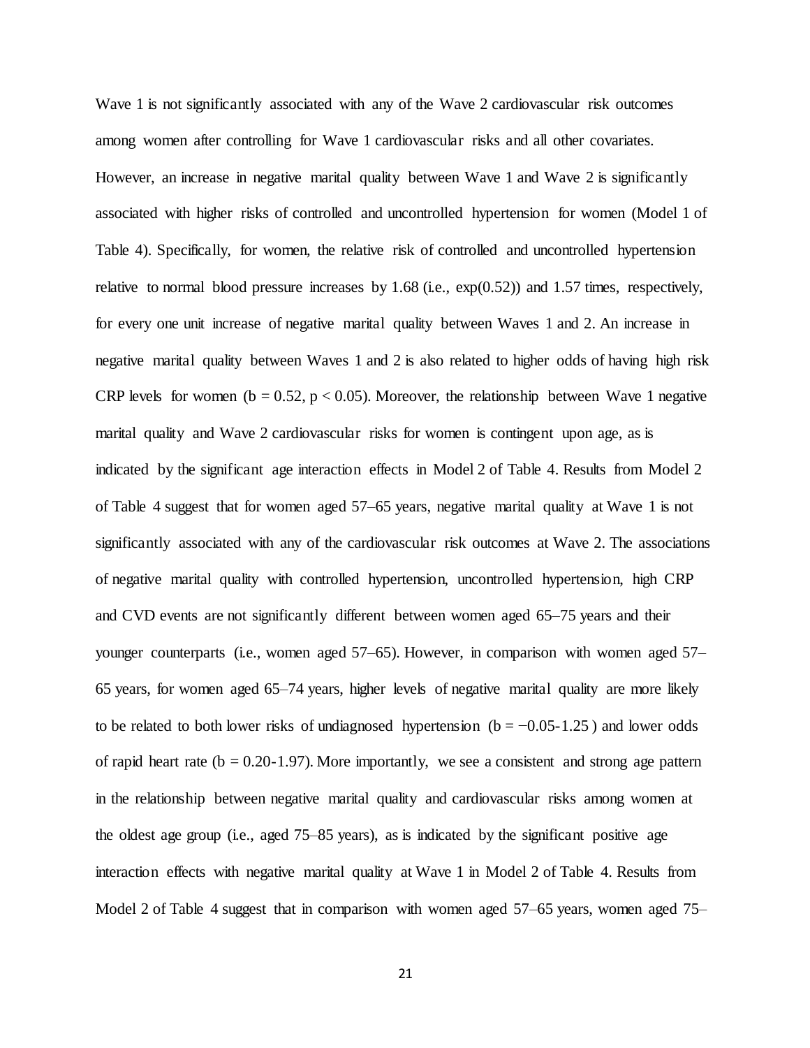Wave 1 is not significantly associated with any of the Wave 2 cardiovascular risk outcomes among women after controlling for Wave 1 cardiovascular risks and all other covariates. However, an increase in negative marital quality between Wave 1 and Wave 2 is significantly associated with higher risks of controlled and uncontrolled hypertension for women (Model 1 of Table 4). Specifically, for women, the relative risk of controlled and uncontrolled hypertension relative to normal blood pressure increases by 1.68 (i.e., exp(0.52)) and 1.57 times, respectively, for every one unit increase of negative marital quality between Waves 1 and 2. An increase in negative marital quality between Waves 1 and 2 is also related to higher odds of having high risk CRP levels for women ($b = 0.52$, $p < 0.05$). Moreover, the relationship between Wave 1 negative marital quality and Wave 2 cardiovascular risks for women is contingent upon age, as is indicated by the significant age interaction effects in Model 2 of Table 4. Results from Model 2 of Table 4 suggest that for women aged 57–65 years, negative marital quality at Wave 1 is not significantly associated with any of the cardiovascular risk outcomes at Wave 2. The associations of negative marital quality with controlled hypertension, uncontrolled hypertension, high CRP and CVD events are not significantly different between women aged 65–75 years and their younger counterparts (i.e., women aged 57–65). However, in comparison with women aged 57–65 years, for women aged 65–74 years, higher levels of negative marital quality are more likely to be related to both lower risks of undiagnosed hypertension ($b = -0.05$-$1.25$ ) and lower odds of rapid heart rate ($b = 0.20$-$1.97$). More importantly, we see a consistent and strong age pattern in the relationship between negative marital quality and cardiovascular risks among women at the oldest age group (i.e., aged 75–85 years), as is indicated by the significant positive age interaction effects with negative marital quality at Wave 1 in Model 2 of Table 4. Results from Model 2 of Table 4 suggest that in comparison with women aged 57–65 years, women aged 75–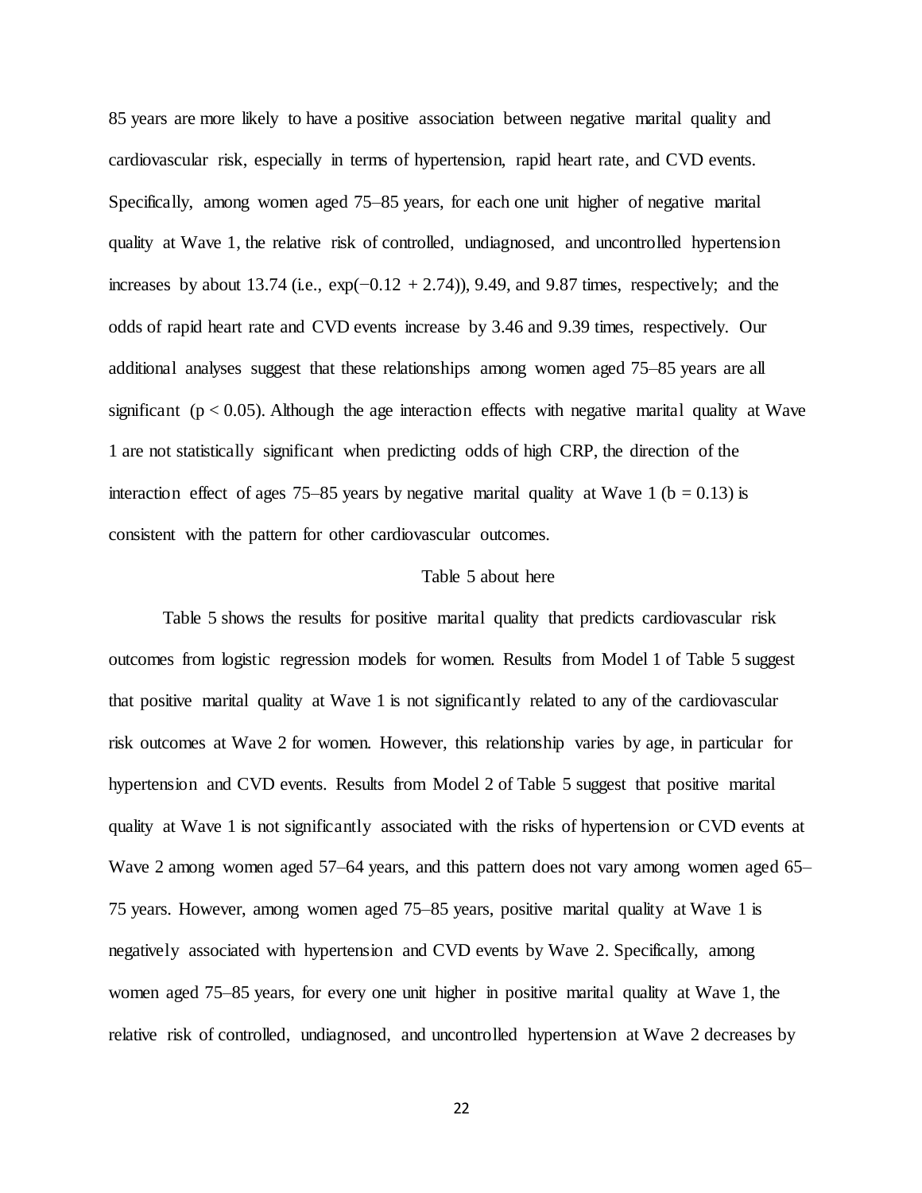85 years are more likely to have a positive association between negative marital quality and cardiovascular risk, especially in terms of hypertension, rapid heart rate, and CVD events. Specifically, among women aged 75–85 years, for each one unit higher of negative marital quality at Wave 1, the relative risk of controlled, undiagnosed, and uncontrolled hypertension increases by about 13.74 (i.e., $\exp(-0.12 + 2.74)$), 9.49, and 9.87 times, respectively; and the odds of rapid heart rate and CVD events increase by 3.46 and 9.39 times, respectively. Our additional analyses suggest that these relationships among women aged 75–85 years are all significant ($p < 0.05$). Although the age interaction effects with negative marital quality at Wave 1 are not statistically significant when predicting odds of high CRP, the direction of the interaction effect of ages 75–85 years by negative marital quality at Wave 1 ($b = 0.13$) is consistent with the pattern for other cardiovascular outcomes.

Table 5 about here

Table 5 shows the results for positive marital quality that predicts cardiovascular risk outcomes from logistic regression models for women. Results from Model 1 of Table 5 suggest that positive marital quality at Wave 1 is not significantly related to any of the cardiovascular risk outcomes at Wave 2 for women. However, this relationship varies by age, in particular for hypertension and CVD events. Results from Model 2 of Table 5 suggest that positive marital quality at Wave 1 is not significantly associated with the risks of hypertension or CVD events at Wave 2 among women aged 57–64 years, and this pattern does not vary among women aged 65–75 years. However, among women aged 75–85 years, positive marital quality at Wave 1 is negatively associated with hypertension and CVD events by Wave 2. Specifically, among women aged 75–85 years, for every one unit higher in positive marital quality at Wave 1, the relative risk of controlled, undiagnosed, and uncontrolled hypertension at Wave 2 decreases by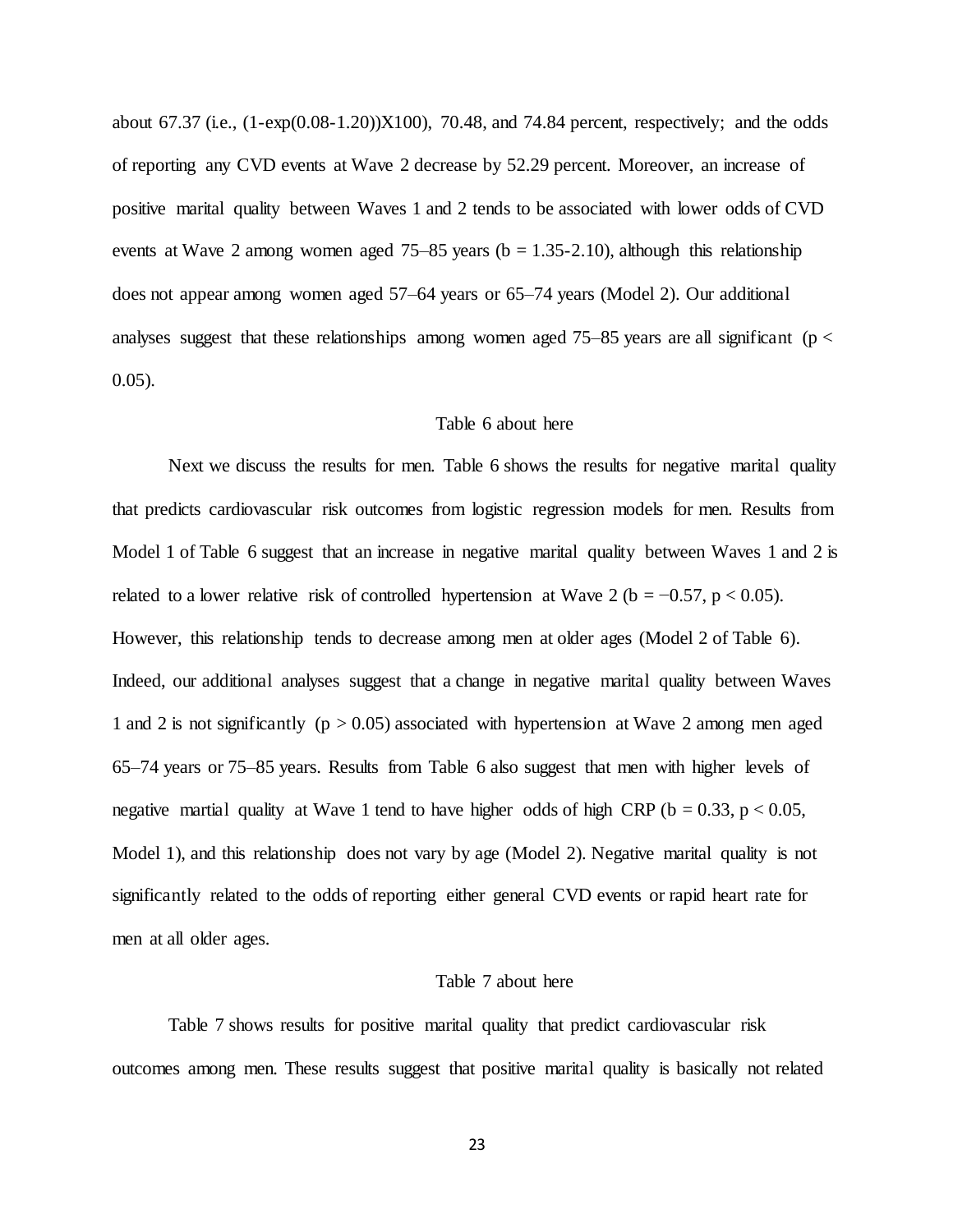about 67.37 (i.e., (1-exp(0.08-1.20))X100), 70.48, and 74.84 percent, respectively; and the odds of reporting any CVD events at Wave 2 decrease by 52.29 percent. Moreover, an increase of positive marital quality between Waves 1 and 2 tends to be associated with lower odds of CVD events at Wave 2 among women aged 75–85 years (b = 1.35-2.10), although this relationship does not appear among women aged 57–64 years or 65–74 years (Model 2). Our additional analyses suggest that these relationships among women aged 75–85 years are all significant ($p < 0.05$).

Table 6 about here

Next we discuss the results for men. Table 6 shows the results for negative marital quality that predicts cardiovascular risk outcomes from logistic regression models for men. Results from Model 1 of Table 6 suggest that an increase in negative marital quality between Waves 1 and 2 is related to a lower relative risk of controlled hypertension at Wave 2 ($b = -0.57$, $p < 0.05$). However, this relationship tends to decrease among men at older ages (Model 2 of Table 6). Indeed, our additional analyses suggest that a change in negative marital quality between Waves 1 and 2 is not significantly ($p > 0.05$) associated with hypertension at Wave 2 among men aged 65–74 years or 75–85 years. Results from Table 6 also suggest that men with higher levels of negative martial quality at Wave 1 tend to have higher odds of high CRP ($b = 0.33$, $p < 0.05$, Model 1), and this relationship does not vary by age (Model 2). Negative marital quality is not significantly related to the odds of reporting either general CVD events or rapid heart rate for men at all older ages.

Table 7 about here

Table 7 shows results for positive marital quality that predict cardiovascular risk outcomes among men. These results suggest that positive marital quality is basically not related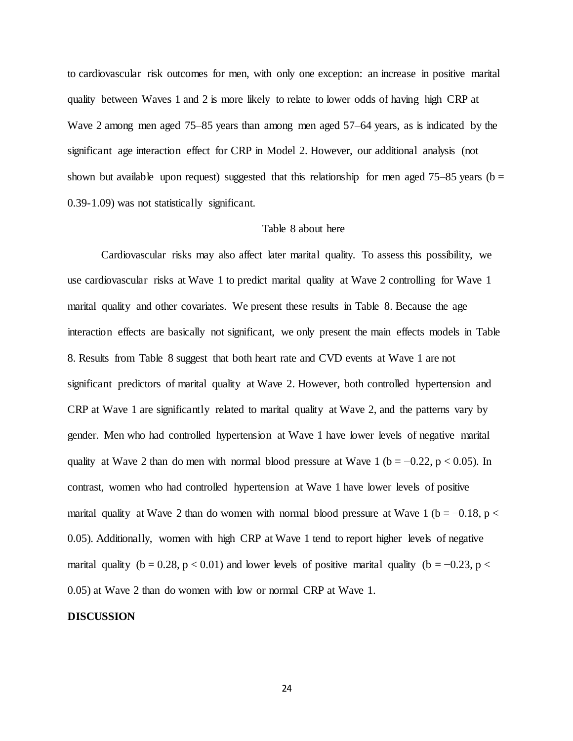to cardiovascular risk outcomes for men, with only one exception: an increase in positive marital quality between Waves 1 and 2 is more likely to relate to lower odds of having high CRP at Wave 2 among men aged 75–85 years than among men aged 57–64 years, as is indicated by the significant age interaction effect for CRP in Model 2. However, our additional analysis (not shown but available upon request) suggested that this relationship for men aged 75–85 years (b = 0.39-1.09) was not statistically significant.

Table 8 about here

Cardiovascular risks may also affect later marital quality. To assess this possibility, we use cardiovascular risks at Wave 1 to predict marital quality at Wave 2 controlling for Wave 1 marital quality and other covariates. We present these results in Table 8. Because the age interaction effects are basically not significant, we only present the main effects models in Table 8. Results from Table 8 suggest that both heart rate and CVD events at Wave 1 are not significant predictors of marital quality at Wave 2. However, both controlled hypertension and CRP at Wave 1 are significantly related to marital quality at Wave 2, and the patterns vary by gender. Men who had controlled hypertension at Wave 1 have lower levels of negative marital quality at Wave 2 than do men with normal blood pressure at Wave 1 ($b = -0.22$, $p < 0.05$). In contrast, women who had controlled hypertension at Wave 1 have lower levels of positive marital quality at Wave 2 than do women with normal blood pressure at Wave 1 ($b = -0.18$, $p < 0.05$). Additionally, women with high CRP at Wave 1 tend to report higher levels of negative marital quality ($b = 0.28$, $p < 0.01$) and lower levels of positive marital quality ($b = -0.23$, $p < 0.05$) at Wave 2 than do women with low or normal CRP at Wave 1.

## DISCUSSION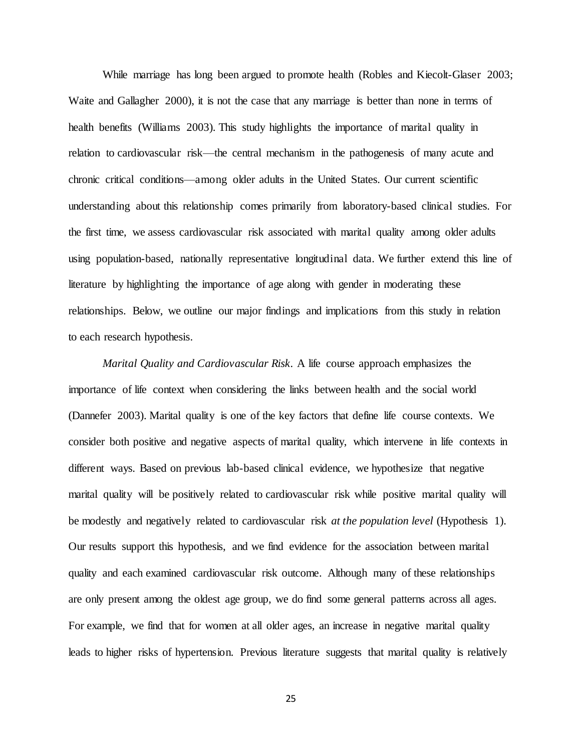While marriage has long been argued to promote health (Robles and Kiecolt-Glaser 2003; Waite and Gallagher 2000), it is not the case that any marriage is better than none in terms of health benefits (Williams 2003). This study highlights the importance of marital quality in relation to cardiovascular risk—the central mechanism in the pathogenesis of many acute and chronic critical conditions—among older adults in the United States. Our current scientific understanding about this relationship comes primarily from laboratory-based clinical studies. For the first time, we assess cardiovascular risk associated with marital quality among older adults using population-based, nationally representative longitudinal data. We further extend this line of literature by highlighting the importance of age along with gender in moderating these relationships. Below, we outline our major findings and implications from this study in relation to each research hypothesis.

*Marital Quality and Cardiovascular Risk*. A life course approach emphasizes the importance of life context when considering the links between health and the social world (Dannefer 2003). Marital quality is one of the key factors that define life course contexts. We consider both positive and negative aspects of marital quality, which intervene in life contexts in different ways. Based on previous lab-based clinical evidence, we hypothesize that negative marital quality will be positively related to cardiovascular risk while positive marital quality will be modestly and negatively related to cardiovascular risk *at the population level* (Hypothesis 1). Our results support this hypothesis, and we find evidence for the association between marital quality and each examined cardiovascular risk outcome. Although many of these relationships are only present among the oldest age group, we do find some general patterns across all ages. For example, we find that for women at all older ages, an increase in negative marital quality leads to higher risks of hypertension. Previous literature suggests that marital quality is relatively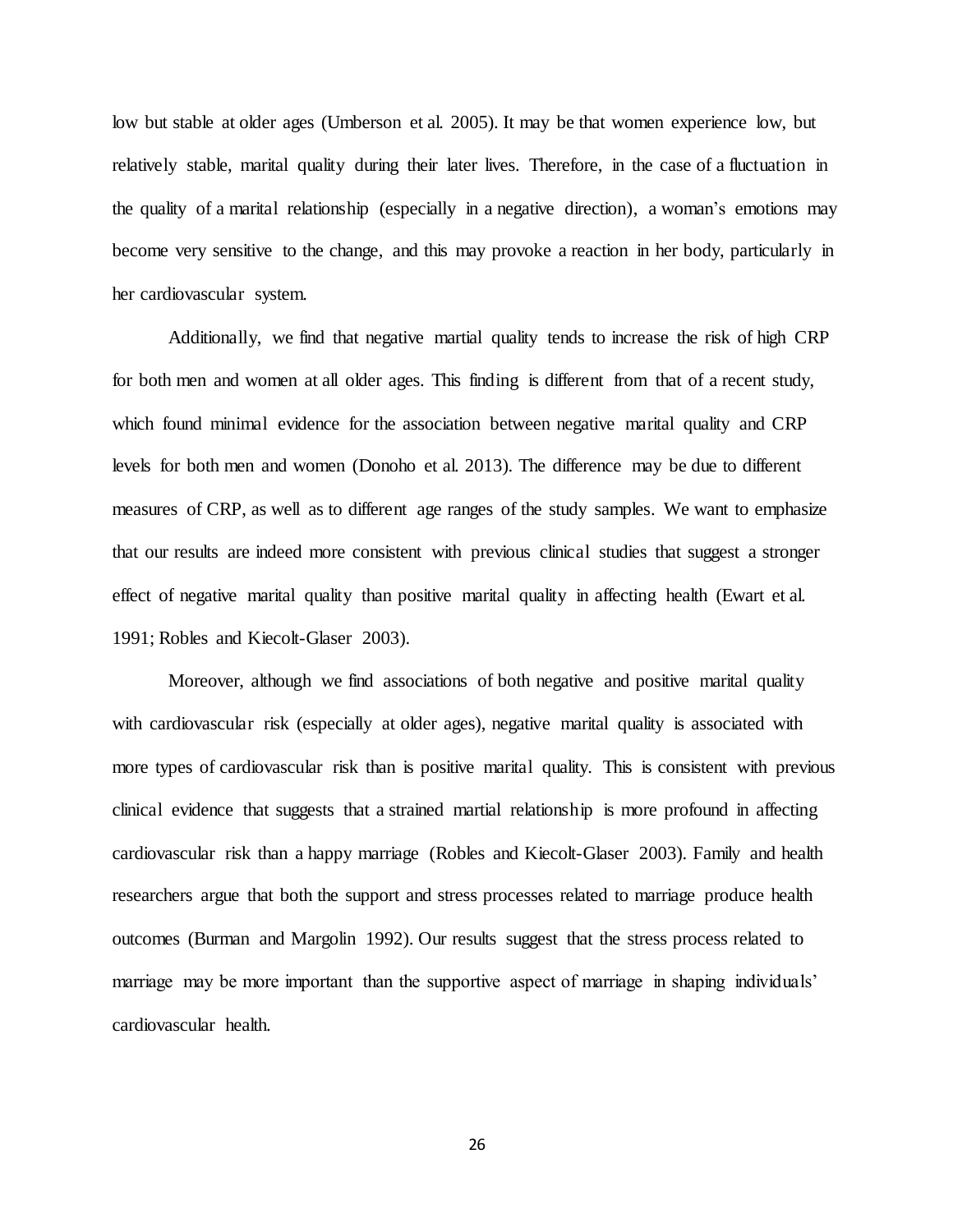low but stable at older ages (Umberson et al. 2005). It may be that women experience low, but relatively stable, marital quality during their later lives. Therefore, in the case of a fluctuation in the quality of a marital relationship (especially in a negative direction), a woman's emotions may become very sensitive to the change, and this may provoke a reaction in her body, particularly in her cardiovascular system.

Additionally, we find that negative martial quality tends to increase the risk of high CRP for both men and women at all older ages. This finding is different from that of a recent study, which found minimal evidence for the association between negative marital quality and CRP levels for both men and women (Donoho et al. 2013). The difference may be due to different measures of CRP, as well as to different age ranges of the study samples. We want to emphasize that our results are indeed more consistent with previous clinical studies that suggest a stronger effect of negative marital quality than positive marital quality in affecting health (Ewart et al. 1991; Robles and Kiecolt-Glaser 2003).

Moreover, although we find associations of both negative and positive marital quality with cardiovascular risk (especially at older ages), negative marital quality is associated with more types of cardiovascular risk than is positive marital quality. This is consistent with previous clinical evidence that suggests that a strained martial relationship is more profound in affecting cardiovascular risk than a happy marriage (Robles and Kiecolt-Glaser 2003). Family and health researchers argue that both the support and stress processes related to marriage produce health outcomes (Burman and Margolin 1992). Our results suggest that the stress process related to marriage may be more important than the supportive aspect of marriage in shaping individuals' cardiovascular health.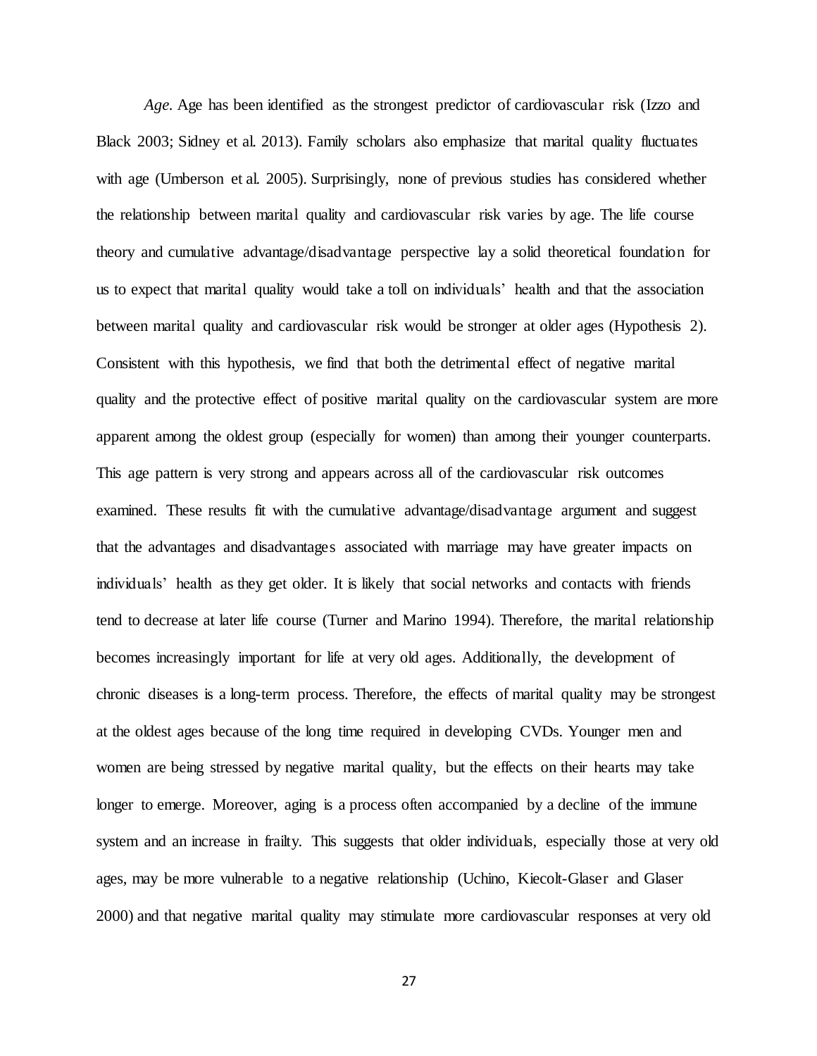*Age*. Age has been identified as the strongest predictor of cardiovascular risk (Izzo and Black 2003; Sidney et al. 2013). Family scholars also emphasize that marital quality fluctuates with age (Umberson et al. 2005). Surprisingly, none of previous studies has considered whether the relationship between marital quality and cardiovascular risk varies by age. The life course theory and cumulative advantage/disadvantage perspective lay a solid theoretical foundation for us to expect that marital quality would take a toll on individuals' health and that the association between marital quality and cardiovascular risk would be stronger at older ages (Hypothesis 2). Consistent with this hypothesis, we find that both the detrimental effect of negative marital quality and the protective effect of positive marital quality on the cardiovascular system are more apparent among the oldest group (especially for women) than among their younger counterparts. This age pattern is very strong and appears across all of the cardiovascular risk outcomes examined. These results fit with the cumulative advantage/disadvantage argument and suggest that the advantages and disadvantages associated with marriage may have greater impacts on individuals' health as they get older. It is likely that social networks and contacts with friends tend to decrease at later life course (Turner and Marino 1994). Therefore, the marital relationship becomes increasingly important for life at very old ages. Additionally, the development of chronic diseases is a long-term process. Therefore, the effects of marital quality may be strongest at the oldest ages because of the long time required in developing CVDs. Younger men and women are being stressed by negative marital quality, but the effects on their hearts may take longer to emerge. Moreover, aging is a process often accompanied by a decline of the immune system and an increase in frailty. This suggests that older individuals, especially those at very old ages, may be more vulnerable to a negative relationship (Uchino, Kiecolt-Glaser and Glaser 2000) and that negative marital quality may stimulate more cardiovascular responses at very old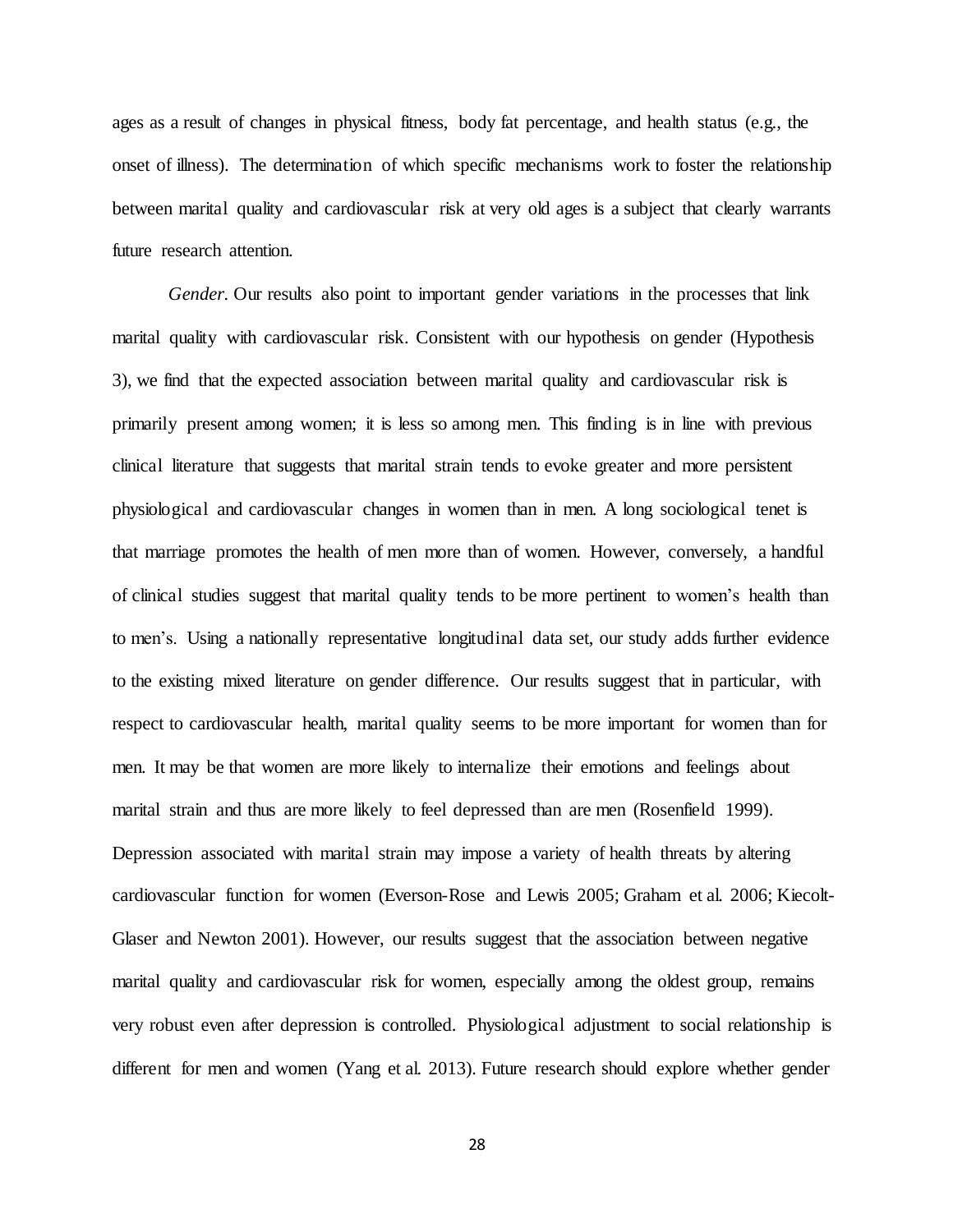ages as a result of changes in physical fitness, body fat percentage, and health status (e.g., the onset of illness). The determination of which specific mechanisms work to foster the relationship between marital quality and cardiovascular risk at very old ages is a subject that clearly warrants future research attention.

*Gender.* Our results also point to important gender variations in the processes that link marital quality with cardiovascular risk. Consistent with our hypothesis on gender (Hypothesis 3), we find that the expected association between marital quality and cardiovascular risk is primarily present among women; it is less so among men. This finding is in line with previous clinical literature that suggests that marital strain tends to evoke greater and more persistent physiological and cardiovascular changes in women than in men. A long sociological tenet is that marriage promotes the health of men more than of women. However, conversely, a handful of clinical studies suggest that marital quality tends to be more pertinent to women's health than to men's. Using a nationally representative longitudinal data set, our study adds further evidence to the existing mixed literature on gender difference. Our results suggest that in particular, with respect to cardiovascular health, marital quality seems to be more important for women than for men. It may be that women are more likely to internalize their emotions and feelings about marital strain and thus are more likely to feel depressed than are men (Rosenfield 1999). Depression associated with marital strain may impose a variety of health threats by altering cardiovascular function for women (Everson-Rose and Lewis 2005; Graham et al. 2006; Kiecolt-Glaser and Newton 2001). However, our results suggest that the association between negative marital quality and cardiovascular risk for women, especially among the oldest group, remains very robust even after depression is controlled. Physiological adjustment to social relationship is different for men and women (Yang et al. 2013). Future research should explore whether gender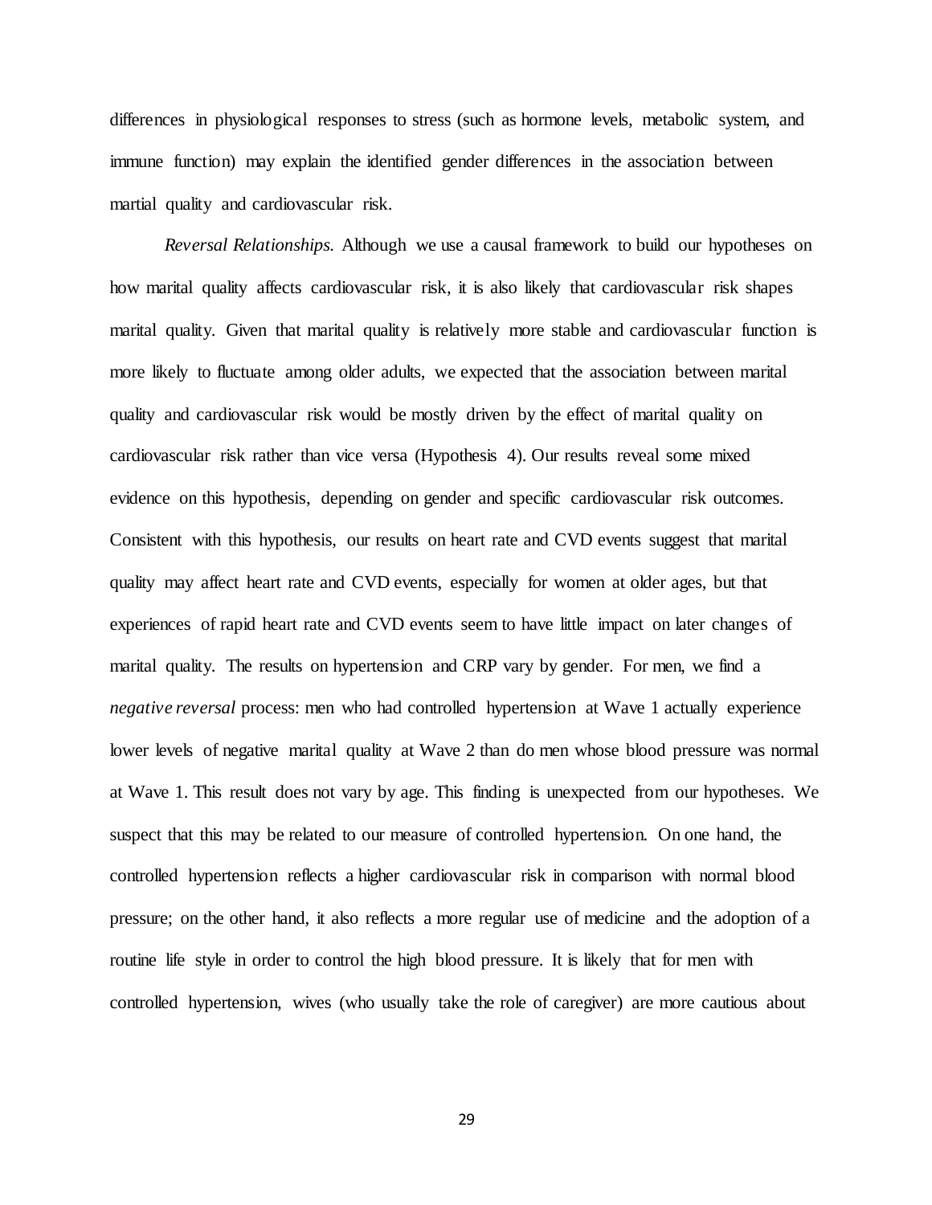differences in physiological responses to stress (such as hormone levels, metabolic system, and immune function) may explain the identified gender differences in the association between martial quality and cardiovascular risk.

*Reversal Relationships.* Although we use a causal framework to build our hypotheses on how marital quality affects cardiovascular risk, it is also likely that cardiovascular risk shapes marital quality. Given that marital quality is relatively more stable and cardiovascular function is more likely to fluctuate among older adults, we expected that the association between marital quality and cardiovascular risk would be mostly driven by the effect of marital quality on cardiovascular risk rather than vice versa (Hypothesis 4). Our results reveal some mixed evidence on this hypothesis, depending on gender and specific cardiovascular risk outcomes. Consistent with this hypothesis, our results on heart rate and CVD events suggest that marital quality may affect heart rate and CVD events, especially for women at older ages, but that experiences of rapid heart rate and CVD events seem to have little impact on later changes of marital quality. The results on hypertension and CRP vary by gender. For men, we find a *negative reversal* process: men who had controlled hypertension at Wave 1 actually experience lower levels of negative marital quality at Wave 2 than do men whose blood pressure was normal at Wave 1. This result does not vary by age. This finding is unexpected from our hypotheses. We suspect that this may be related to our measure of controlled hypertension. On one hand, the controlled hypertension reflects a higher cardiovascular risk in comparison with normal blood pressure; on the other hand, it also reflects a more regular use of medicine and the adoption of a routine life style in order to control the high blood pressure. It is likely that for men with controlled hypertension, wives (who usually take the role of caregiver) are more cautious about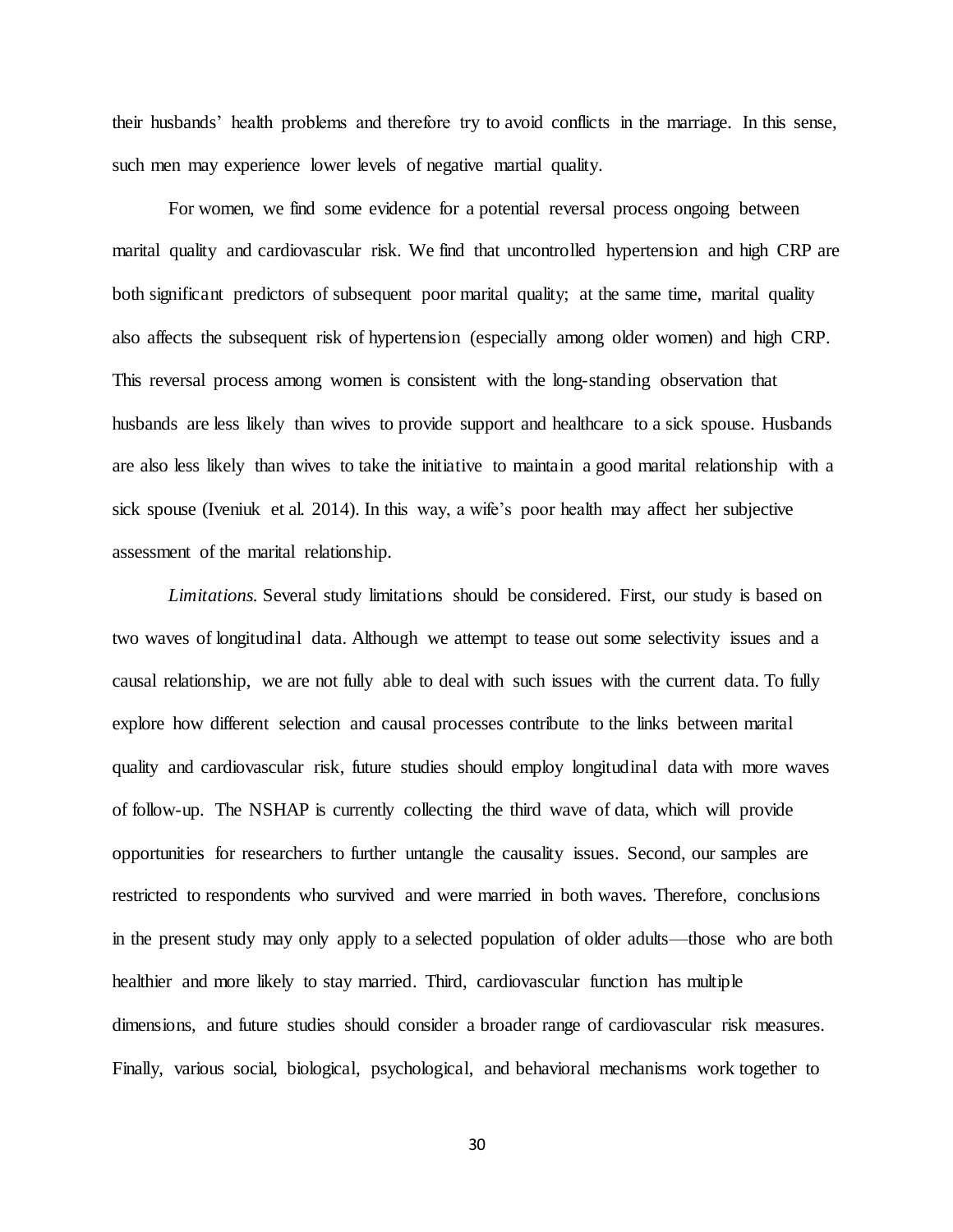their husbands' health problems and therefore try to avoid conflicts in the marriage. In this sense, such men may experience lower levels of negative martial quality.

For women, we find some evidence for a potential reversal process ongoing between marital quality and cardiovascular risk. We find that uncontrolled hypertension and high CRP are both significant predictors of subsequent poor marital quality; at the same time, marital quality also affects the subsequent risk of hypertension (especially among older women) and high CRP. This reversal process among women is consistent with the long-standing observation that husbands are less likely than wives to provide support and healthcare to a sick spouse. Husbands are also less likely than wives to take the initiative to maintain a good marital relationship with a sick spouse (Iveniuk et al. 2014). In this way, a wife's poor health may affect her subjective assessment of the marital relationship.

*Limitations.* Several study limitations should be considered. First, our study is based on two waves of longitudinal data. Although we attempt to tease out some selectivity issues and a causal relationship, we are not fully able to deal with such issues with the current data. To fully explore how different selection and causal processes contribute to the links between marital quality and cardiovascular risk, future studies should employ longitudinal data with more waves of follow-up. The NSHAP is currently collecting the third wave of data, which will provide opportunities for researchers to further untangle the causality issues. Second, our samples are restricted to respondents who survived and were married in both waves. Therefore, conclusions in the present study may only apply to a selected population of older adults—those who are both healthier and more likely to stay married. Third, cardiovascular function has multiple dimensions, and future studies should consider a broader range of cardiovascular risk measures. Finally, various social, biological, psychological, and behavioral mechanisms work together to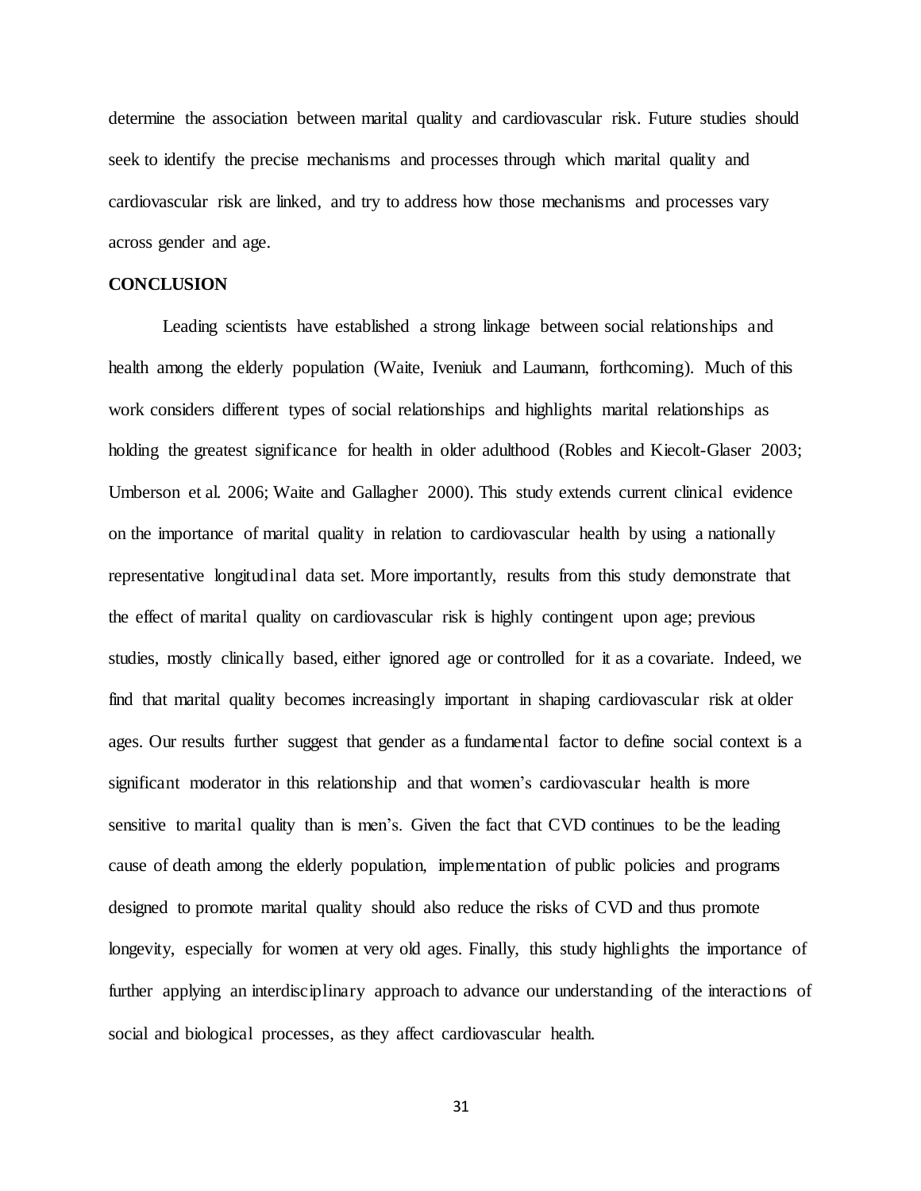determine the association between marital quality and cardiovascular risk. Future studies should seek to identify the precise mechanisms and processes through which marital quality and cardiovascular risk are linked, and try to address how those mechanisms and processes vary across gender and age.

**CONCLUSION**

Leading scientists have established a strong linkage between social relationships and health among the elderly population (Waite, Iveniuk and Laumann, forthcoming). Much of this work considers different types of social relationships and highlights marital relationships as holding the greatest significance for health in older adulthood (Robles and Kiecolt-Glaser 2003; Umberson et al. 2006; Waite and Gallagher 2000). This study extends current clinical evidence on the importance of marital quality in relation to cardiovascular health by using a nationally representative longitudinal data set. More importantly, results from this study demonstrate that the effect of marital quality on cardiovascular risk is highly contingent upon age; previous studies, mostly clinically based, either ignored age or controlled for it as a covariate. Indeed, we find that marital quality becomes increasingly important in shaping cardiovascular risk at older ages. Our results further suggest that gender as a fundamental factor to define social context is a significant moderator in this relationship and that women's cardiovascular health is more sensitive to marital quality than is men's. Given the fact that CVD continues to be the leading cause of death among the elderly population, implementation of public policies and programs designed to promote marital quality should also reduce the risks of CVD and thus promote longevity, especially for women at very old ages. Finally, this study highlights the importance of further applying an interdisciplinary approach to advance our understanding of the interactions of social and biological processes, as they affect cardiovascular health.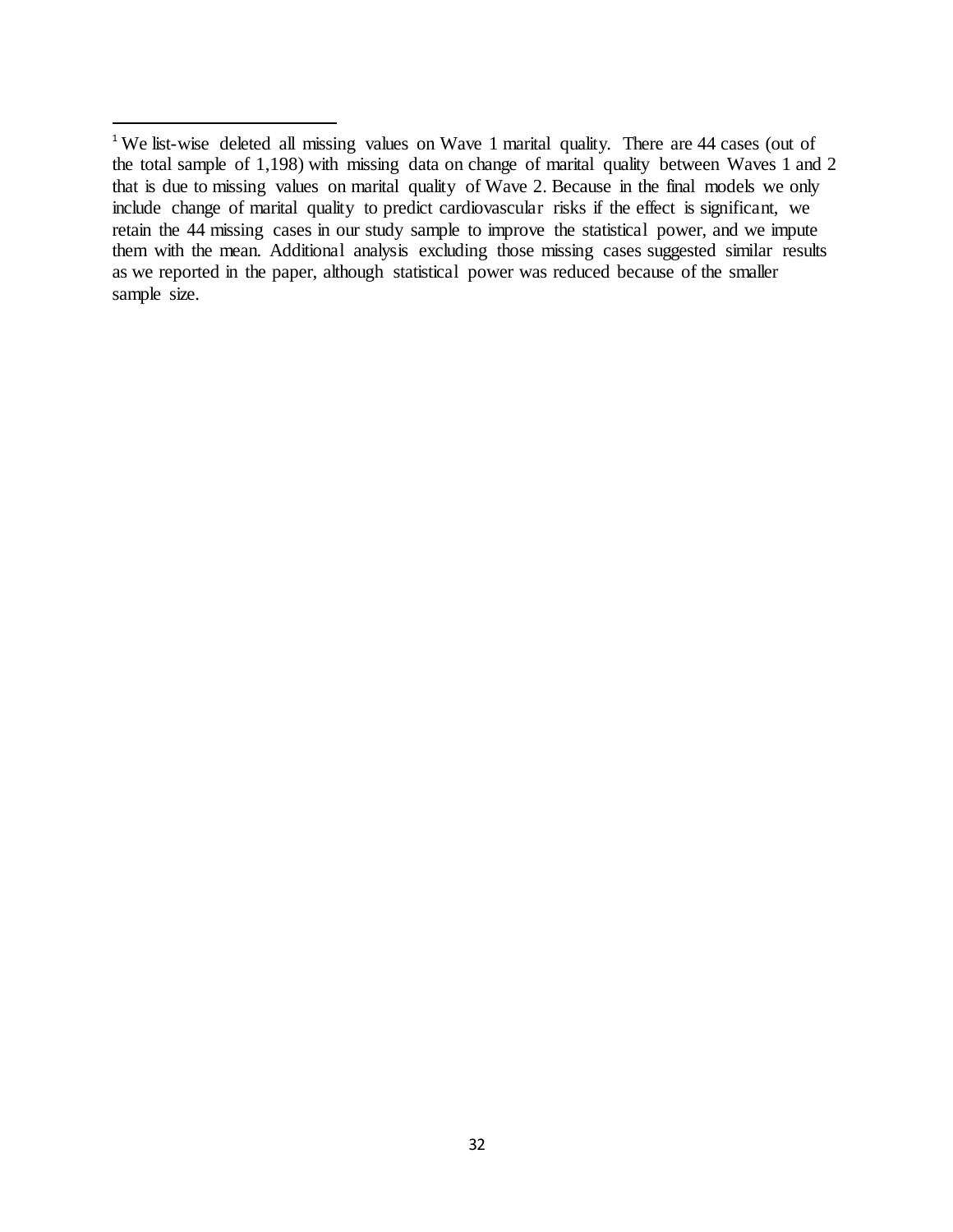[1] We list-wise deleted all missing values on Wave 1 marital quality. There are 44 cases (out of the total sample of 1,198) with missing data on change of marital quality between Waves 1 and 2 that is due to missing values on marital quality of Wave 2. Because in the final models we only include change of marital quality to predict cardiovascular risks if the effect is significant, we retain the 44 missing cases in our study sample to improve the statistical power, and we impute them with the mean. Additional analysis excluding those missing cases suggested similar results as we reported in the paper, although statistical power was reduced because of the smaller sample size.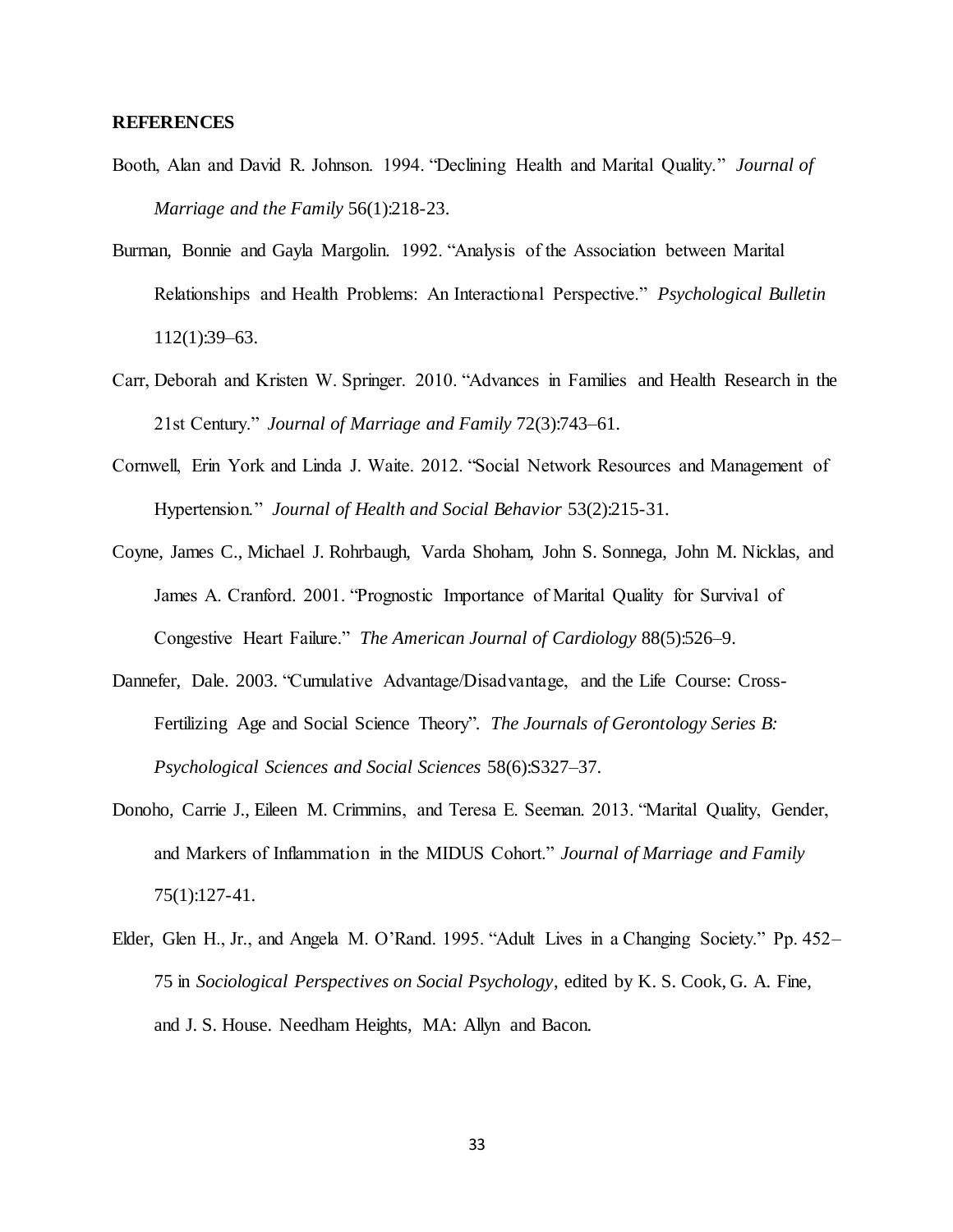**REFERENCES**

Booth, Alan and David R. Johnson. 1994. "Declining Health and Marital Quality." *Journal of Marriage and the Family* 56(1):218-23.

Burman, Bonnie and Gayla Margolin. 1992. "Analysis of the Association between Marital Relationships and Health Problems: An Interactional Perspective." *Psychological Bulletin* 112(1):39–63.

Carr, Deborah and Kristen W. Springer. 2010. "Advances in Families and Health Research in the 21st Century." *Journal of Marriage and Family* 72(3):743–61.

Cornwell, Erin York and Linda J. Waite. 2012. "Social Network Resources and Management of Hypertension." *Journal of Health and Social Behavior* 53(2):215-31.

Coyne, James C., Michael J. Rohrbaugh, Varda Shoham, John S. Sonnega, John M. Nicklas, and James A. Cranford. 2001. "Prognostic Importance of Marital Quality for Survival of Congestive Heart Failure." *The American Journal of Cardiology* 88(5):526–9.

Dannefer, Dale. 2003. "Cumulative Advantage/Disadvantage, and the Life Course: Cross-Fertilizing Age and Social Science Theory". *The Journals of Gerontology Series B: Psychological Sciences and Social Sciences* 58(6):S327–37.

Donoho, Carrie J., Eileen M. Crimmins, and Teresa E. Seeman. 2013. "Marital Quality, Gender, and Markers of Inflammation in the MIDUS Cohort." *Journal of Marriage and Family* 75(1):127-41.

Elder, Glen H., Jr., and Angela M. O'Rand. 1995. "Adult Lives in a Changing Society." Pp. 452–75 in *Sociological Perspectives on Social Psychology*, edited by K. S. Cook, G. A. Fine, and J. S. House. Needham Heights, MA: Allyn and Bacon.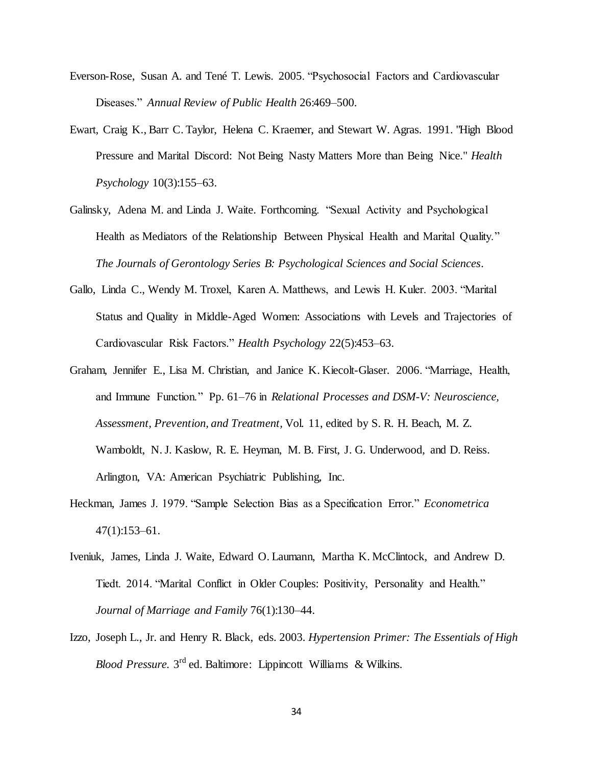Everson-Rose, Susan A. and Tené T. Lewis. 2005. "Psychosocial Factors and Cardiovascular Diseases." *Annual Review of Public Health* 26:469–500.

Ewart, Craig K., Barr C. Taylor, Helena C. Kraemer, and Stewart W. Agras. 1991. "High Blood Pressure and Marital Discord: Not Being Nasty Matters More than Being Nice." *Health Psychology* 10(3):155–63.

Galinsky, Adena M. and Linda J. Waite. Forthcoming. "Sexual Activity and Psychological Health as Mediators of the Relationship Between Physical Health and Marital Quality." *The Journals of Gerontology Series B: Psychological Sciences and Social Sciences*.

Gallo, Linda C., Wendy M. Troxel, Karen A. Matthews, and Lewis H. Kuler. 2003. "Marital Status and Quality in Middle-Aged Women: Associations with Levels and Trajectories of Cardiovascular Risk Factors." *Health Psychology* 22(5):453–63.

Graham, Jennifer E., Lisa M. Christian, and Janice K. Kiecolt-Glaser. 2006. "Marriage, Health, and Immune Function." Pp. 61–76 in *Relational Processes and DSM-V: Neuroscience, Assessment, Prevention, and Treatment*, Vol. 11, edited by S. R. H. Beach, M. Z. Wamboldt, N. J. Kaslow, R. E. Heyman, M. B. First, J. G. Underwood, and D. Reiss. Arlington, VA: American Psychiatric Publishing, Inc.

Heckman, James J. 1979. "Sample Selection Bias as a Specification Error." *Econometrica* 47(1):153–61.

Iveniuk, James, Linda J. Waite, Edward O. Laumann, Martha K. McClintock, and Andrew D. Tiedt. 2014. "Marital Conflict in Older Couples: Positivity, Personality and Health." *Journal of Marriage and Family* 76(1):130–44.

Izzo, Joseph L., Jr. and Henry R. Black, eds. 2003. *Hypertension Primer: The Essentials of High Blood Pressure.* 3rd ed. Baltimore: Lippincott Williams & Wilkins.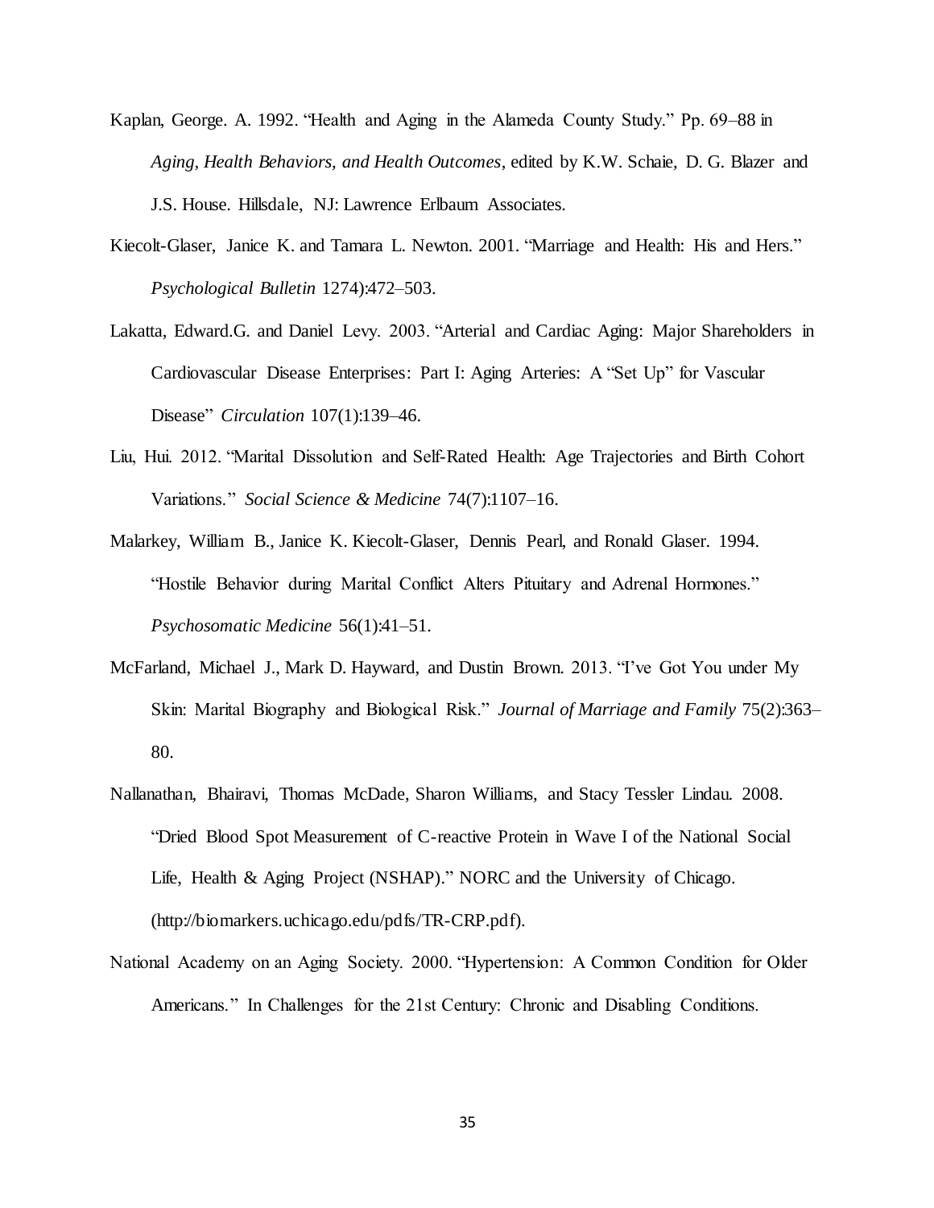Kaplan, George. A. 1992. "Health and Aging in the Alameda County Study." Pp. 69–88 in *Aging, Health Behaviors, and Health Outcomes*, edited by K.W. Schaie, D. G. Blazer and J.S. House. Hillsdale, NJ: Lawrence Erlbaum Associates.

Kiecolt-Glaser, Janice K. and Tamara L. Newton. 2001. "Marriage and Health: His and Hers." *Psychological Bulletin* 1274):472–503.

Lakatta, Edward.G. and Daniel Levy. 2003. "Arterial and Cardiac Aging: Major Shareholders in Cardiovascular Disease Enterprises: Part I: Aging Arteries: A "Set Up" for Vascular Disease" *Circulation* 107(1):139–46.

Liu, Hui. 2012. "Marital Dissolution and Self-Rated Health: Age Trajectories and Birth Cohort Variations." *Social Science & Medicine* 74(7):1107–16.

Malarkey, William B., Janice K. Kiecolt-Glaser, Dennis Pearl, and Ronald Glaser. 1994. "Hostile Behavior during Marital Conflict Alters Pituitary and Adrenal Hormones." *Psychosomatic Medicine* 56(1):41–51.

McFarland, Michael J., Mark D. Hayward, and Dustin Brown. 2013. "I've Got You under My Skin: Marital Biography and Biological Risk." *Journal of Marriage and Family* 75(2):363–80.

Nallanathan, Bhairavi, Thomas McDade, Sharon Williams, and Stacy Tessler Lindau. 2008. "Dried Blood Spot Measurement of C-reactive Protein in Wave I of the National Social Life, Health & Aging Project (NSHAP)." NORC and the University of Chicago. (http://biomarkers.uchicago.edu/pdfs/TR-CRP.pdf).

National Academy on an Aging Society. 2000. "Hypertension: A Common Condition for Older Americans." In Challenges for the 21st Century: Chronic and Disabling Conditions.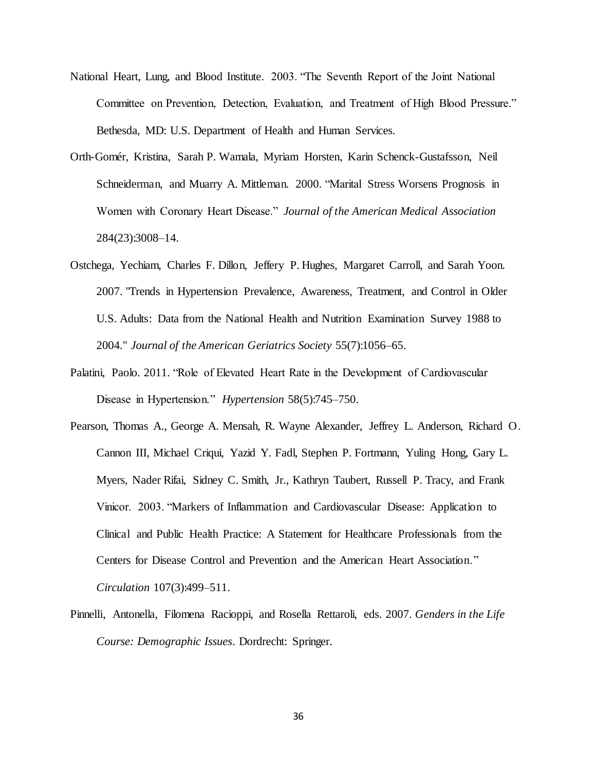National Heart, Lung, and Blood Institute. 2003. "The Seventh Report of the Joint National Committee on Prevention, Detection, Evaluation, and Treatment of High Blood Pressure." Bethesda, MD: U.S. Department of Health and Human Services.

Orth-Gomér, Kristina, Sarah P. Wamala, Myriam Horsten, Karin Schenck-Gustafsson, Neil Schneiderman, and Muarry A. Mittleman. 2000. "Marital Stress Worsens Prognosis in Women with Coronary Heart Disease." *Journal of the American Medical Association* 284(23):3008–14.

Ostchega, Yechiam, Charles F. Dillon, Jeffery P. Hughes, Margaret Carroll, and Sarah Yoon. 2007. "Trends in Hypertension Prevalence, Awareness, Treatment, and Control in Older U.S. Adults: Data from the National Health and Nutrition Examination Survey 1988 to 2004." *Journal of the American Geriatrics Society* 55(7):1056–65.

Palatini, Paolo. 2011. "Role of Elevated Heart Rate in the Development of Cardiovascular Disease in Hypertension." *Hypertension* 58(5):745–750.

Pearson, Thomas A., George A. Mensah, R. Wayne Alexander, Jeffrey L. Anderson, Richard O. Cannon III, Michael Criqui, Yazid Y. Fadl, Stephen P. Fortmann, Yuling Hong, Gary L. Myers, Nader Rifai, Sidney C. Smith, Jr., Kathryn Taubert, Russell P. Tracy, and Frank Vinicor. 2003. "Markers of Inflammation and Cardiovascular Disease: Application to Clinical and Public Health Practice: A Statement for Healthcare Professionals from the Centers for Disease Control and Prevention and the American Heart Association." *Circulation* 107(3):499–511.

Pinnelli, Antonella, Filomena Racioppi, and Rosella Rettaroli, eds. 2007. *Genders in the Life Course: Demographic Issues*. Dordrecht: Springer.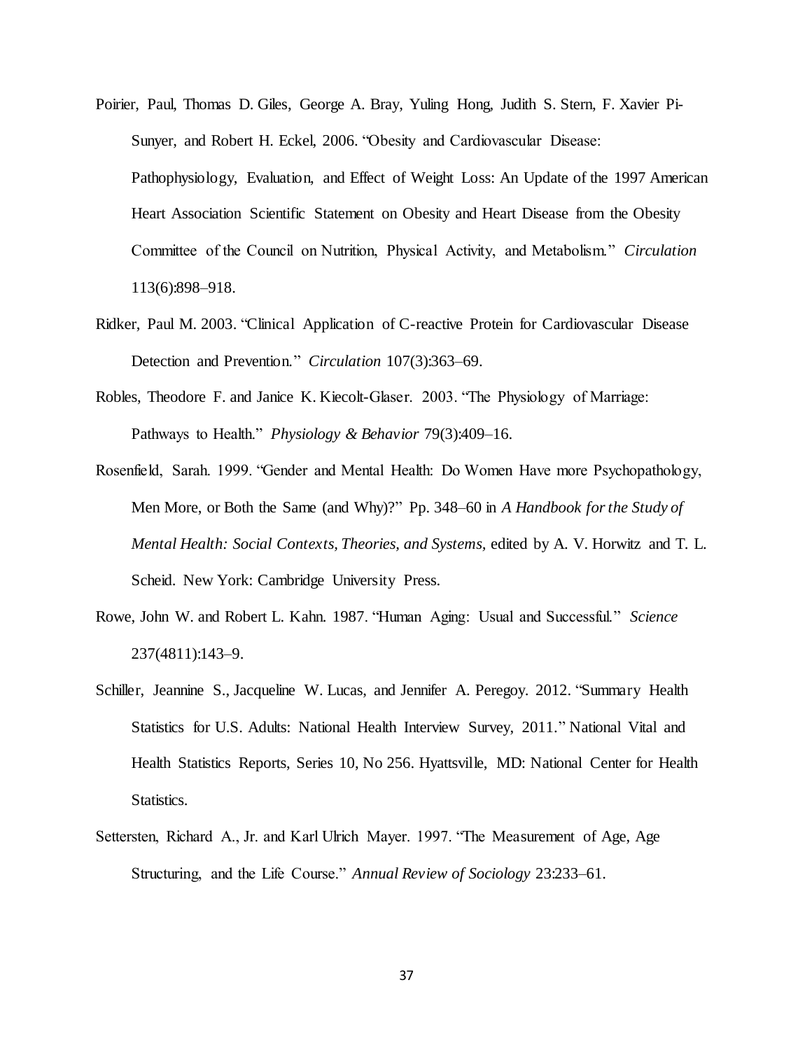Poirier, Paul, Thomas D. Giles, George A. Bray, Yuling Hong, Judith S. Stern, F. Xavier Pi-Sunyer, and Robert H. Eckel, 2006. "Obesity and Cardiovascular Disease: Pathophysiology, Evaluation, and Effect of Weight Loss: An Update of the 1997 American Heart Association Scientific Statement on Obesity and Heart Disease from the Obesity Committee of the Council on Nutrition, Physical Activity, and Metabolism." *Circulation* 113(6):898–918.

Ridker, Paul M. 2003. "Clinical Application of C-reactive Protein for Cardiovascular Disease Detection and Prevention." *Circulation* 107(3):363–69.

Robles, Theodore F. and Janice K. Kiecolt-Glaser. 2003. "The Physiology of Marriage: Pathways to Health." *Physiology & Behavior* 79(3):409–16.

Rosenfield, Sarah. 1999. "Gender and Mental Health: Do Women Have more Psychopathology, Men More, or Both the Same (and Why)?" Pp. 348–60 in *A Handbook for the Study of Mental Health: Social Contexts, Theories, and Systems,* edited by A. V. Horwitz and T. L. Scheid. New York: Cambridge University Press.

Rowe, John W. and Robert L. Kahn. 1987. "Human Aging: Usual and Successful." *Science* 237(4811):143–9.

Schiller, Jeannine S., Jacqueline W. Lucas, and Jennifer A. Peregoy. 2012. "Summary Health Statistics for U.S. Adults: National Health Interview Survey, 2011." National Vital and Health Statistics Reports, Series 10, No 256. Hyattsville, MD: National Center for Health Statistics.

Settersten, Richard A., Jr. and Karl Ulrich Mayer. 1997. "The Measurement of Age, Age Structuring, and the Life Course." *Annual Review of Sociology* 23:233–61.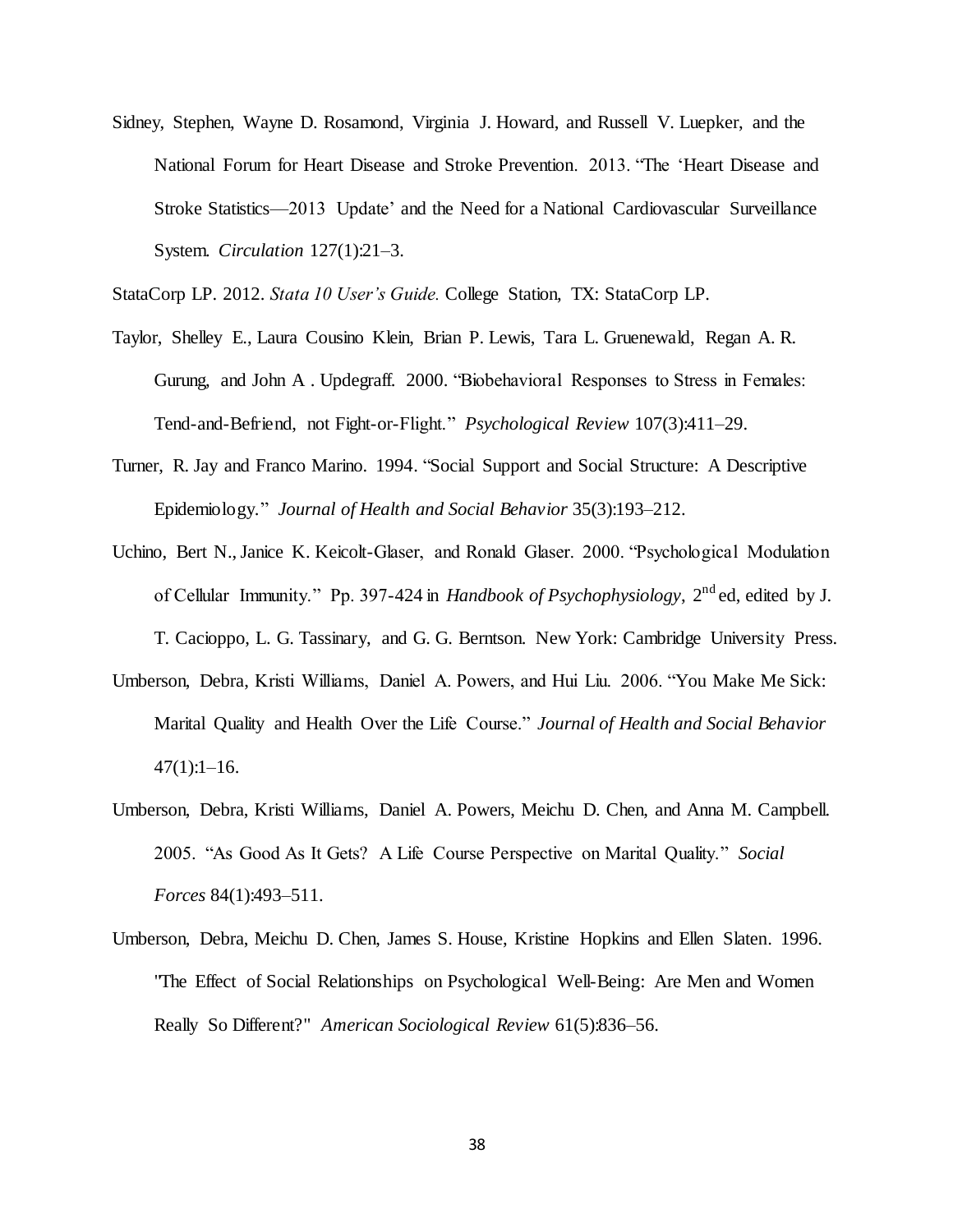Sidney, Stephen, Wayne D. Rosamond, Virginia J. Howard, and Russell V. Luepker, and the National Forum for Heart Disease and Stroke Prevention. 2013. "The 'Heart Disease and Stroke Statistics—2013 Update' and the Need for a National Cardiovascular Surveillance System. *Circulation* 127(1):21–3.

StataCorp LP. 2012. *Stata 10 User's Guide.* College Station, TX: StataCorp LP.

Taylor, Shelley E., Laura Cousino Klein, Brian P. Lewis, Tara L. Gruenewald, Regan A. R. Gurung, and John A . Updegraff. 2000. "Biobehavioral Responses to Stress in Females: Tend-and-Befriend, not Fight-or-Flight." *Psychological Review* 107(3):411–29.

Turner, R. Jay and Franco Marino. 1994. "Social Support and Social Structure: A Descriptive Epidemiology." *Journal of Health and Social Behavior* 35(3):193–212.

Uchino, Bert N., Janice K. Keicolt-Glaser, and Ronald Glaser. 2000. "Psychological Modulation of Cellular Immunity." Pp. 397-424 in *Handbook of Psychophysiology*, 2nd ed, edited by J. T. Cacioppo, L. G. Tassinary, and G. G. Berntson. New York: Cambridge University Press.

Umberson, Debra, Kristi Williams, Daniel A. Powers, and Hui Liu. 2006. "You Make Me Sick: Marital Quality and Health Over the Life Course." *Journal of Health and Social Behavior* 47(1):1–16.

Umberson, Debra, Kristi Williams, Daniel A. Powers, Meichu D. Chen, and Anna M. Campbell. 2005. "As Good As It Gets? A Life Course Perspective on Marital Quality." *Social Forces* 84(1):493–511.

Umberson, Debra, Meichu D. Chen, James S. House, Kristine Hopkins and Ellen Slaten. 1996. "The Effect of Social Relationships on Psychological Well-Being: Are Men and Women Really So Different?" *American Sociological Review* 61(5):836–56.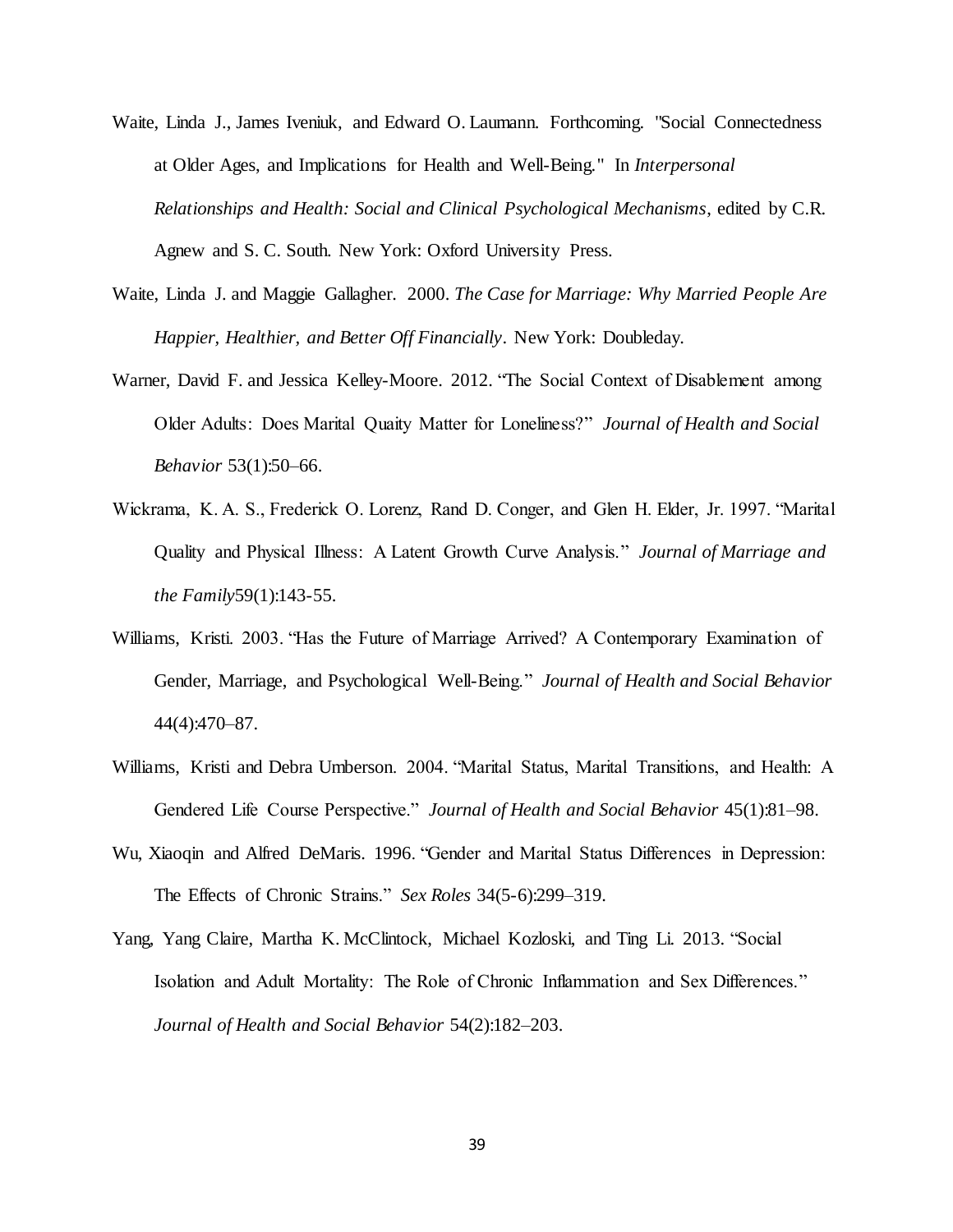Waite, Linda J., James Iveniuk, and Edward O. Laumann. Forthcoming. "Social Connectedness at Older Ages, and Implications for Health and Well-Being." In *Interpersonal Relationships and Health: Social and Clinical Psychological Mechanisms*, edited by C.R. Agnew and S. C. South. New York: Oxford University Press.

Waite, Linda J. and Maggie Gallagher. 2000. *The Case for Marriage: Why Married People Are Happier, Healthier, and Better Off Financially*. New York: Doubleday.

Warner, David F. and Jessica Kelley-Moore. 2012. "The Social Context of Disablement among Older Adults: Does Marital Quaity Matter for Loneliness?" *Journal of Health and Social Behavior* 53(1):50–66.

Wickrama, K. A. S., Frederick O. Lorenz, Rand D. Conger, and Glen H. Elder, Jr. 1997. "Marital Quality and Physical Illness: A Latent Growth Curve Analysis." *Journal of Marriage and the Family*59(1):143-55.

Williams, Kristi. 2003. "Has the Future of Marriage Arrived? A Contemporary Examination of Gender, Marriage, and Psychological Well-Being." *Journal of Health and Social Behavior* 44(4):470–87.

Williams, Kristi and Debra Umberson. 2004. "Marital Status, Marital Transitions, and Health: A Gendered Life Course Perspective." *Journal of Health and Social Behavior* 45(1):81–98.

Wu, Xiaoqin and Alfred DeMaris. 1996. "Gender and Marital Status Differences in Depression: The Effects of Chronic Strains." *Sex Roles* 34(5-6):299–319.

Yang, Yang Claire, Martha K. McClintock, Michael Kozloski, and Ting Li. 2013. "Social Isolation and Adult Mortality: The Role of Chronic Inflammation and Sex Differences." *Journal of Health and Social Behavior* 54(2):182–203.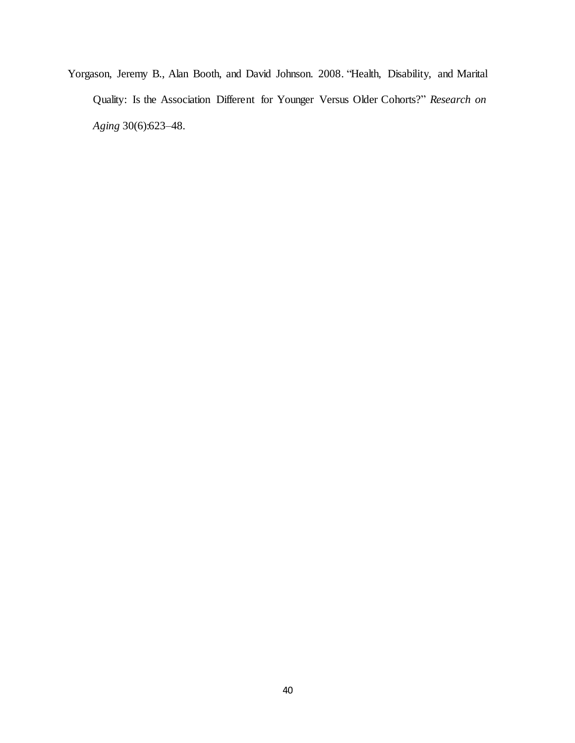Yorgason, Jeremy B., Alan Booth, and David Johnson. 2008. "Health, Disability, and Marital Quality: Is the Association Different for Younger Versus Older Cohorts?" *Research on Aging* 30(6):623–48.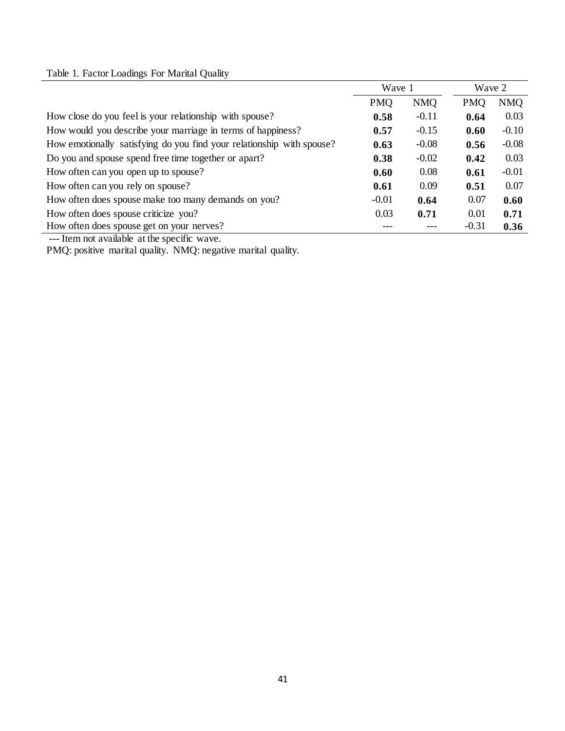Table 1. Factor Loadings For Marital Quality

| | Wave 1 | | Wave 2 | |
|---|---|---|---|---|
| | PMQ | NMQ | PMQ | NMQ |
| How close do you feel is your relationship with spouse? | **0.58** | -0.11 | **0.64** | 0.03 |
| How would you describe your marriage in terms of happiness? | **0.57** | -0.15 | **0.60** | -0.10 |
| How emotionally satisfying do you find your relationship with spouse? | **0.63** | -0.08 | **0.56** | -0.08 |
| Do you and spouse spend free time together or apart? | **0.38** | -0.02 | **0.42** | 0.03 |
| How often can you open up to spouse? | **0.60** | 0.08 | **0.61** | -0.01 |
| How often can you rely on spouse? | **0.61** | 0.09 | **0.51** | 0.07 |
| How often does spouse make too many demands on you? | -0.01 | **0.64** | 0.07 | **0.60** |
| How often does spouse criticize you? | 0.03 | **0.71** | 0.01 | **0.71** |
| How often does spouse get on your nerves? | --- | --- | -0.31 | **0.36** |

--- Item not available at the specific wave.

PMQ: positive marital quality. NMQ: negative marital quality.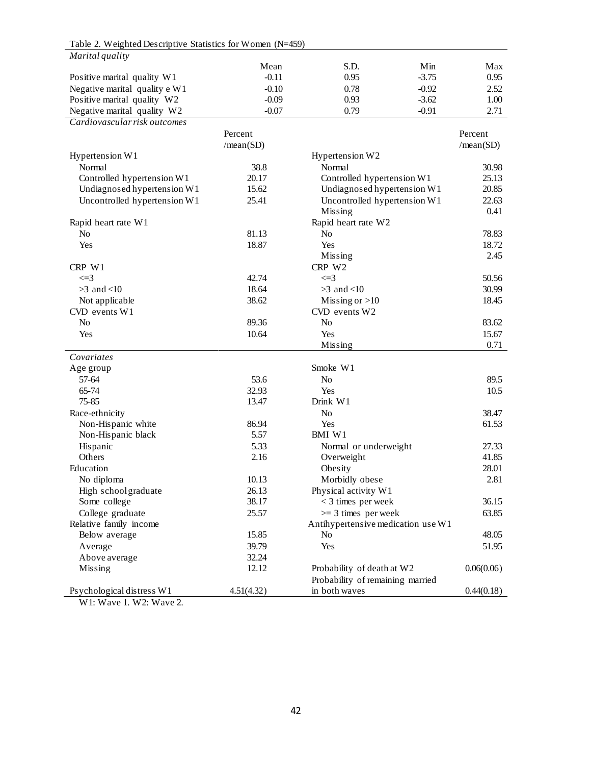Table 2. Weighted Descriptive Statistics for Women (N=459)

| *Marital quality* | Mean | S.D. | Min | Max |
|---|---|---|---|---|
| Positive marital quality W1 | -0.11 | 0.95 | -3.75 | 0.95 |
| Negative marital quality e W1 | -0.10 | 0.78 | -0.92 | 2.52 |
| Positive marital quality W2 | -0.09 | 0.93 | -3.62 | 1.00 |
| Negative marital quality W2 | -0.07 | 0.79 | -0.91 | 2.71 |

| *Cardiovascular risk outcomes* | Percent /mean(SD) | | Percent /mean(SD) |
|---|---|---|---|
| Hypertension W1 | | Hypertension W2 | |
| Normal | 38.8 | Normal | 30.98 |
| Controlled hypertension W1 | 20.17 | Controlled hypertension W1 | 25.13 |
| Undiagnosed hypertension W1 | 15.62 | Undiagnosed hypertension W1 | 20.85 |
| Uncontrolled hypertension W1 | 25.41 | Uncontrolled hypertension W1 | 22.63 |
| | | Missing | 0.41 |
| Rapid heart rate W1 | | Rapid heart rate W2 | |
| No | 81.13 | No | 78.83 |
| Yes | 18.87 | Yes | 18.72 |
| | | Missing | 2.45 |
| CRP W1 | | CRP W2 | |
| <=3 | 42.74 | <=3 | 50.56 |
| >3 and <10 | 18.64 | >3 and <10 | 30.99 |
| Not applicable | 38.62 | Missing or >10 | 18.45 |
| CVD events W1 | | CVD events W2 | |
| No | 89.36 | No | 83.62 |
| Yes | 10.64 | Yes | 15.67 |
| | | Missing | 0.71 |
| *Covariates* | | | |
| Age group | | Smoke W1 | |
| 57-64 | 53.6 | No | 89.5 |
| 65-74 | 32.93 | Yes | 10.5 |
| 75-85 | 13.47 | Drink W1 | |
| Race-ethnicity | | No | 38.47 |
| Non-Hispanic white | 86.94 | Yes | 61.53 |
| Non-Hispanic black | 5.57 | BMI W1 | |
| Hispanic | 5.33 | Normal or underweight | 27.33 |
| Others | 2.16 | Overweight | 41.85 |
| Education | | Obesity | 28.01 |
| No diploma | 10.13 | Morbidly obese | 2.81 |
| High school graduate | 26.13 | Physical activity W1 | |
| Some college | 38.17 | < 3 times per week | 36.15 |
| College graduate | 25.57 | >= 3 times per week | 63.85 |
| Relative family income | | Antihypertensive medication use W1 | |
| Below average | 15.85 | No | 48.05 |
| Average | 39.79 | Yes | 51.95 |
| Above average | 32.24 | | |
| Missing | 12.12 | Probability of death at W2 | 0.06(0.06) |
| Psychological distress W1 | 4.51(4.32) | Probability of remaining married in both waves | 0.44(0.18) |

W1: Wave 1. W2: Wave 2.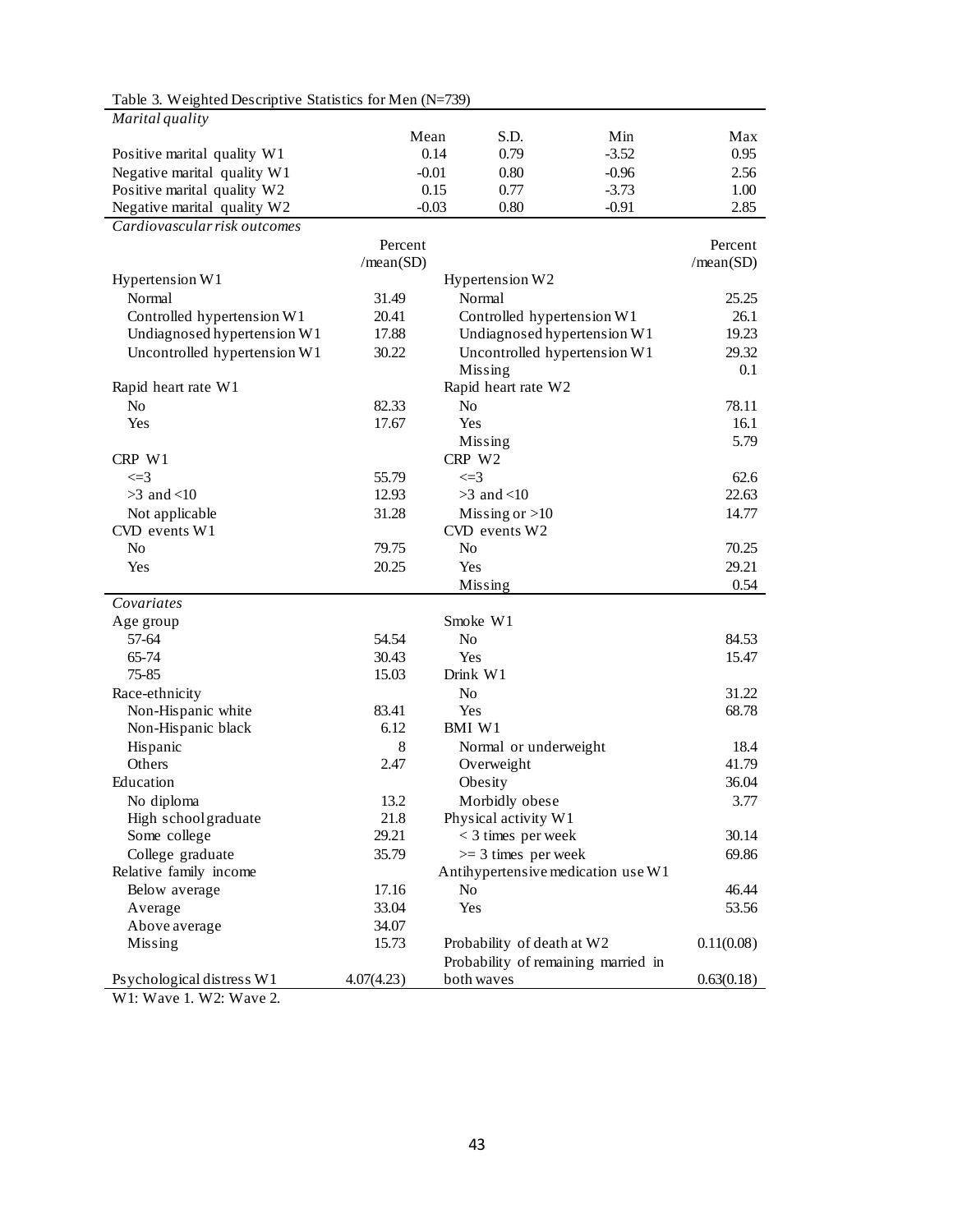Table 3. Weighted Descriptive Statistics for Men (N=739)

| *Marital quality* | Mean | S.D. | Min | Max |
|---|---|---|---|---|
| Positive marital quality W1 | 0.14 | 0.79 | -3.52 | 0.95 |
| Negative marital quality W1 | -0.01 | 0.80 | -0.96 | 2.56 |
| Positive marital quality W2 | 0.15 | 0.77 | -3.73 | 1.00 |
| Negative marital quality W2 | -0.03 | 0.80 | -0.91 | 2.85 |

| *Cardiovascular risk outcomes* | Percent /mean(SD) | | Percent /mean(SD) |
|---|---|---|---|
| Hypertension W1 | | Hypertension W2 | |
| Normal | 31.49 | Normal | 25.25 |
| Controlled hypertension W1 | 20.41 | Controlled hypertension W1 | 26.1 |
| Undiagnosed hypertension W1 | 17.88 | Undiagnosed hypertension W1 | 19.23 |
| Uncontrolled hypertension W1 | 30.22 | Uncontrolled hypertension W1 | 29.32 |
| | | Missing | 0.1 |
| Rapid heart rate W1 | | Rapid heart rate W2 | |
| No | 82.33 | No | 78.11 |
| Yes | 17.67 | Yes | 16.1 |
| | | Missing | 5.79 |
| CRP W1 | | CRP W2 | |
| <=3 | 55.79 | <=3 | 62.6 |
| >3 and <10 | 12.93 | >3 and <10 | 22.63 |
| Not applicable | 31.28 | Missing or >10 | 14.77 |
| CVD events W1 | | CVD events W2 | |
| No | 79.75 | No | 70.25 |
| Yes | 20.25 | Yes | 29.21 |
| | | Missing | 0.54 |

| *Covariates* | | | |
|---|---|---|---|
| Age group | | Smoke W1 | |
| 57-64 | 54.54 | No | 84.53 |
| 65-74 | 30.43 | Yes | 15.47 |
| 75-85 | 15.03 | Drink W1 | |
| Race-ethnicity | | No | 31.22 |
| Non-Hispanic white | 83.41 | Yes | 68.78 |
| Non-Hispanic black | 6.12 | BMI W1 | |
| Hispanic | 8 | Normal or underweight | 18.4 |
| Others | 2.47 | Overweight | 41.79 |
| Education | | Obesity | 36.04 |
| No diploma | 13.2 | Morbidly obese | 3.77 |
| High school graduate | 21.8 | Physical activity W1 | |
| Some college | 29.21 | < 3 times per week | 30.14 |
| College graduate | 35.79 | >= 3 times per week | 69.86 |
| Relative family income | | Antihypertensive medication use W1 | |
| Below average | 17.16 | No | 46.44 |
| Average | 33.04 | Yes | 53.56 |
| Above average | 34.07 | | |
| Missing | 15.73 | Probability of death at W2 | 0.11(0.08) |
| Psychological distress W1 | 4.07(4.23) | Probability of remaining married in both waves | 0.63(0.18) |

W1: Wave 1. W2: Wave 2.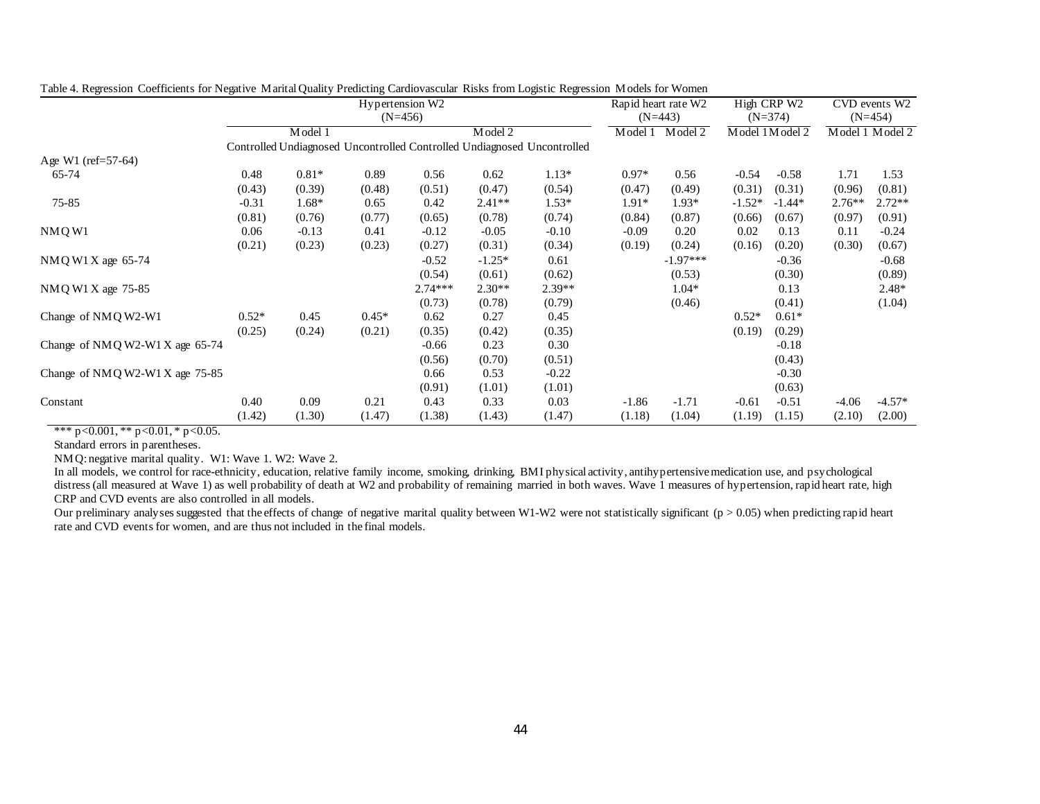Table 4. Regression Coefficients for Negative Marital Quality Predicting Cardiovascular Risks from Logistic Regression Models for Women

| | Hypertension W2 (N=456) | | | | | | Rapid heart rate W2 (N=443) | | High CRP W2 (N=374) | | CVD events W2 (N=454) | |
|---|---|---|---|---|---|---|---|---|---|---|---|---|
| | Model 1 | | | Model 2 | | | Model 1 | Model 2 | Model 1 | Model 2 | Model 1 | Model 2 |
| | Controlled | Undiagnosed | Uncontrolled | Controlled | Undiagnosed | Uncontrolled | | | | | | |
| Age W1 (ref=57-64) | | | | | | | | | | | | |
| 65-74 | 0.48 | 0.81* | 0.89 | 0.56 | 0.62 | 1.13* | 0.97* | 0.56 | -0.54 | -0.58 | 1.71 | 1.53 |
| | (0.43) | (0.39) | (0.48) | (0.51) | (0.47) | (0.54) | (0.47) | (0.49) | (0.31) | (0.31) | (0.96) | (0.81) |
| 75-85 | -0.31 | 1.68* | 0.65 | 0.42 | 2.41** | 1.53* | 1.91* | 1.93* | -1.52* | -1.44* | 2.76** | 2.72** |
| | (0.81) | (0.76) | (0.77) | (0.65) | (0.78) | (0.74) | (0.84) | (0.87) | (0.66) | (0.67) | (0.97) | (0.91) |
| NMQ W1 | 0.06 | -0.13 | 0.41 | -0.12 | -0.05 | -0.10 | -0.09 | 0.20 | 0.02 | 0.13 | 0.11 | -0.24 |
| | (0.21) | (0.23) | (0.23) | (0.27) | (0.31) | (0.34) | (0.19) | (0.24) | (0.16) | (0.20) | (0.30) | (0.67) |
| NMQ W1 X age 65-74 | | | | -0.52 | -1.25* | 0.61 | | -1.97*** | | -0.36 | | -0.68 |
| | | | | (0.54) | (0.61) | (0.62) | | (0.53) | | (0.30) | | (0.89) |
| NMQ W1 X age 75-85 | | | | 2.74*** | 2.30** | 2.39** | | 1.04* | | 0.13 | | 2.48* |
| | | | | (0.73) | (0.78) | (0.79) | | (0.46) | | (0.41) | | (1.04) |
| Change of NMQ W2-W1 | 0.52* | 0.45 | 0.45* | 0.62 | 0.27 | 0.45 | | | 0.52* | 0.61* | | |
| | (0.25) | (0.24) | (0.21) | (0.35) | (0.42) | (0.35) | | | (0.19) | (0.29) | | |
| Change of NMQ W2-W1 X age 65-74 | | | | -0.66 | 0.23 | 0.30 | | | | -0.18 | | |
| | | | | (0.56) | (0.70) | (0.51) | | | | (0.43) | | |
| Change of NMQ W2-W1 X age 75-85 | | | | 0.66 | 0.53 | -0.22 | | | | -0.30 | | |
| | | | | (0.91) | (1.01) | (1.01) | | | | (0.63) | | |
| Constant | 0.40 | 0.09 | 0.21 | 0.43 | 0.33 | 0.03 | -1.86 | -1.71 | -0.61 | -0.51 | -4.06 | -4.57* |
| | (1.42) | (1.30) | (1.47) | (1.38) | (1.43) | (1.47) | (1.18) | (1.04) | (1.19) | (1.15) | (2.10) | (2.00) |

*** p<0.001, ** p<0.01, * p<0.05.

Standard errors in parentheses.

NMQ: negative marital quality. W1: Wave 1. W2: Wave 2.

In all models, we control for race-ethnicity, education, relative family income, smoking, drinking, BMI physical activity, antihypertensive medication use, and psychological distress (all measured at Wave 1) as well probability of death at W2 and probability of remaining married in both waves. Wave 1 measures of hypertension, rapid heart rate, high CRP and CVD events are also controlled in all models.

Our preliminary analyses suggested that the effects of change of negative marital quality between W1-W2 were not statistically significant (p > 0.05) when predicting rapid heart rate and CVD events for women, and are thus not included in the final models.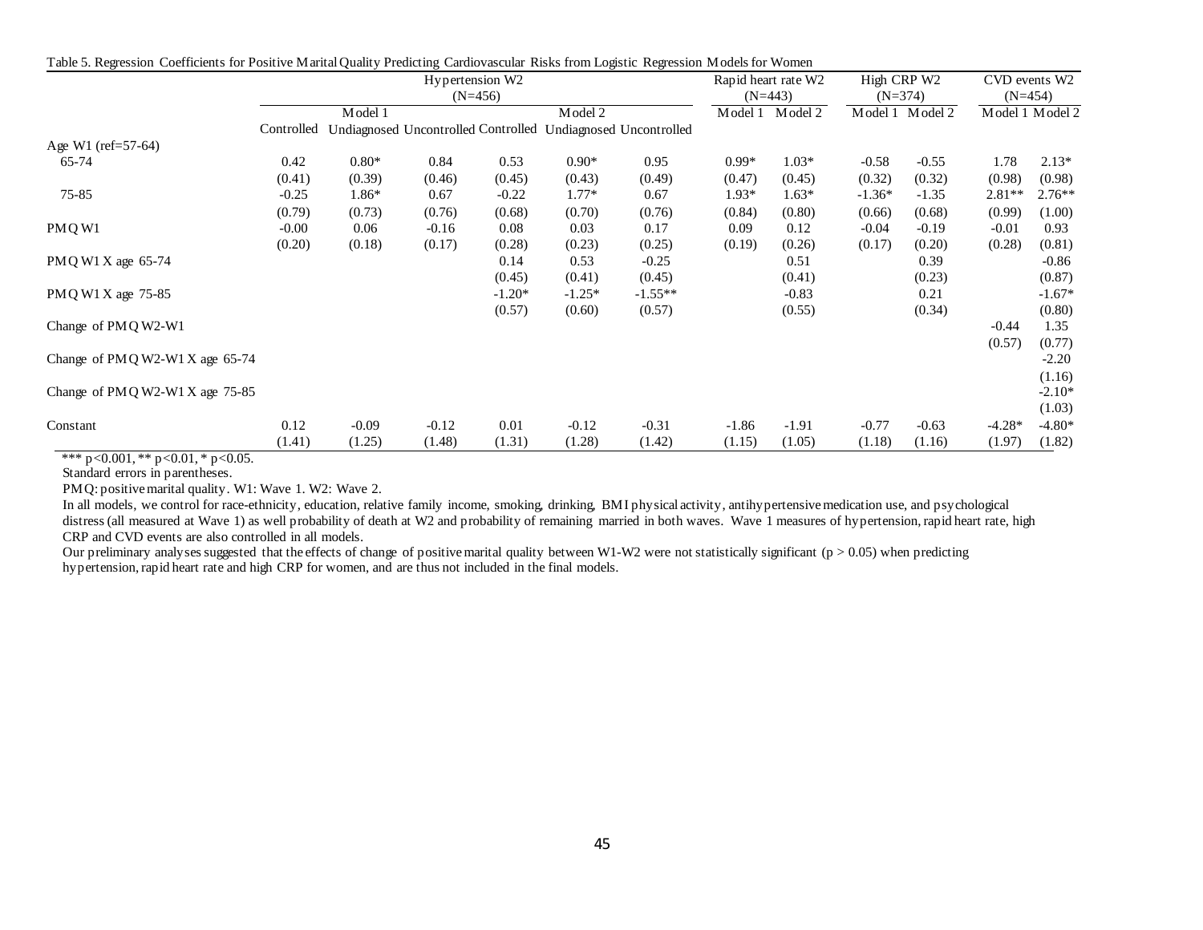Table 5. Regression Coefficients for Positive Marital Quality Predicting Cardiovascular Risks from Logistic Regression Models for Women

| | Hypertension W2 (N=456) | | | | | | Rapid heart rate W2 (N=443) | | High CRP W2 (N=374) | | CVD events W2 (N=454) | |
|---|---|---|---|---|---|---|---|---|---|---|---|---|
| | Model 1 | | | Model 2 | | | Model 1 | Model 2 | Model 1 | Model 2 | Model 1 | Model 2 |
| | Controlled | Undiagnosed | Uncontrolled | Controlled | Undiagnosed | Uncontrolled | | | | | | |
| Age W1 (ref=57-64) | | | | | | | | | | | | |
| 65-74 | 0.42 | 0.80* | 0.84 | 0.53 | 0.90* | 0.95 | 0.99* | 1.03* | -0.58 | -0.55 | 1.78 | 2.13* |
| | (0.41) | (0.39) | (0.46) | (0.45) | (0.43) | (0.49) | (0.47) | (0.45) | (0.32) | (0.32) | (0.98) | (0.98) |
| 75-85 | -0.25 | 1.86* | 0.67 | -0.22 | 1.77* | 0.67 | 1.93* | 1.63* | -1.36* | -1.35 | 2.81** | 2.76** |
| | (0.79) | (0.73) | (0.76) | (0.68) | (0.70) | (0.76) | (0.84) | (0.80) | (0.66) | (0.68) | (0.99) | (1.00) |
| PMQ W1 | -0.00 | 0.06 | -0.16 | 0.08 | 0.03 | 0.17 | 0.09 | 0.12 | -0.04 | -0.19 | -0.01 | 0.93 |
| | (0.20) | (0.18) | (0.17) | (0.28) | (0.23) | (0.25) | (0.19) | (0.26) | (0.17) | (0.20) | (0.28) | (0.81) |
| PMQ W1 X age 65-74 | | | | 0.14 | 0.53 | -0.25 | | 0.51 | | 0.39 | | -0.86 |
| | | | | (0.45) | (0.41) | (0.45) | | (0.41) | | (0.23) | | (0.87) |
| PMQ W1 X age 75-85 | | | | -1.20* | -1.25* | -1.55** | | -0.83 | | 0.21 | | -1.67* |
| | | | | (0.57) | (0.60) | (0.57) | | (0.55) | | (0.34) | | (0.80) |
| Change of PMQ W2-W1 | | | | | | | | | | | -0.44 | 1.35 |
| | | | | | | | | | | | (0.57) | (0.77) |
| Change of PMQ W2-W1 X age 65-74 | | | | | | | | | | | | -2.20 |
| | | | | | | | | | | | | (1.16) |
| Change of PMQ W2-W1 X age 75-85 | | | | | | | | | | | | -2.10* |
| | | | | | | | | | | | | (1.03) |
| Constant | 0.12 | -0.09 | -0.12 | 0.01 | -0.12 | -0.31 | -1.86 | -1.91 | -0.77 | -0.63 | -4.28* | -4.80* |
| | (1.41) | (1.25) | (1.48) | (1.31) | (1.28) | (1.42) | (1.15) | (1.05) | (1.18) | (1.16) | (1.97) | (1.82) |

*** $p<0.001$, ** $p<0.01$, * $p<0.05$.

Standard errors in parentheses.

PMQ: positive marital quality. W1: Wave 1. W2: Wave 2.

In all models, we control for race-ethnicity, education, relative family income, smoking, drinking, BMI physical activity, antihypertensive medication use, and psychological distress (all measured at Wave 1) as well probability of death at W2 and probability of remaining married in both waves. Wave 1 measures of hypertension, rapid heart rate, high CRP and CVD events are also controlled in all models.

Our preliminary analyses suggested that the effects of change of positive marital quality between W1-W2 were not statistically significant ($p > 0.05$) when predicting hypertension, rapid heart rate and high CRP for women, and are thus not included in the final models.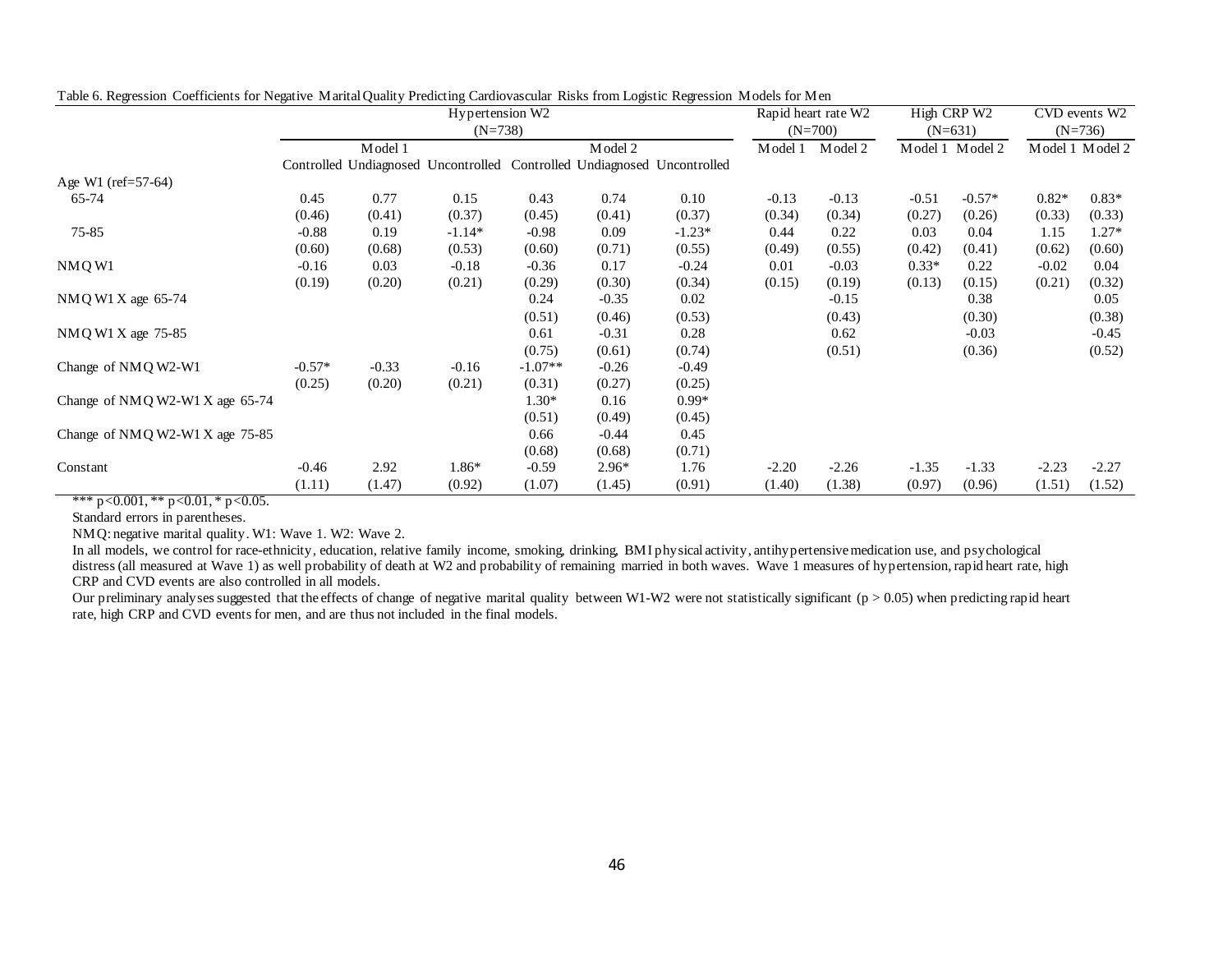Table 6. Regression Coefficients for Negative Marital Quality Predicting Cardiovascular Risks from Logistic Regression Models for Men

| | Hypertension W2 (N=738) | | | | | | Rapid heart rate W2 (N=700) | | High CRP W2 (N=631) | | CVD events W2 (N=736) | |
|---|---|---|---|---|---|---|---|---|---|---|---|---|
| | Model 1 | | | Model 2 | | | Model 1 | Model 2 | Model 1 | Model 2 | Model 1 | Model 2 |
| | Controlled | Undiagnosed | Uncontrolled | Controlled | Undiagnosed | Uncontrolled | | | | | | |
| Age W1 (ref=57-64) | | | | | | | | | | | | |
| 65-74 | 0.45 | 0.77 | 0.15 | 0.43 | 0.74 | 0.10 | -0.13 | -0.13 | -0.51 | -0.57* | 0.82* | 0.83* |
| | (0.46) | (0.41) | (0.37) | (0.45) | (0.41) | (0.37) | (0.34) | (0.34) | (0.27) | (0.26) | (0.33) | (0.33) |
| 75-85 | -0.88 | 0.19 | -1.14* | -0.98 | 0.09 | -1.23* | 0.44 | 0.22 | 0.03 | 0.04 | 1.15 | 1.27* |
| | (0.60) | (0.68) | (0.53) | (0.60) | (0.71) | (0.55) | (0.49) | (0.55) | (0.42) | (0.41) | (0.62) | (0.60) |
| NMQ W1 | -0.16 | 0.03 | -0.18 | -0.36 | 0.17 | -0.24 | 0.01 | -0.03 | 0.33* | 0.22 | -0.02 | 0.04 |
| | (0.19) | (0.20) | (0.21) | (0.29) | (0.30) | (0.34) | (0.15) | (0.19) | (0.13) | (0.15) | (0.21) | (0.32) |
| NMQ W1 X age 65-74 | | | | 0.24 | -0.35 | 0.02 | | -0.15 | | 0.38 | | 0.05 |
| | | | | (0.51) | (0.46) | (0.53) | | (0.43) | | (0.30) | | (0.38) |
| NMQ W1 X age 75-85 | | | | 0.61 | -0.31 | 0.28 | | 0.62 | | -0.03 | | -0.45 |
| | | | | (0.75) | (0.61) | (0.74) | | (0.51) | | (0.36) | | (0.52) |
| Change of NMQ W2-W1 | -0.57* | -0.33 | -0.16 | -1.07** | -0.26 | -0.49 | | | | | | |
| | (0.25) | (0.20) | (0.21) | (0.31) | (0.27) | (0.25) | | | | | | |
| Change of NMQ W2-W1 X age 65-74 | | | | 1.30* | 0.16 | 0.99* | | | | | | |
| | | | | (0.51) | (0.49) | (0.45) | | | | | | |
| Change of NMQ W2-W1 X age 75-85 | | | | 0.66 | -0.44 | 0.45 | | | | | | |
| | | | | (0.68) | (0.68) | (0.71) | | | | | | |
| Constant | -0.46 | 2.92 | 1.86* | -0.59 | 2.96* | 1.76 | -2.20 | -2.26 | -1.35 | -1.33 | -2.23 | -2.27 |
| | (1.11) | (1.47) | (0.92) | (1.07) | (1.45) | (0.91) | (1.40) | (1.38) | (0.97) | (0.96) | (1.51) | (1.52) |

*** $p<0.001$, ** $p<0.01$, * $p<0.05$.

Standard errors in parentheses.

NMQ: negative marital quality. W1: Wave 1. W2: Wave 2.

In all models, we control for race-ethnicity, education, relative family income, smoking, drinking, BMI physical activity, antihypertensive medication use, and psychological distress (all measured at Wave 1) as well probability of death at W2 and probability of remaining married in both waves. Wave 1 measures of hypertension, rapid heart rate, high CRP and CVD events are also controlled in all models.

Our preliminary analyses suggested that the effects of change of negative marital quality between W1-W2 were not statistically significant ($p > 0.05$) when predicting rapid heart rate, high CRP and CVD events for men, and are thus not included in the final models.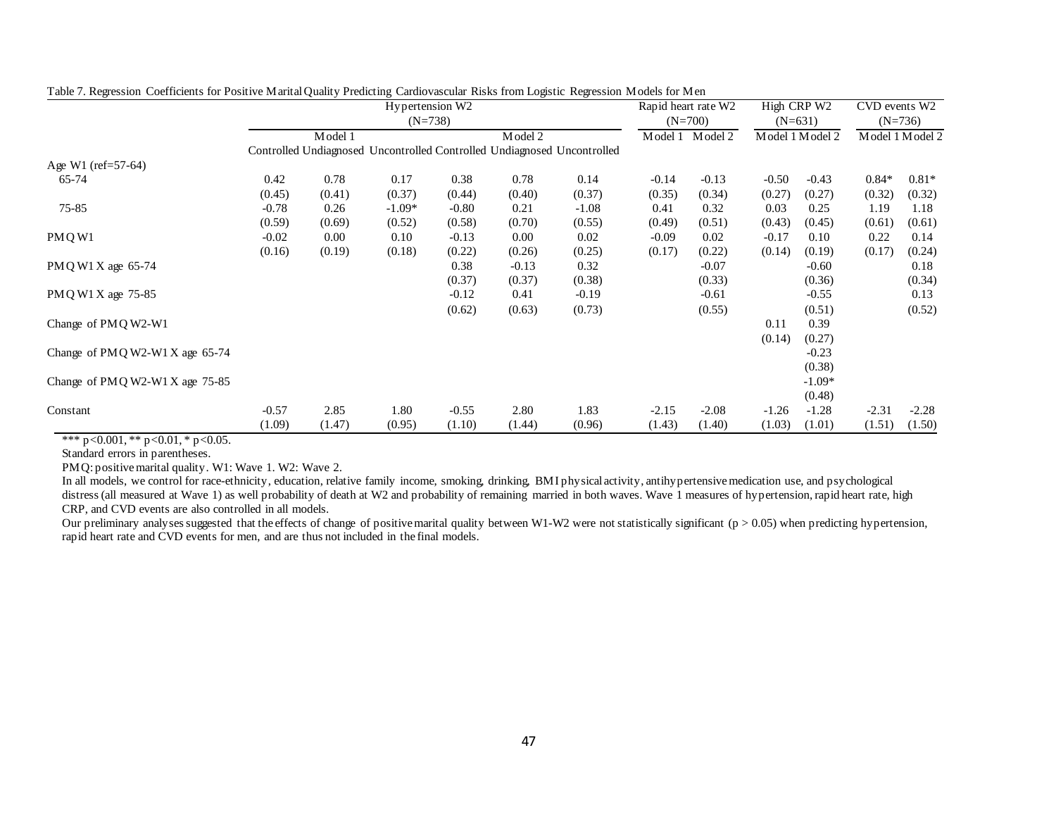Table 7. Regression Coefficients for Positive Marital Quality Predicting Cardiovascular Risks from Logistic Regression Models for Men

| | Hypertension W2 (N=738) | | | | | | Rapid heart rate W2 (N=700) | | High CRP W2 (N=631) | | CVD events W2 (N=736) | |
|---|---|---|---|---|---|---|---|---|---|---|---|---|
| | Model 1 | | | Model 2 | | | Model 1 | Model 2 | Model 1 | Model 2 | Model 1 | Model 2 |
| | Controlled | Undiagnosed | Uncontrolled | Controlled | Undiagnosed | Uncontrolled | | | | | | |
| Age W1 (ref=57-64) | | | | | | | | | | | | |
| 65-74 | 0.42 | 0.78 | 0.17 | 0.38 | 0.78 | 0.14 | -0.14 | -0.13 | -0.50 | -0.43 | 0.84* | 0.81* |
| | (0.45) | (0.41) | (0.37) | (0.44) | (0.40) | (0.37) | (0.35) | (0.34) | (0.27) | (0.27) | (0.32) | (0.32) |
| 75-85 | -0.78 | 0.26 | -1.09* | -0.80 | 0.21 | -1.08 | 0.41 | 0.32 | 0.03 | 0.25 | 1.19 | 1.18 |
| | (0.59) | (0.69) | (0.52) | (0.58) | (0.70) | (0.55) | (0.49) | (0.51) | (0.43) | (0.45) | (0.61) | (0.61) |
| PMQ W1 | -0.02 | 0.00 | 0.10 | -0.13 | 0.00 | 0.02 | -0.09 | 0.02 | -0.17 | 0.10 | 0.22 | 0.14 |
| | (0.16) | (0.19) | (0.18) | (0.22) | (0.26) | (0.25) | (0.17) | (0.22) | (0.14) | (0.19) | (0.17) | (0.24) |
| PMQ W1 X age 65-74 | | | | 0.38 | -0.13 | 0.32 | | -0.07 | | -0.60 | | 0.18 |
| | | | | (0.37) | (0.37) | (0.38) | | (0.33) | | (0.36) | | (0.34) |
| PMQ W1 X age 75-85 | | | | -0.12 | 0.41 | -0.19 | | -0.61 | | -0.55 | | 0.13 |
| | | | | (0.62) | (0.63) | (0.73) | | (0.55) | | (0.51) | | (0.52) |
| Change of PMQ W2-W1 | | | | | | | | | 0.11 | 0.39 | | |
| | | | | | | | | | (0.14) | (0.27) | | |
| Change of PMQ W2-W1 X age 65-74 | | | | | | | | | | -0.23 | | |
| | | | | | | | | | | (0.38) | | |
| Change of PMQ W2-W1 X age 75-85 | | | | | | | | | | -1.09* | | |
| | | | | | | | | | | (0.48) | | |
| Constant | -0.57 | 2.85 | 1.80 | -0.55 | 2.80 | 1.83 | -2.15 | -2.08 | -1.26 | -1.28 | -2.31 | -2.28 |
| | (1.09) | (1.47) | (0.95) | (1.10) | (1.44) | (0.96) | (1.43) | (1.40) | (1.03) | (1.01) | (1.51) | (1.50) |

*** p<0.001, ** p<0.01, * p<0.05.

Standard errors in parentheses.

PMQ: positive marital quality. W1: Wave 1. W2: Wave 2.

In all models, we control for race-ethnicity, education, relative family income, smoking, drinking, BMI physical activity, antihypertensive medication use, and psychological distress (all measured at Wave 1) as well probability of death at W2 and probability of remaining married in both waves. Wave 1 measures of hypertension, rapid heart rate, high CRP, and CVD events are also controlled in all models.

Our preliminary analyses suggested that the effects of change of positive marital quality between W1-W2 were not statistically significant (p > 0.05) when predicting hypertension, rapid heart rate and CVD events for men, and are thus not included in the final models.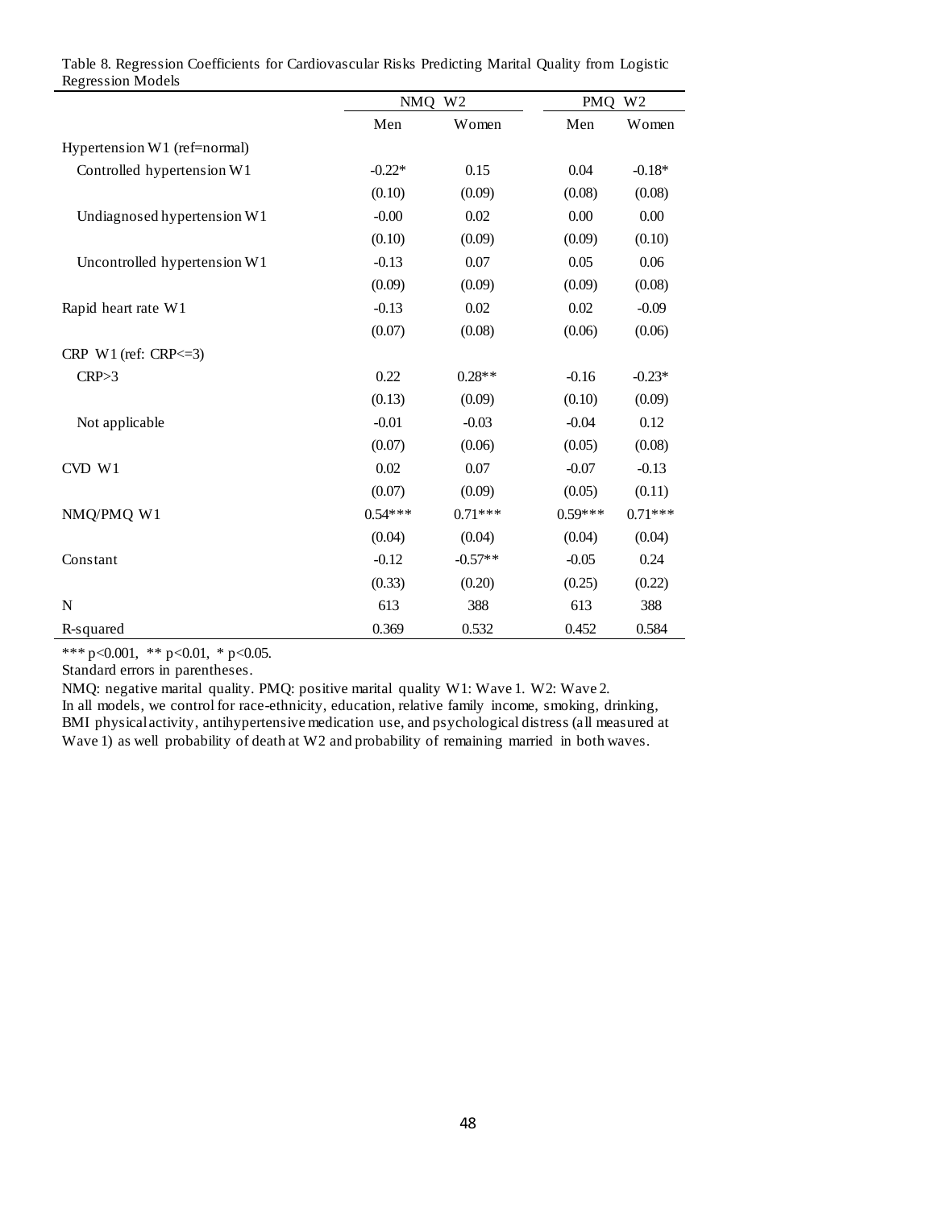Table 8. Regression Coefficients for Cardiovascular Risks Predicting Marital Quality from Logistic Regression Models

| | NMQ W2 | | PMQ W2 | |
|---|---|---|---|---|
| | Men | Women | Men | Women |
| Hypertension W1 (ref=normal) | | | | |
| Controlled hypertension W1 | -0.22* | 0.15 | 0.04 | -0.18* |
| | (0.10) | (0.09) | (0.08) | (0.08) |
| Undiagnosed hypertension W1 | -0.00 | 0.02 | 0.00 | 0.00 |
| | (0.10) | (0.09) | (0.09) | (0.10) |
| Uncontrolled hypertension W1 | -0.13 | 0.07 | 0.05 | 0.06 |
| | (0.09) | (0.09) | (0.09) | (0.08) |
| Rapid heart rate W1 | -0.13 | 0.02 | 0.02 | -0.09 |
| | (0.07) | (0.08) | (0.06) | (0.06) |
| CRP W1 (ref: CRP<=3) | | | | |
| CRP>3 | 0.22 | 0.28** | -0.16 | -0.23* |
| | (0.13) | (0.09) | (0.10) | (0.09) |
| Not applicable | -0.01 | -0.03 | -0.04 | 0.12 |
| | (0.07) | (0.06) | (0.05) | (0.08) |
| CVD W1 | 0.02 | 0.07 | -0.07 | -0.13 |
| | (0.07) | (0.09) | (0.05) | (0.11) |
| NMQ/PMQ W1 | 0.54*** | 0.71*** | 0.59*** | 0.71*** |
| | (0.04) | (0.04) | (0.04) | (0.04) |
| Constant | -0.12 | -0.57** | -0.05 | 0.24 |
| | (0.33) | (0.20) | (0.25) | (0.22) |
| N | 613 | 388 | 613 | 388 |
| R-squared | 0.369 | 0.532 | 0.452 | 0.584 |

*** $p<0.001$, ** $p<0.01$, * $p<0.05$.

Standard errors in parentheses.

NMQ: negative marital quality. PMQ: positive marital quality W1: Wave 1. W2: Wave 2.

In all models, we control for race-ethnicity, education, relative family income, smoking, drinking, BMI physical activity, antihypertensive medication use, and psychological distress (all measured at Wave 1) as well probability of death at W2 and probability of remaining married in both waves.